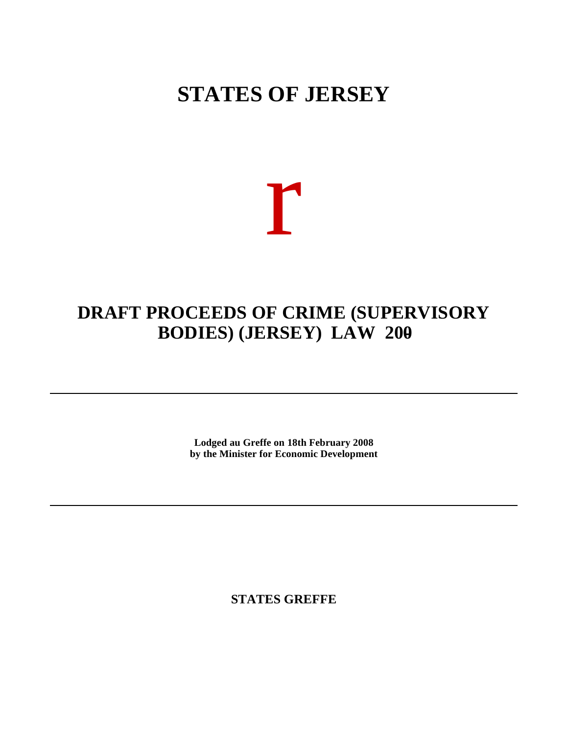# STATES OF JERSEY

r

## DRAFT PROCEEDS OF CRIME (SUPERVISORY BODIES) (JERSEY) LAW 200-

**Lodged au Greffe on 18th February 2008**
**by the Minister for Economic Development**

**STATES GREFFE**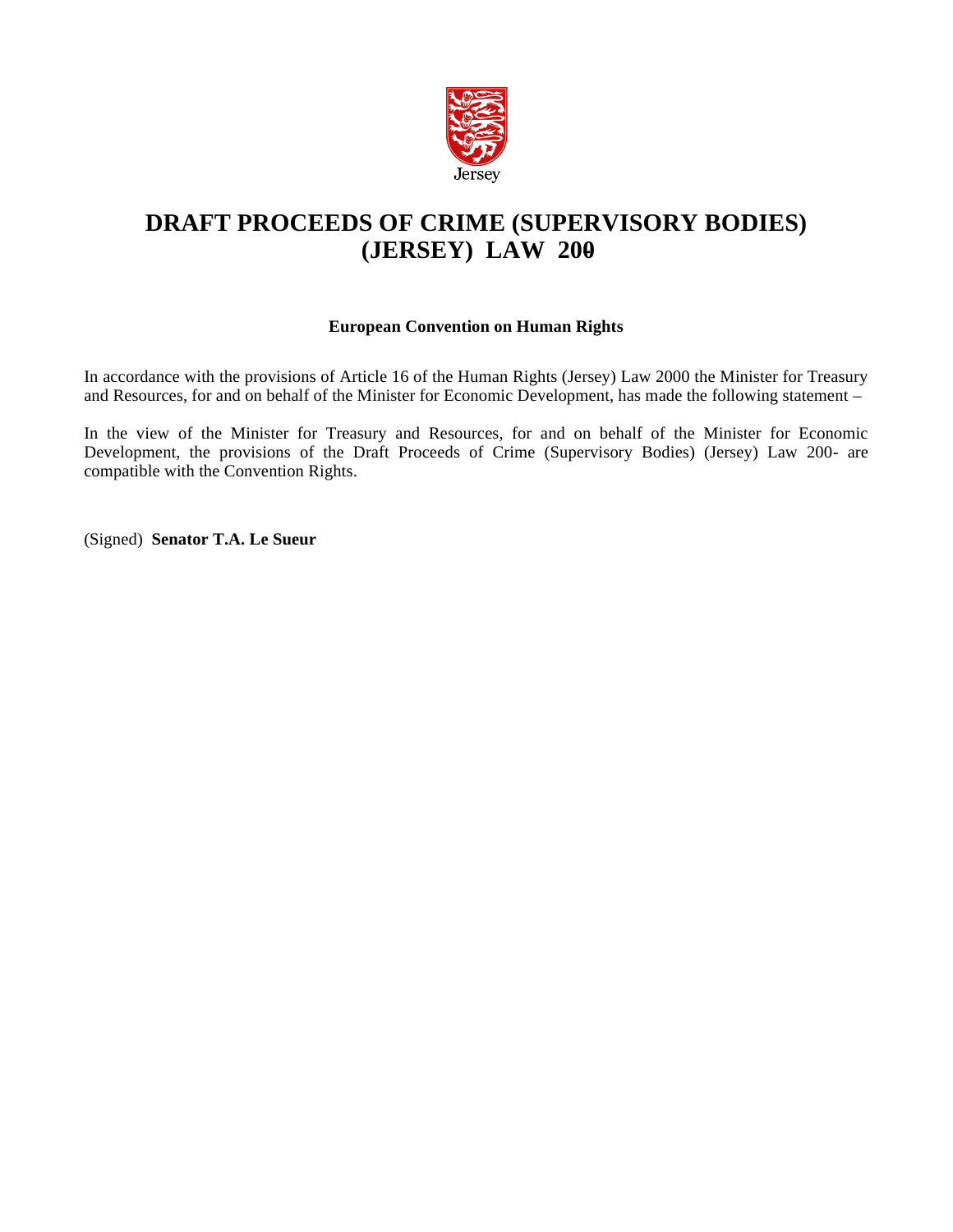Jersey

# DRAFT PROCEEDS OF CRIME (SUPERVISORY BODIES) (JERSEY) LAW 200

**European Convention on Human Rights**

In accordance with the provisions of Article 16 of the Human Rights (Jersey) Law 2000 the Minister for Treasury and Resources, for and on behalf of the Minister for Economic Development, has made the following statement –

In the view of the Minister for Treasury and Resources, for and on behalf of the Minister for Economic Development, the provisions of the Draft Proceeds of Crime (Supervisory Bodies) (Jersey) Law 200- are compatible with the Convention Rights.

(Signed) **Senator T.A. Le Sueur**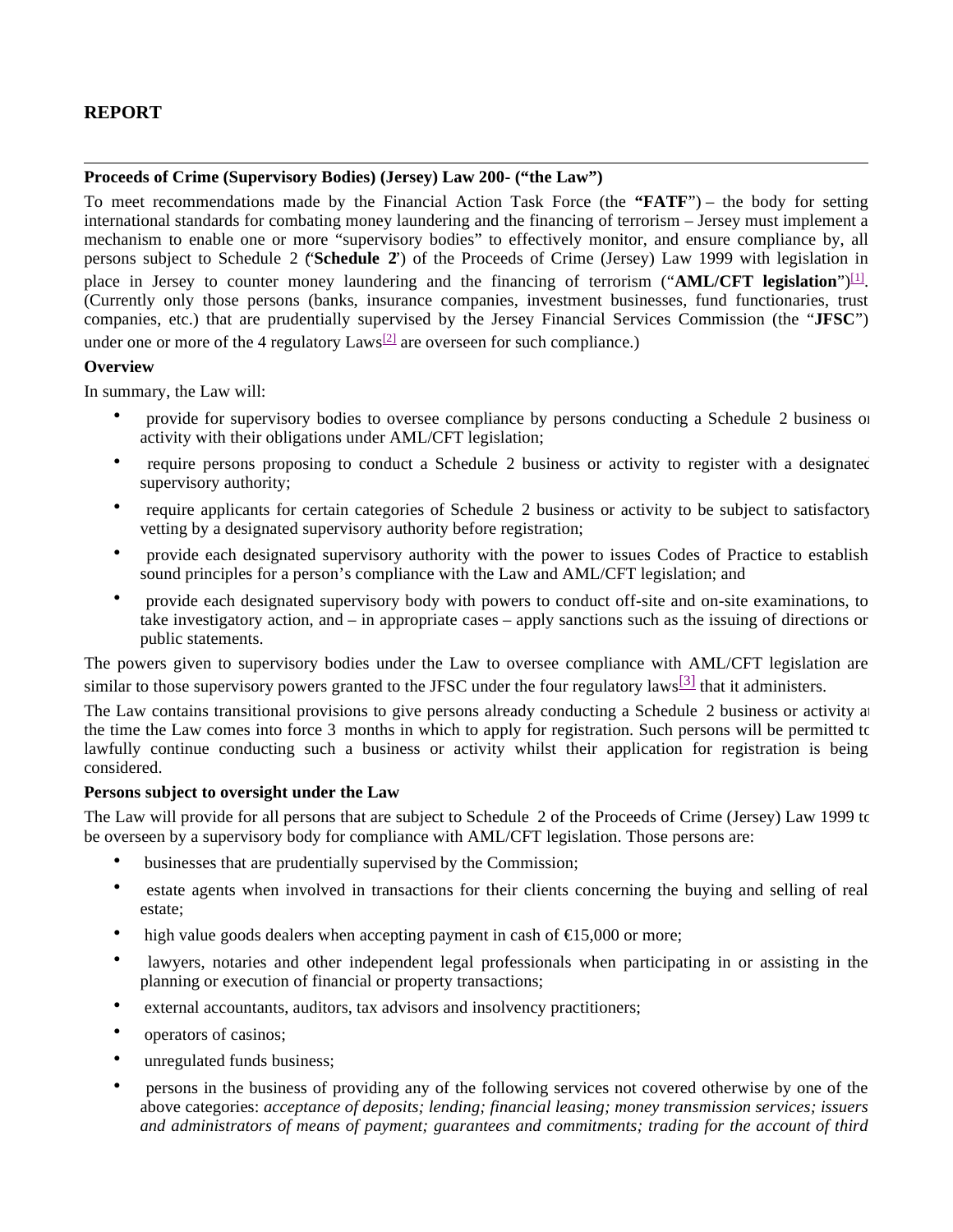## REPORT

---

**Proceeds of Crime (Supervisory Bodies) (Jersey) Law 200- ("the Law")**

To meet recommendations made by the Financial Action Task Force (the **"FATF"**) – the body for setting international standards for combating money laundering and the financing of terrorism – Jersey must implement a mechanism to enable one or more "supervisory bodies" to effectively monitor, and ensure compliance by, all persons subject to Schedule 2 ("**Schedule 2**") of the Proceeds of Crime (Jersey) Law 1999 with legislation in place in Jersey to counter money laundering and the financing of terrorism ("**AML/CFT legislation**")[1]. (Currently only those persons (banks, insurance companies, investment businesses, fund functionaries, trust companies, etc.) that are prudentially supervised by the Jersey Financial Services Commission (the "**JFSC**") under one or more of the 4 regulatory Laws[2] are overseen for such compliance.)

**Overview**

In summary, the Law will:

- provide for supervisory bodies to oversee compliance by persons conducting a Schedule 2 business or activity with their obligations under AML/CFT legislation;
- require persons proposing to conduct a Schedule 2 business or activity to register with a designated supervisory authority;
- require applicants for certain categories of Schedule 2 business or activity to be subject to satisfactory vetting by a designated supervisory authority before registration;
- provide each designated supervisory authority with the power to issues Codes of Practice to establish sound principles for a person's compliance with the Law and AML/CFT legislation; and
- provide each designated supervisory body with powers to conduct off-site and on-site examinations, to take investigatory action, and – in appropriate cases – apply sanctions such as the issuing of directions or public statements.

The powers given to supervisory bodies under the Law to oversee compliance with AML/CFT legislation are similar to those supervisory powers granted to the JFSC under the four regulatory laws[3] that it administers.

The Law contains transitional provisions to give persons already conducting a Schedule 2 business or activity at the time the Law comes into force 3 months in which to apply for registration. Such persons will be permitted to lawfully continue conducting such a business or activity whilst their application for registration is being considered.

**Persons subject to oversight under the Law**

The Law will provide for all persons that are subject to Schedule 2 of the Proceeds of Crime (Jersey) Law 1999 to be overseen by a supervisory body for compliance with AML/CFT legislation. Those persons are:

- businesses that are prudentially supervised by the Commission;
- estate agents when involved in transactions for their clients concerning the buying and selling of real estate;
- high value goods dealers when accepting payment in cash of €15,000 or more;
- lawyers, notaries and other independent legal professionals when participating in or assisting in the planning or execution of financial or property transactions;
- external accountants, auditors, tax advisors and insolvency practitioners;
- operators of casinos;
- unregulated funds business;
- persons in the business of providing any of the following services not covered otherwise by one of the above categories: *acceptance of deposits; lending; financial leasing; money transmission services; issuers and administrators of means of payment; guarantees and commitments; trading for the account of third*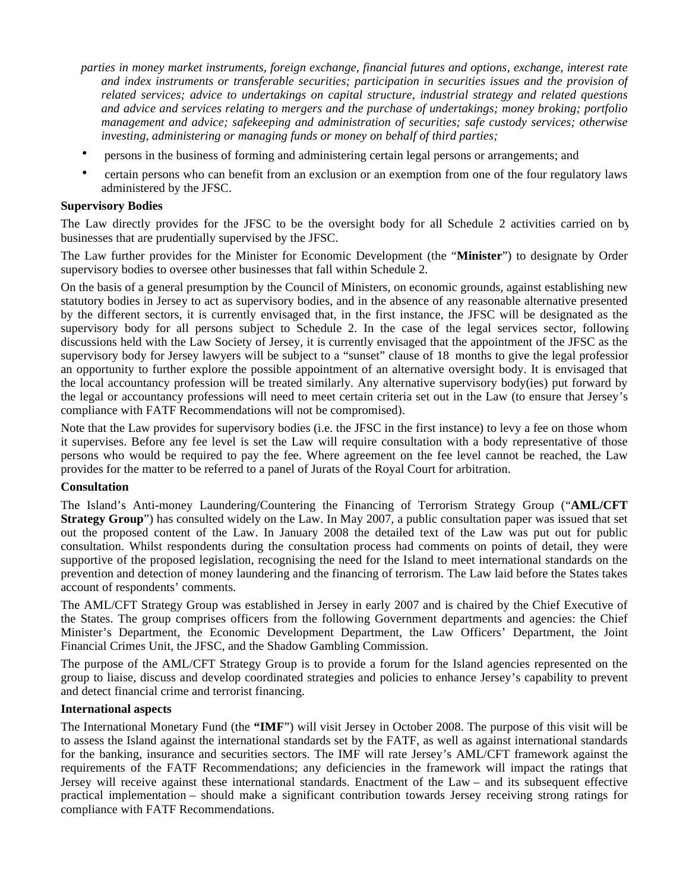*parties in money market instruments, foreign exchange, financial futures and options, exchange, interest rate and index instruments or transferable securities; participation in securities issues and the provision of related services; advice to undertakings on capital structure, industrial strategy and related questions and advice and services relating to mergers and the purchase of undertakings; money broking; portfolio management and advice; safekeeping and administration of securities; safe custody services; otherwise investing, administering or managing funds or money on behalf of third parties;*

- persons in the business of forming and administering certain legal persons or arrangements; and
- certain persons who can benefit from an exclusion or an exemption from one of the four regulatory laws administered by the JFSC.

**Supervisory Bodies**

The Law directly provides for the JFSC to be the oversight body for all Schedule 2 activities carried on by businesses that are prudentially supervised by the JFSC.

The Law further provides for the Minister for Economic Development (the "**Minister**") to designate by Order supervisory bodies to oversee other businesses that fall within Schedule 2.

On the basis of a general presumption by the Council of Ministers, on economic grounds, against establishing new statutory bodies in Jersey to act as supervisory bodies, and in the absence of any reasonable alternative presented by the different sectors, it is currently envisaged that, in the first instance, the JFSC will be designated as the supervisory body for all persons subject to Schedule 2. In the case of the legal services sector, following discussions held with the Law Society of Jersey, it is currently envisaged that the appointment of the JFSC as the supervisory body for Jersey lawyers will be subject to a "sunset" clause of 18 months to give the legal profession an opportunity to further explore the possible appointment of an alternative oversight body. It is envisaged that the local accountancy profession will be treated similarly. Any alternative supervisory body(ies) put forward by the legal or accountancy professions will need to meet certain criteria set out in the Law (to ensure that Jersey's compliance with FATF Recommendations will not be compromised).

Note that the Law provides for supervisory bodies (i.e. the JFSC in the first instance) to levy a fee on those whom it supervises. Before any fee level is set the Law will require consultation with a body representative of those persons who would be required to pay the fee. Where agreement on the fee level cannot be reached, the Law provides for the matter to be referred to a panel of Jurats of the Royal Court for arbitration.

**Consultation**

The Island's Anti-money Laundering/Countering the Financing of Terrorism Strategy Group ("**AML/CFT Strategy Group**") has consulted widely on the Law. In May 2007, a public consultation paper was issued that set out the proposed content of the Law. In January 2008 the detailed text of the Law was put out for public consultation. Whilst respondents during the consultation process had comments on points of detail, they were supportive of the proposed legislation, recognising the need for the Island to meet international standards on the prevention and detection of money laundering and the financing of terrorism. The Law laid before the States takes account of respondents' comments.

The AML/CFT Strategy Group was established in Jersey in early 2007 and is chaired by the Chief Executive of the States. The group comprises officers from the following Government departments and agencies: the Chief Minister's Department, the Economic Development Department, the Law Officers' Department, the Joint Financial Crimes Unit, the JFSC, and the Shadow Gambling Commission.

The purpose of the AML/CFT Strategy Group is to provide a forum for the Island agencies represented on the group to liaise, discuss and develop coordinated strategies and policies to enhance Jersey's capability to prevent and detect financial crime and terrorist financing.

**International aspects**

The International Monetary Fund (the **"IMF**") will visit Jersey in October 2008. The purpose of this visit will be to assess the Island against the international standards set by the FATF, as well as against international standards for the banking, insurance and securities sectors. The IMF will rate Jersey's AML/CFT framework against the requirements of the FATF Recommendations; any deficiencies in the framework will impact the ratings that Jersey will receive against these international standards. Enactment of the Law – and its subsequent effective practical implementation – should make a significant contribution towards Jersey receiving strong ratings for compliance with FATF Recommendations.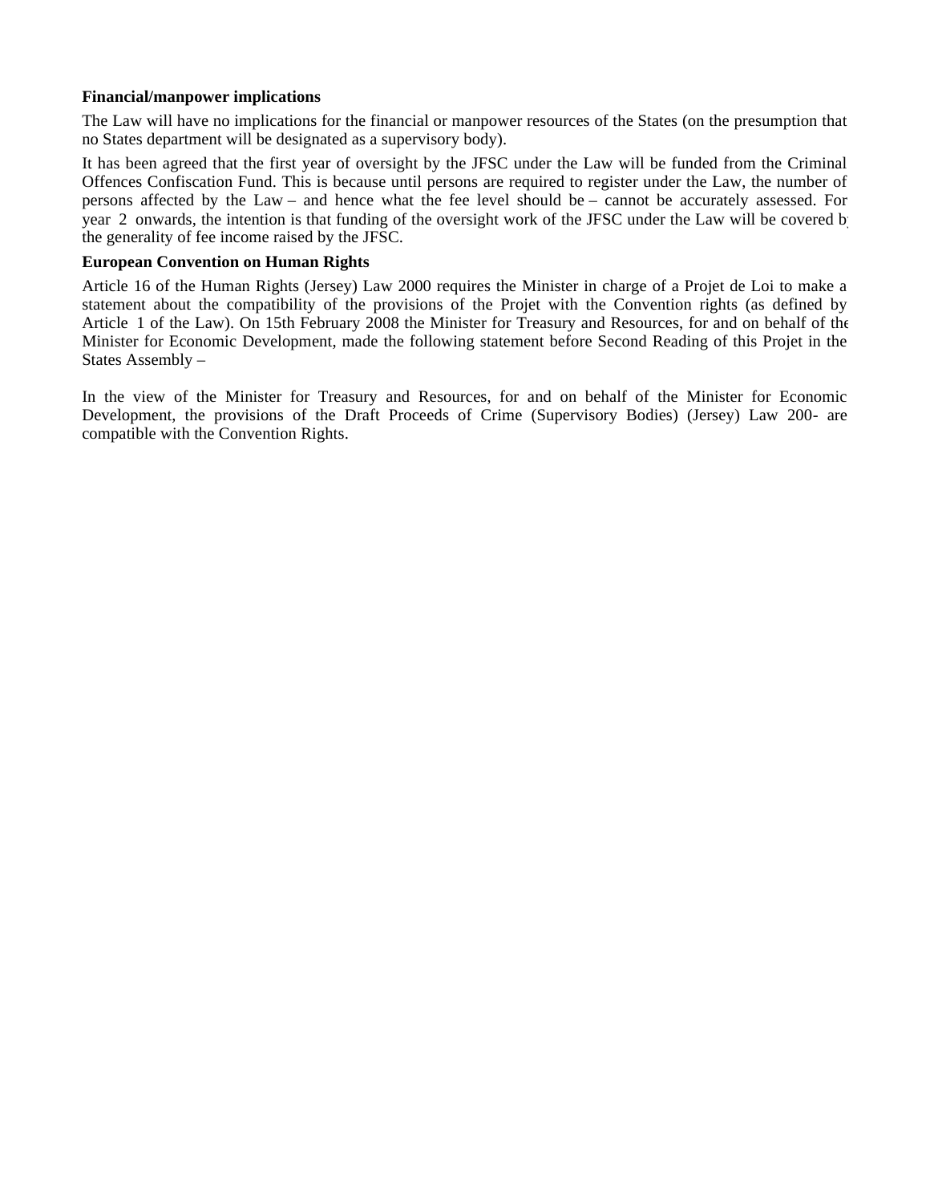**Financial/manpower implications**

The Law will have no implications for the financial or manpower resources of the States (on the presumption that no States department will be designated as a supervisory body).

It has been agreed that the first year of oversight by the JFSC under the Law will be funded from the Criminal Offences Confiscation Fund. This is because until persons are required to register under the Law, the number of persons affected by the Law – and hence what the fee level should be – cannot be accurately assessed. For year 2 onwards, the intention is that funding of the oversight work of the JFSC under the Law will be covered by the generality of fee income raised by the JFSC.

**European Convention on Human Rights**

Article 16 of the Human Rights (Jersey) Law 2000 requires the Minister in charge of a Projet de Loi to make a statement about the compatibility of the provisions of the Projet with the Convention rights (as defined by Article 1 of the Law). On 15th February 2008 the Minister for Treasury and Resources, for and on behalf of the Minister for Economic Development, made the following statement before Second Reading of this Projet in the States Assembly –

In the view of the Minister for Treasury and Resources, for and on behalf of the Minister for Economic Development, the provisions of the Draft Proceeds of Crime (Supervisory Bodies) (Jersey) Law 200- are compatible with the Convention Rights.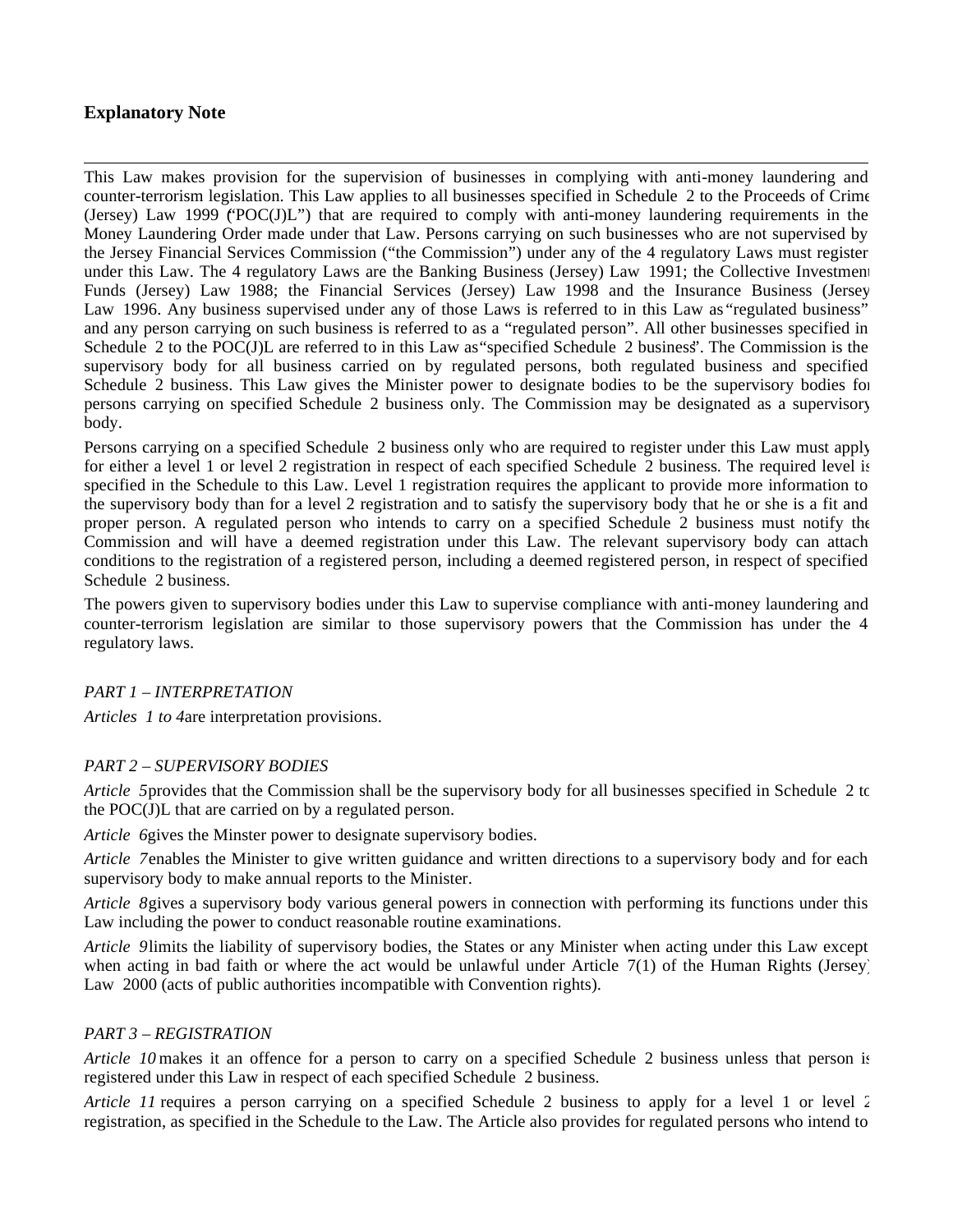## Explanatory Note

---

This Law makes provision for the supervision of businesses in complying with anti-money laundering and counter-terrorism legislation. This Law applies to all businesses specified in Schedule 2 to the Proceeds of Crime (Jersey) Law 1999 ("POC(J)L") that are required to comply with anti-money laundering requirements in the Money Laundering Order made under that Law. Persons carrying on such businesses who are not supervised by the Jersey Financial Services Commission ("the Commission") under any of the 4 regulatory Laws must register under this Law. The 4 regulatory Laws are the Banking Business (Jersey) Law 1991; the Collective Investment Funds (Jersey) Law 1988; the Financial Services (Jersey) Law 1998 and the Insurance Business (Jersey) Law 1996. Any business supervised under any of those Laws is referred to in this Law as "regulated business" and any person carrying on such business is referred to as a "regulated person". All other businesses specified in Schedule 2 to the POC(J)L are referred to in this Law as "specified Schedule 2 business". The Commission is the supervisory body for all business carried on by regulated persons, both regulated business and specified Schedule 2 business. This Law gives the Minister power to designate bodies to be the supervisory bodies for persons carrying on specified Schedule 2 business only. The Commission may be designated as a supervisory body.

Persons carrying on a specified Schedule 2 business only who are required to register under this Law must apply for either a level 1 or level 2 registration in respect of each specified Schedule 2 business. The required level is specified in the Schedule to this Law. Level 1 registration requires the applicant to provide more information to the supervisory body than for a level 2 registration and to satisfy the supervisory body that he or she is a fit and proper person. A regulated person who intends to carry on a specified Schedule 2 business must notify the Commission and will have a deemed registration under this Law. The relevant supervisory body can attach conditions to the registration of a registered person, including a deemed registered person, in respect of specified Schedule 2 business.

The powers given to supervisory bodies under this Law to supervise compliance with anti-money laundering and counter-terrorism legislation are similar to those supervisory powers that the Commission has under the 4 regulatory laws.

*PART 1 – INTERPRETATION*

*Articles 1 to 4* are interpretation provisions.

*PART 2 – SUPERVISORY BODIES*

*Article 5* provides that the Commission shall be the supervisory body for all businesses specified in Schedule 2 to the POC(J)L that are carried on by a regulated person.

*Article 6* gives the Minster power to designate supervisory bodies.

*Article 7* enables the Minister to give written guidance and written directions to a supervisory body and for each supervisory body to make annual reports to the Minister.

*Article 8* gives a supervisory body various general powers in connection with performing its functions under this Law including the power to conduct reasonable routine examinations.

*Article 9* limits the liability of supervisory bodies, the States or any Minister when acting under this Law except when acting in bad faith or where the act would be unlawful under Article 7(1) of the Human Rights (Jersey) Law 2000 (acts of public authorities incompatible with Convention rights).

*PART 3 – REGISTRATION*

*Article 10* makes it an offence for a person to carry on a specified Schedule 2 business unless that person is registered under this Law in respect of each specified Schedule 2 business.

*Article 11* requires a person carrying on a specified Schedule 2 business to apply for a level 1 or level 2 registration, as specified in the Schedule to the Law. The Article also provides for regulated persons who intend to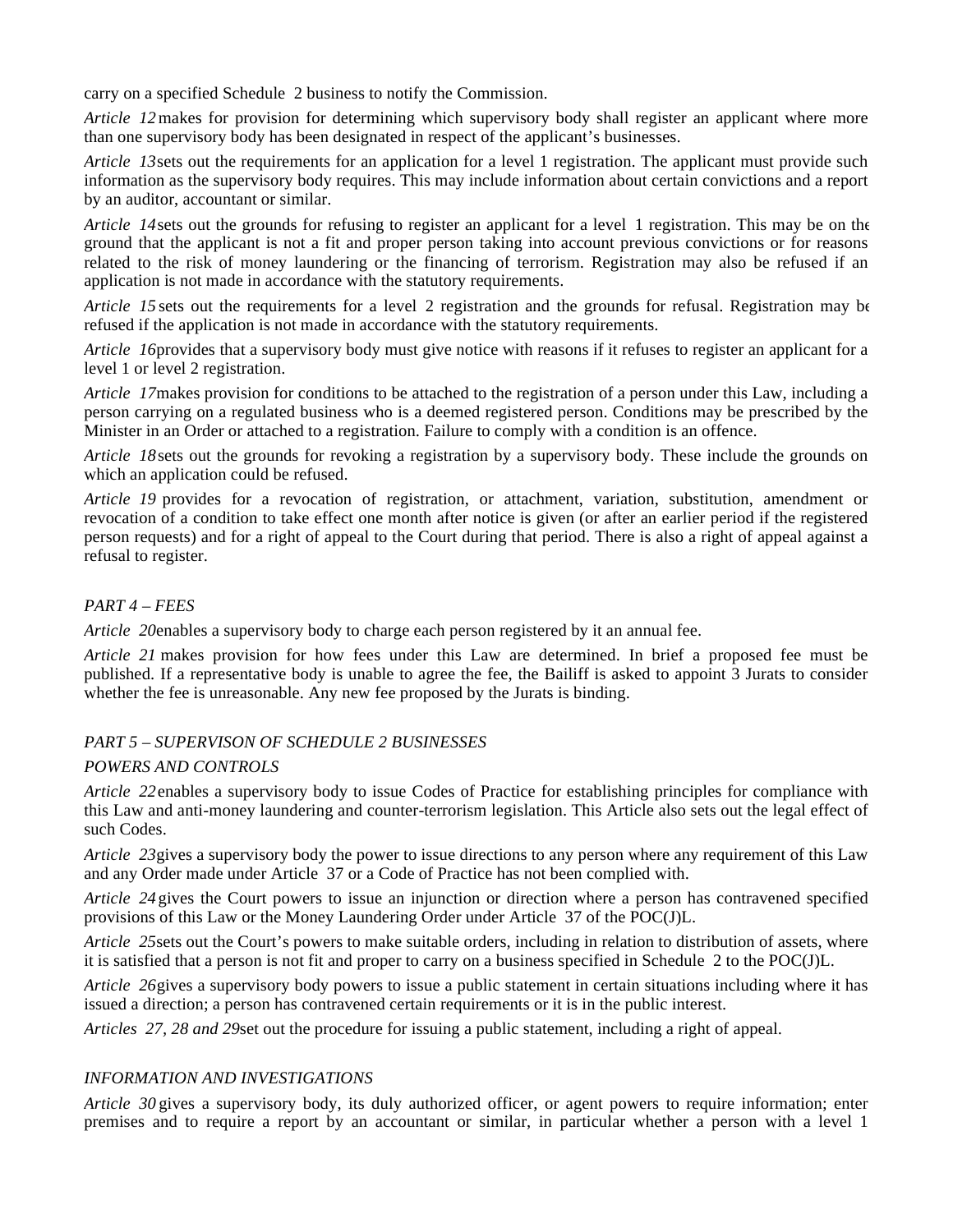carry on a specified Schedule 2 business to notify the Commission.

*Article 12* makes for provision for determining which supervisory body shall register an applicant where more than one supervisory body has been designated in respect of the applicant's businesses.

*Article 13* sets out the requirements for an application for a level 1 registration. The applicant must provide such information as the supervisory body requires. This may include information about certain convictions and a report by an auditor, accountant or similar.

*Article 14* sets out the grounds for refusing to register an applicant for a level 1 registration. This may be on the ground that the applicant is not a fit and proper person taking into account previous convictions or for reasons related to the risk of money laundering or the financing of terrorism. Registration may also be refused if an application is not made in accordance with the statutory requirements.

*Article 15* sets out the requirements for a level 2 registration and the grounds for refusal. Registration may be refused if the application is not made in accordance with the statutory requirements.

*Article 16* provides that a supervisory body must give notice with reasons if it refuses to register an applicant for a level 1 or level 2 registration.

*Article 17* makes provision for conditions to be attached to the registration of a person under this Law, including a person carrying on a regulated business who is a deemed registered person. Conditions may be prescribed by the Minister in an Order or attached to a registration. Failure to comply with a condition is an offence.

*Article 18* sets out the grounds for revoking a registration by a supervisory body. These include the grounds on which an application could be refused.

*Article 19* provides for a revocation of registration, or attachment, variation, substitution, amendment or revocation of a condition to take effect one month after notice is given (or after an earlier period if the registered person requests) and for a right of appeal to the Court during that period. There is also a right of appeal against a refusal to register.

*PART 4 – FEES*

*Article 20* enables a supervisory body to charge each person registered by it an annual fee.

*Article 21* makes provision for how fees under this Law are determined. In brief a proposed fee must be published. If a representative body is unable to agree the fee, the Bailiff is asked to appoint 3 Jurats to consider whether the fee is unreasonable. Any new fee proposed by the Jurats is binding.

*PART 5 – SUPERVISON OF SCHEDULE 2 BUSINESSES*

*POWERS AND CONTROLS*

*Article 22* enables a supervisory body to issue Codes of Practice for establishing principles for compliance with this Law and anti-money laundering and counter-terrorism legislation. This Article also sets out the legal effect of such Codes.

*Article 23* gives a supervisory body the power to issue directions to any person where any requirement of this Law and any Order made under Article 37 or a Code of Practice has not been complied with.

*Article 24* gives the Court powers to issue an injunction or direction where a person has contravened specified provisions of this Law or the Money Laundering Order under Article 37 of the POC(J)L.

*Article 25* sets out the Court's powers to make suitable orders, including in relation to distribution of assets, where it is satisfied that a person is not fit and proper to carry on a business specified in Schedule 2 to the POC(J)L.

*Article 26* gives a supervisory body powers to issue a public statement in certain situations including where it has issued a direction; a person has contravened certain requirements or it is in the public interest.

*Articles 27, 28 and 29* set out the procedure for issuing a public statement, including a right of appeal.

*INFORMATION AND INVESTIGATIONS*

*Article 30* gives a supervisory body, its duly authorized officer, or agent powers to require information; enter premises and to require a report by an accountant or similar, in particular whether a person with a level 1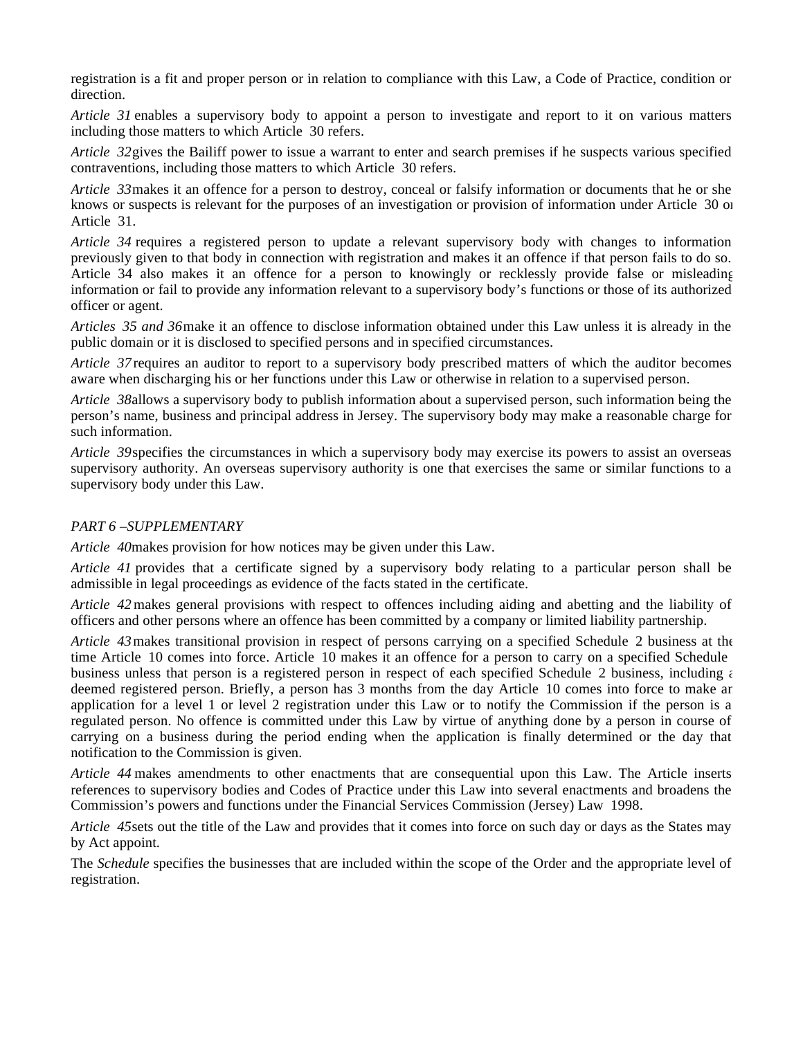registration is a fit and proper person or in relation to compliance with this Law, a Code of Practice, condition or direction.

*Article 31* enables a supervisory body to appoint a person to investigate and report to it on various matters including those matters to which Article 30 refers.

*Article 32* gives the Bailiff power to issue a warrant to enter and search premises if he suspects various specified contraventions, including those matters to which Article 30 refers.

*Article 33* makes it an offence for a person to destroy, conceal or falsify information or documents that he or she knows or suspects is relevant for the purposes of an investigation or provision of information under Article 30 or Article 31.

*Article 34* requires a registered person to update a relevant supervisory body with changes to information previously given to that body in connection with registration and makes it an offence if that person fails to do so. Article 34 also makes it an offence for a person to knowingly or recklessly provide false or misleading information or fail to provide any information relevant to a supervisory body's functions or those of its authorized officer or agent.

*Articles 35 and 36* make it an offence to disclose information obtained under this Law unless it is already in the public domain or it is disclosed to specified persons and in specified circumstances.

*Article 37* requires an auditor to report to a supervisory body prescribed matters of which the auditor becomes aware when discharging his or her functions under this Law or otherwise in relation to a supervised person.

*Article 38* allows a supervisory body to publish information about a supervised person, such information being the person's name, business and principal address in Jersey. The supervisory body may make a reasonable charge for such information.

*Article 39* specifies the circumstances in which a supervisory body may exercise its powers to assist an overseas supervisory authority. An overseas supervisory authority is one that exercises the same or similar functions to a supervisory body under this Law.

*PART 6 –SUPPLEMENTARY*

*Article 40* makes provision for how notices may be given under this Law.

*Article 41* provides that a certificate signed by a supervisory body relating to a particular person shall be admissible in legal proceedings as evidence of the facts stated in the certificate.

*Article 42* makes general provisions with respect to offences including aiding and abetting and the liability of officers and other persons where an offence has been committed by a company or limited liability partnership.

*Article 43* makes transitional provision in respect of persons carrying on a specified Schedule 2 business at the time Article 10 comes into force. Article 10 makes it an offence for a person to carry on a specified Schedule business unless that person is a registered person in respect of each specified Schedule 2 business, including a deemed registered person. Briefly, a person has 3 months from the day Article 10 comes into force to make an application for a level 1 or level 2 registration under this Law or to notify the Commission if the person is a regulated person. No offence is committed under this Law by virtue of anything done by a person in course of carrying on a business during the period ending when the application is finally determined or the day that notification to the Commission is given.

*Article 44* makes amendments to other enactments that are consequential upon this Law. The Article inserts references to supervisory bodies and Codes of Practice under this Law into several enactments and broadens the Commission's powers and functions under the Financial Services Commission (Jersey) Law 1998.

*Article 45* sets out the title of the Law and provides that it comes into force on such day or days as the States may by Act appoint.

The *Schedule* specifies the businesses that are included within the scope of the Order and the appropriate level of registration.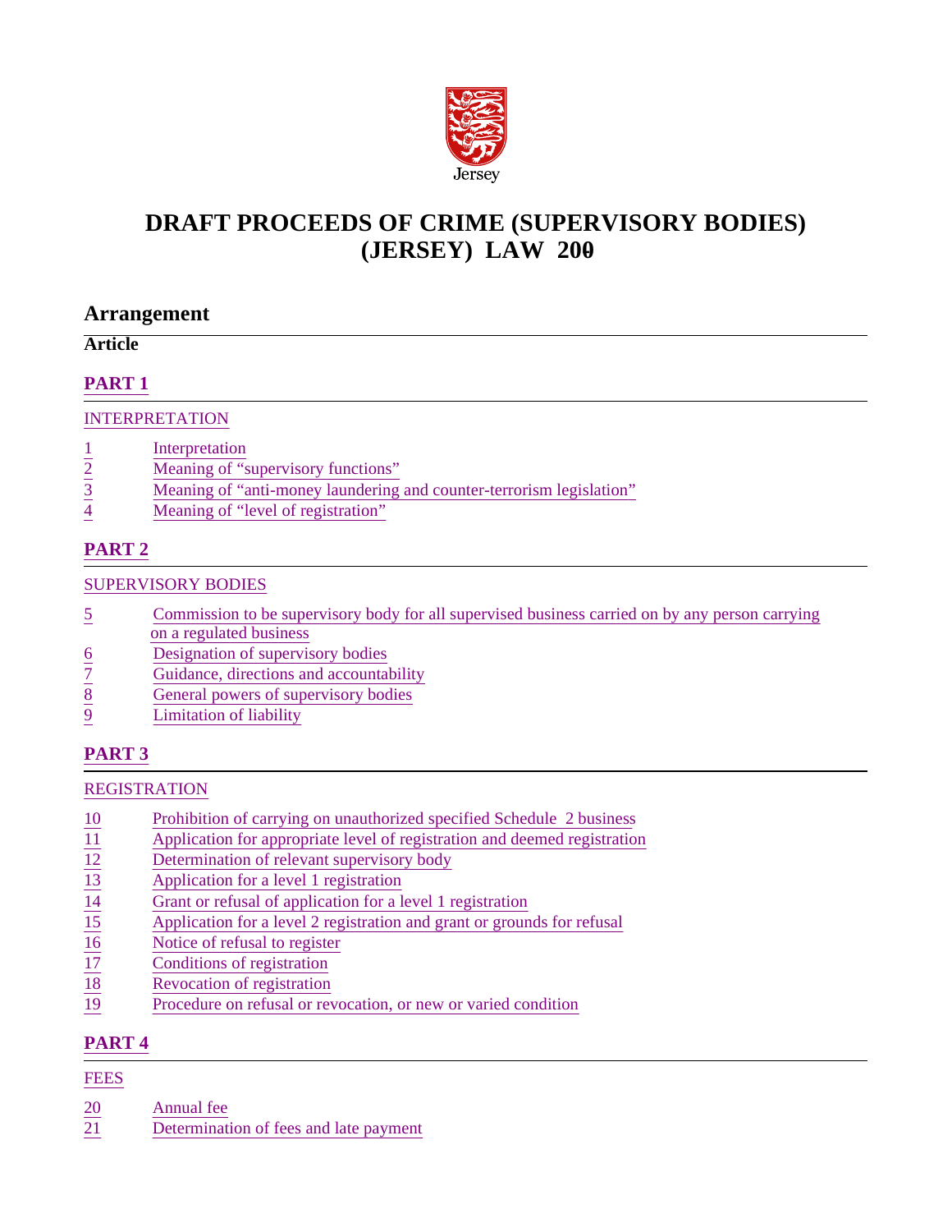# DRAFT PROCEEDS OF CRIME (SUPERVISORY BODIES) (JERSEY) LAW 200-

## Arrangement

**Article**

### PART 1

INTERPRETATION

1 Interpretation
2 Meaning of "supervisory functions"
3 Meaning of "anti-money laundering and counter-terrorism legislation"
4 Meaning of "level of registration"

### PART 2

SUPERVISORY BODIES

5 Commission to be supervisory body for all supervised business carried on by any person carrying on a regulated business
6 Designation of supervisory bodies
7 Guidance, directions and accountability
8 General powers of supervisory bodies
9 Limitation of liability

### PART 3

REGISTRATION

10 Prohibition of carrying on unauthorized specified Schedule 2 business
11 Application for appropriate level of registration and deemed registration
12 Determination of relevant supervisory body
13 Application for a level 1 registration
14 Grant or refusal of application for a level 1 registration
15 Application for a level 2 registration and grant or grounds for refusal
16 Notice of refusal to register
17 Conditions of registration
18 Revocation of registration
19 Procedure on refusal or revocation, or new or varied condition

### PART 4

FEES

20 Annual fee
21 Determination of fees and late payment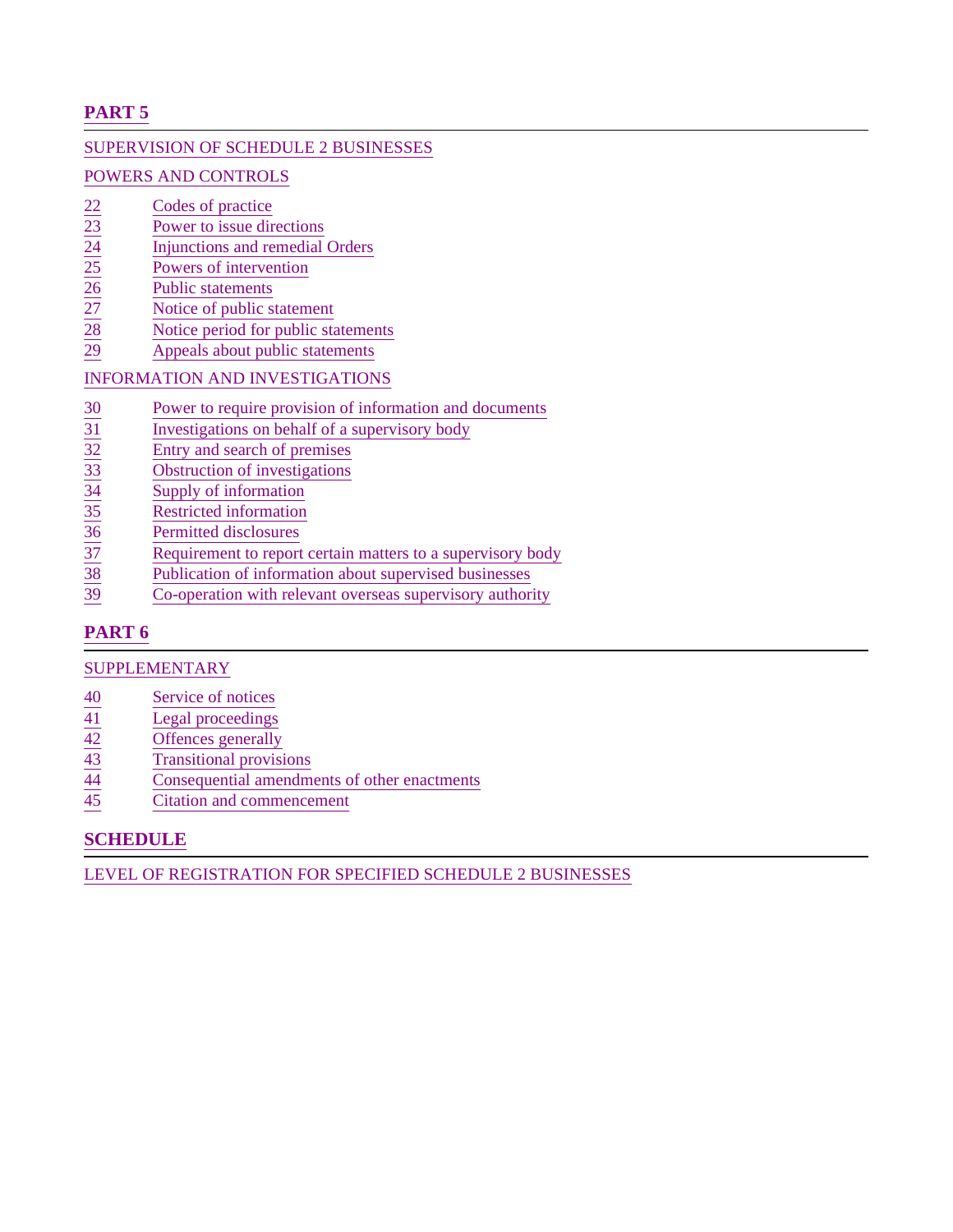## PART 5

SUPERVISION OF SCHEDULE 2 BUSINESSES

POWERS AND CONTROLS

22 Codes of practice
23 Power to issue directions
24 Injunctions and remedial Orders
25 Powers of intervention
26 Public statements
27 Notice of public statement
28 Notice period for public statements
29 Appeals about public statements

INFORMATION AND INVESTIGATIONS

30 Power to require provision of information and documents
31 Investigations on behalf of a supervisory body
32 Entry and search of premises
33 Obstruction of investigations
34 Supply of information
35 Restricted information
36 Permitted disclosures
37 Requirement to report certain matters to a supervisory body
38 Publication of information about supervised businesses
39 Co-operation with relevant overseas supervisory authority

## PART 6

SUPPLEMENTARY

40 Service of notices
41 Legal proceedings
42 Offences generally
43 Transitional provisions
44 Consequential amendments of other enactments
45 Citation and commencement

## SCHEDULE

LEVEL OF REGISTRATION FOR SPECIFIED SCHEDULE 2 BUSINESSES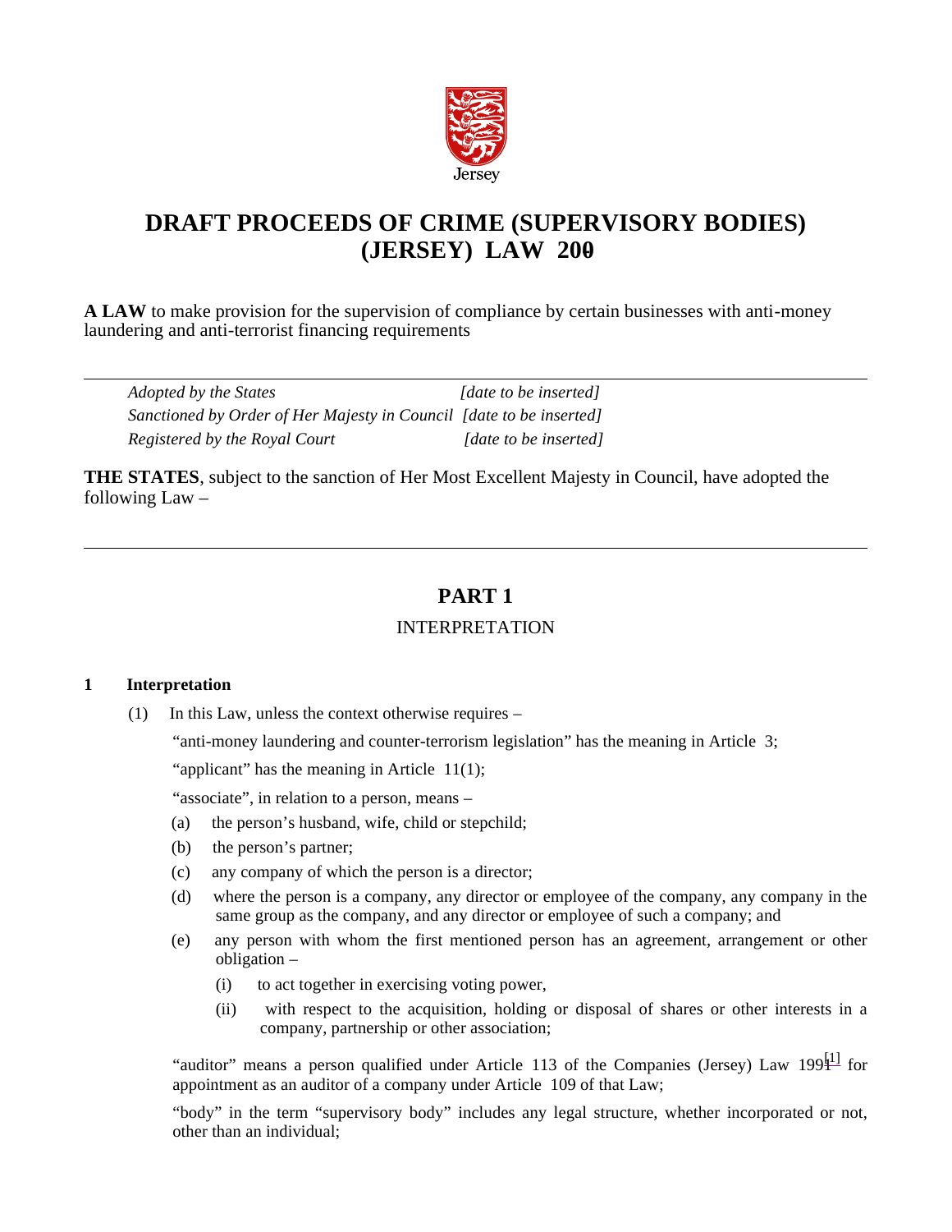# DRAFT PROCEEDS OF CRIME (SUPERVISORY BODIES) (JERSEY) LAW 200-

**A LAW** to make provision for the supervision of compliance by certain businesses with anti-money laundering and anti-terrorist financing requirements

---

*Adopted by the States* *[date to be inserted]*

*Sanctioned by Order of Her Majesty in Council* *[date to be inserted]*

*Registered by the Royal Court* *[date to be inserted]*

**THE STATES**, subject to the sanction of Her Most Excellent Majesty in Council, have adopted the following Law –

---

## PART 1

### INTERPRETATION

**1 Interpretation**

(1) In this Law, unless the context otherwise requires –

"anti-money laundering and counter-terrorism legislation" has the meaning in Article 3;

"applicant" has the meaning in Article 11(1);

"associate", in relation to a person, means –

(a) the person's husband, wife, child or stepchild;

(b) the person's partner;

(c) any company of which the person is a director;

(d) where the person is a company, any director or employee of the company, any company in the same group as the company, and any director or employee of such a company; and

(e) any person with whom the first mentioned person has an agreement, arrangement or other obligation –

(i) to act together in exercising voting power,

(ii) with respect to the acquisition, holding or disposal of shares or other interests in a company, partnership or other association;

"auditor" means a person qualified under Article 113 of the Companies (Jersey) Law 1991[1] for appointment as an auditor of a company under Article 109 of that Law;

"body" in the term "supervisory body" includes any legal structure, whether incorporated or not, other than an individual;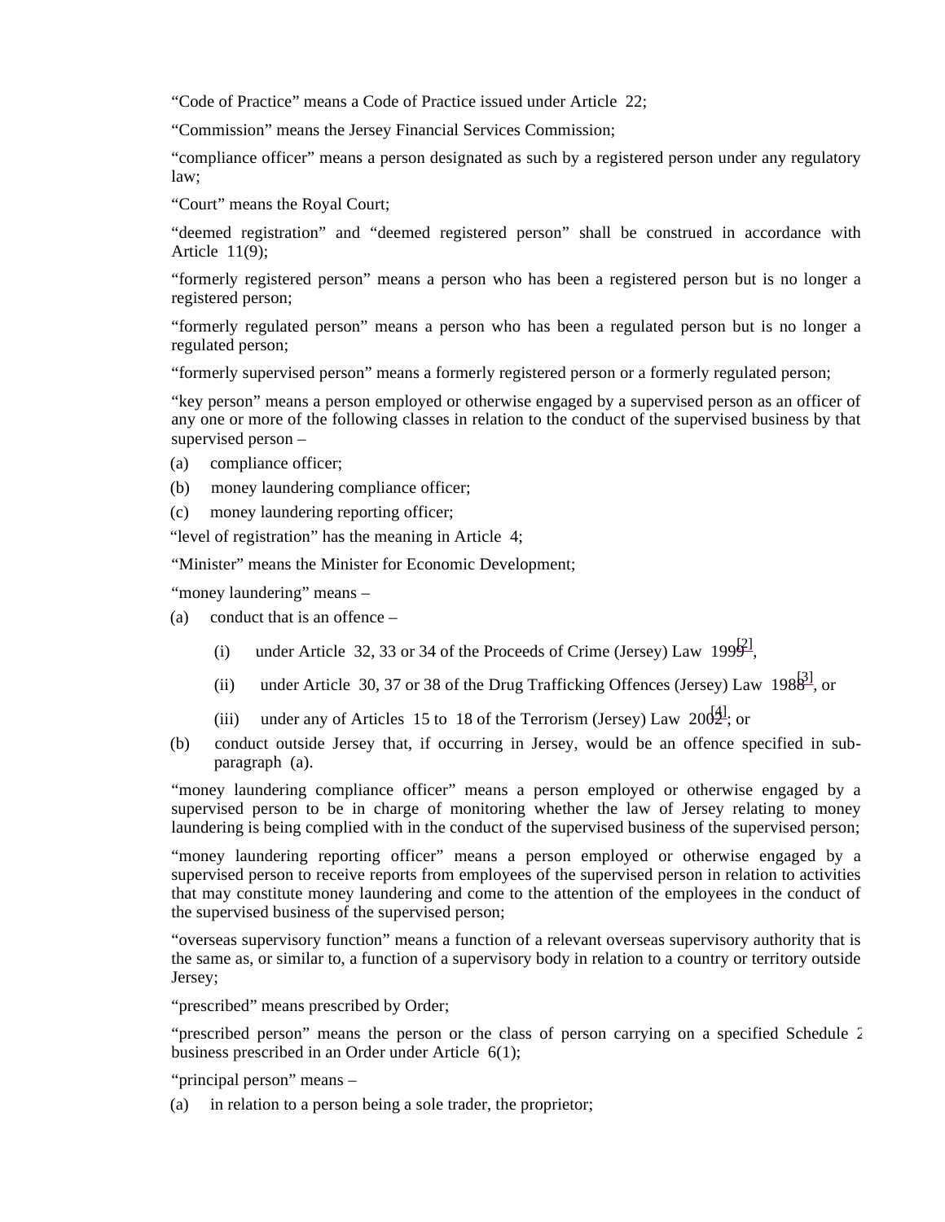"Code of Practice" means a Code of Practice issued under Article 22;

"Commission" means the Jersey Financial Services Commission;

"compliance officer" means a person designated as such by a registered person under any regulatory law;

"Court" means the Royal Court;

"deemed registration" and "deemed registered person" shall be construed in accordance with Article 11(9);

"formerly registered person" means a person who has been a registered person but is no longer a registered person;

"formerly regulated person" means a person who has been a regulated person but is no longer a regulated person;

"formerly supervised person" means a formerly registered person or a formerly regulated person;

"key person" means a person employed or otherwise engaged by a supervised person as an officer of any one or more of the following classes in relation to the conduct of the supervised business by that supervised person –

(a) compliance officer;

(b) money laundering compliance officer;

(c) money laundering reporting officer;

"level of registration" has the meaning in Article 4;

"Minister" means the Minister for Economic Development;

"money laundering" means –

(a) conduct that is an offence –

(i) under Article 32, 33 or 34 of the Proceeds of Crime (Jersey) Law 1999[2],

(ii) under Article 30, 37 or 38 of the Drug Trafficking Offences (Jersey) Law 1988[3], or

(iii) under any of Articles 15 to 18 of the Terrorism (Jersey) Law 2002[4]; or

(b) conduct outside Jersey that, if occurring in Jersey, would be an offence specified in sub-paragraph (a).

"money laundering compliance officer" means a person employed or otherwise engaged by a supervised person to be in charge of monitoring whether the law of Jersey relating to money laundering is being complied with in the conduct of the supervised business of the supervised person;

"money laundering reporting officer" means a person employed or otherwise engaged by a supervised person to receive reports from employees of the supervised person in relation to activities that may constitute money laundering and come to the attention of the employees in the conduct of the supervised business of the supervised person;

"overseas supervisory function" means a function of a relevant overseas supervisory authority that is the same as, or similar to, a function of a supervisory body in relation to a country or territory outside Jersey;

"prescribed" means prescribed by Order;

"prescribed person" means the person or the class of person carrying on a specified Schedule 2 business prescribed in an Order under Article 6(1);

"principal person" means –

(a) in relation to a person being a sole trader, the proprietor;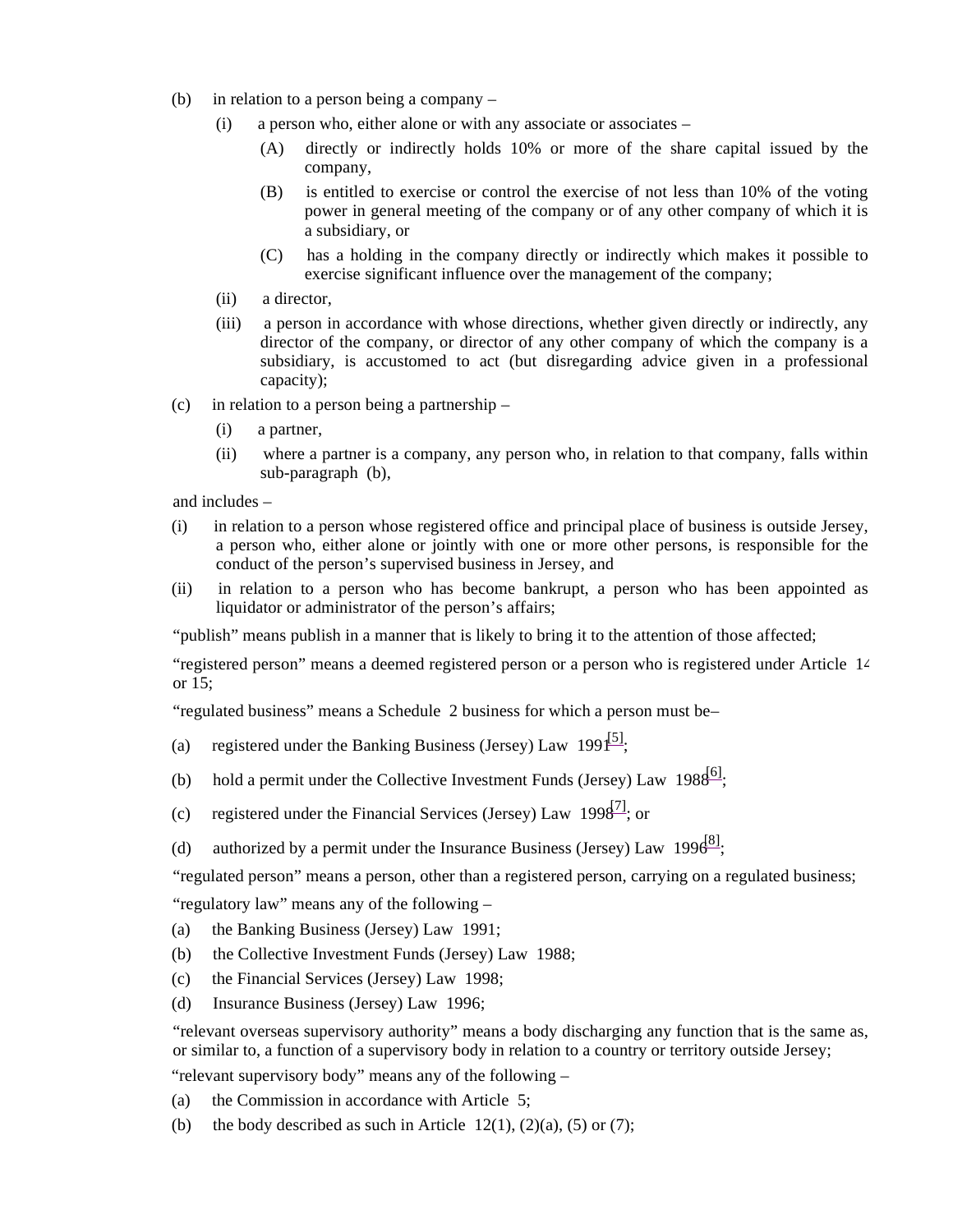(b) in relation to a person being a company –

(i) a person who, either alone or with any associate or associates –

(A) directly or indirectly holds 10% or more of the share capital issued by the company,

(B) is entitled to exercise or control the exercise of not less than 10% of the voting power in general meeting of the company or of any other company of which it is a subsidiary, or

(C) has a holding in the company directly or indirectly which makes it possible to exercise significant influence over the management of the company;

(ii) a director,

(iii) a person in accordance with whose directions, whether given directly or indirectly, any director of the company, or director of any other company of which the company is a subsidiary, is accustomed to act (but disregarding advice given in a professional capacity);

(c) in relation to a person being a partnership –

(i) a partner,

(ii) where a partner is a company, any person who, in relation to that company, falls within sub-paragraph (b),

and includes –

(i) in relation to a person whose registered office and principal place of business is outside Jersey, a person who, either alone or jointly with one or more other persons, is responsible for the conduct of the person's supervised business in Jersey, and

(ii) in relation to a person who has become bankrupt, a person who has been appointed as liquidator or administrator of the person's affairs;

"publish" means publish in a manner that is likely to bring it to the attention of those affected;

"registered person" means a deemed registered person or a person who is registered under Article 14 or 15;

"regulated business" means a Schedule 2 business for which a person must be–

(a) registered under the Banking Business (Jersey) Law 1991[5];

(b) hold a permit under the Collective Investment Funds (Jersey) Law 1988[6];

(c) registered under the Financial Services (Jersey) Law 1998[7]; or

(d) authorized by a permit under the Insurance Business (Jersey) Law 1996[8];

"regulated person" means a person, other than a registered person, carrying on a regulated business;

"regulatory law" means any of the following –

(a) the Banking Business (Jersey) Law 1991;

(b) the Collective Investment Funds (Jersey) Law 1988;

(c) the Financial Services (Jersey) Law 1998;

(d) Insurance Business (Jersey) Law 1996;

"relevant overseas supervisory authority" means a body discharging any function that is the same as, or similar to, a function of a supervisory body in relation to a country or territory outside Jersey;

"relevant supervisory body" means any of the following –

(a) the Commission in accordance with Article 5;

(b) the body described as such in Article 12(1), (2)(a), (5) or (7);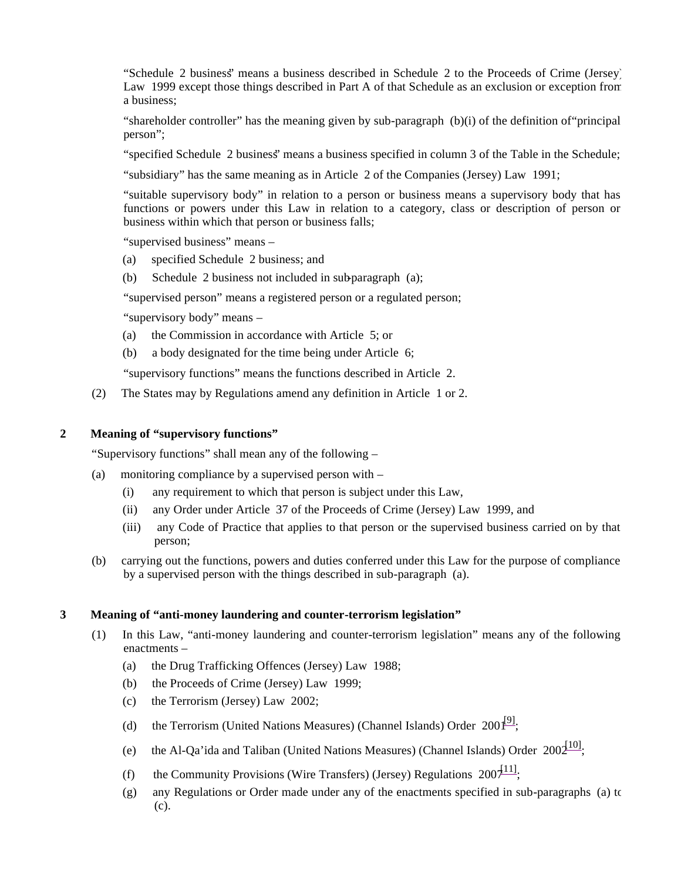"Schedule 2 business" means a business described in Schedule 2 to the Proceeds of Crime (Jersey) Law 1999 except those things described in Part A of that Schedule as an exclusion or exception from a business;

"shareholder controller" has the meaning given by sub-paragraph (b)(i) of the definition of "principal person";

"specified Schedule 2 business" means a business specified in column 3 of the Table in the Schedule;

"subsidiary" has the same meaning as in Article 2 of the Companies (Jersey) Law 1991;

"suitable supervisory body" in relation to a person or business means a supervisory body that has functions or powers under this Law in relation to a category, class or description of person or business within which that person or business falls;

"supervised business" means –

(a) specified Schedule 2 business; and

(b) Schedule 2 business not included in sub-paragraph (a);

"supervised person" means a registered person or a regulated person;

"supervisory body" means –

(a) the Commission in accordance with Article 5; or

(b) a body designated for the time being under Article 6;

"supervisory functions" means the functions described in Article 2.

(2) The States may by Regulations amend any definition in Article 1 or 2.

### 2 Meaning of "supervisory functions"

"Supervisory functions" shall mean any of the following –

(a) monitoring compliance by a supervised person with –

  (i) any requirement to which that person is subject under this Law,

  (ii) any Order under Article 37 of the Proceeds of Crime (Jersey) Law 1999, and

  (iii) any Code of Practice that applies to that person or the supervised business carried on by that person;

(b) carrying out the functions, powers and duties conferred under this Law for the purpose of compliance by a supervised person with the things described in sub-paragraph (a).

### 3 Meaning of "anti-money laundering and counter-terrorism legislation"

(1) In this Law, "anti-money laundering and counter-terrorism legislation" means any of the following enactments –

  (a) the Drug Trafficking Offences (Jersey) Law 1988;

  (b) the Proceeds of Crime (Jersey) Law 1999;

  (c) the Terrorism (Jersey) Law 2002;

  (d) the Terrorism (United Nations Measures) (Channel Islands) Order 2001[9];

  (e) the Al-Qa'ida and Taliban (United Nations Measures) (Channel Islands) Order 2002[10];

  (f) the Community Provisions (Wire Transfers) (Jersey) Regulations 2007[11];

  (g) any Regulations or Order made under any of the enactments specified in sub-paragraphs (a) to (c).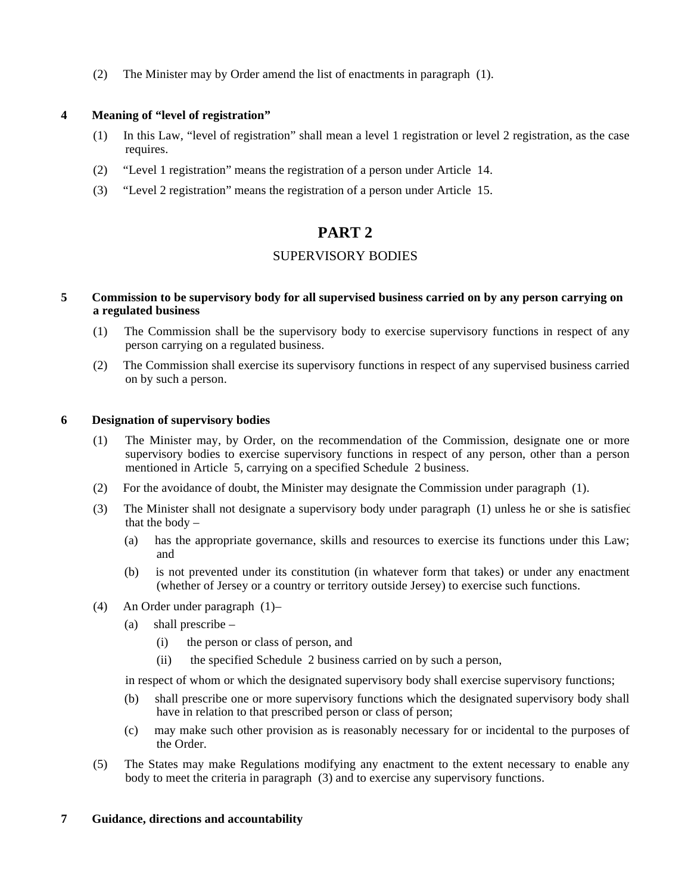(2) The Minister may by Order amend the list of enactments in paragraph (1).

**4 Meaning of “level of registration”**

(1) In this Law, “level of registration” shall mean a level 1 registration or level 2 registration, as the case requires.

(2) “Level 1 registration” means the registration of a person under Article 14.

(3) “Level 2 registration” means the registration of a person under Article 15.

# PART 2

## SUPERVISORY BODIES

**5 Commission to be supervisory body for all supervised business carried on by any person carrying on a regulated business**

(1) The Commission shall be the supervisory body to exercise supervisory functions in respect of any person carrying on a regulated business.

(2) The Commission shall exercise its supervisory functions in respect of any supervised business carried on by such a person.

**6 Designation of supervisory bodies**

(1) The Minister may, by Order, on the recommendation of the Commission, designate one or more supervisory bodies to exercise supervisory functions in respect of any person, other than a person mentioned in Article 5, carrying on a specified Schedule 2 business.

(2) For the avoidance of doubt, the Minister may designate the Commission under paragraph (1).

(3) The Minister shall not designate a supervisory body under paragraph (1) unless he or she is satisfied that the body –

(a) has the appropriate governance, skills and resources to exercise its functions under this Law; and

(b) is not prevented under its constitution (in whatever form that takes) or under any enactment (whether of Jersey or a country or territory outside Jersey) to exercise such functions.

(4) An Order under paragraph (1)–

(a) shall prescribe –

(i) the person or class of person, and

(ii) the specified Schedule 2 business carried on by such a person,

in respect of whom or which the designated supervisory body shall exercise supervisory functions;

(b) shall prescribe one or more supervisory functions which the designated supervisory body shall have in relation to that prescribed person or class of person;

(c) may make such other provision as is reasonably necessary for or incidental to the purposes of the Order.

(5) The States may make Regulations modifying any enactment to the extent necessary to enable any body to meet the criteria in paragraph (3) and to exercise any supervisory functions.

**7 Guidance, directions and accountability**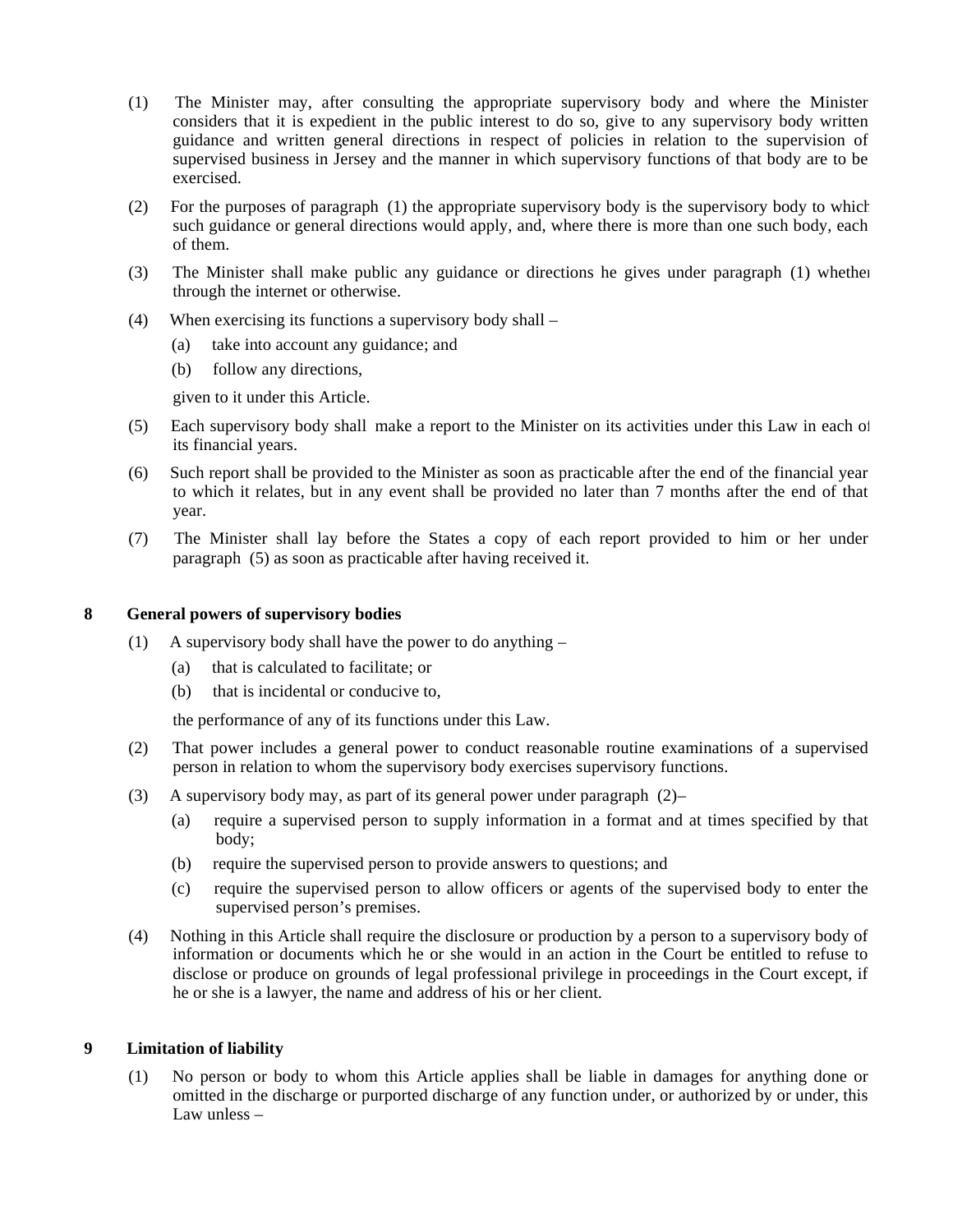(1) The Minister may, after consulting the appropriate supervisory body and where the Minister considers that it is expedient in the public interest to do so, give to any supervisory body written guidance and written general directions in respect of policies in relation to the supervision of supervised business in Jersey and the manner in which supervisory functions of that body are to be exercised.

(2) For the purposes of paragraph (1) the appropriate supervisory body is the supervisory body to which such guidance or general directions would apply, and, where there is more than one such body, each of them.

(3) The Minister shall make public any guidance or directions he gives under paragraph (1) whether through the internet or otherwise.

(4) When exercising its functions a supervisory body shall –

(a) take into account any guidance; and

(b) follow any directions,

given to it under this Article.

(5) Each supervisory body shall make a report to the Minister on its activities under this Law in each of its financial years.

(6) Such report shall be provided to the Minister as soon as practicable after the end of the financial year to which it relates, but in any event shall be provided no later than 7 months after the end of that year.

(7) The Minister shall lay before the States a copy of each report provided to him or her under paragraph (5) as soon as practicable after having received it.

## 8 General powers of supervisory bodies

(1) A supervisory body shall have the power to do anything –

(a) that is calculated to facilitate; or

(b) that is incidental or conducive to,

the performance of any of its functions under this Law.

(2) That power includes a general power to conduct reasonable routine examinations of a supervised person in relation to whom the supervisory body exercises supervisory functions.

(3) A supervisory body may, as part of its general power under paragraph (2)–

(a) require a supervised person to supply information in a format and at times specified by that body;

(b) require the supervised person to provide answers to questions; and

(c) require the supervised person to allow officers or agents of the supervised body to enter the supervised person's premises.

(4) Nothing in this Article shall require the disclosure or production by a person to a supervisory body of information or documents which he or she would in an action in the Court be entitled to refuse to disclose or produce on grounds of legal professional privilege in proceedings in the Court except, if he or she is a lawyer, the name and address of his or her client.

## 9 Limitation of liability

(1) No person or body to whom this Article applies shall be liable in damages for anything done or omitted in the discharge or purported discharge of any function under, or authorized by or under, this Law unless –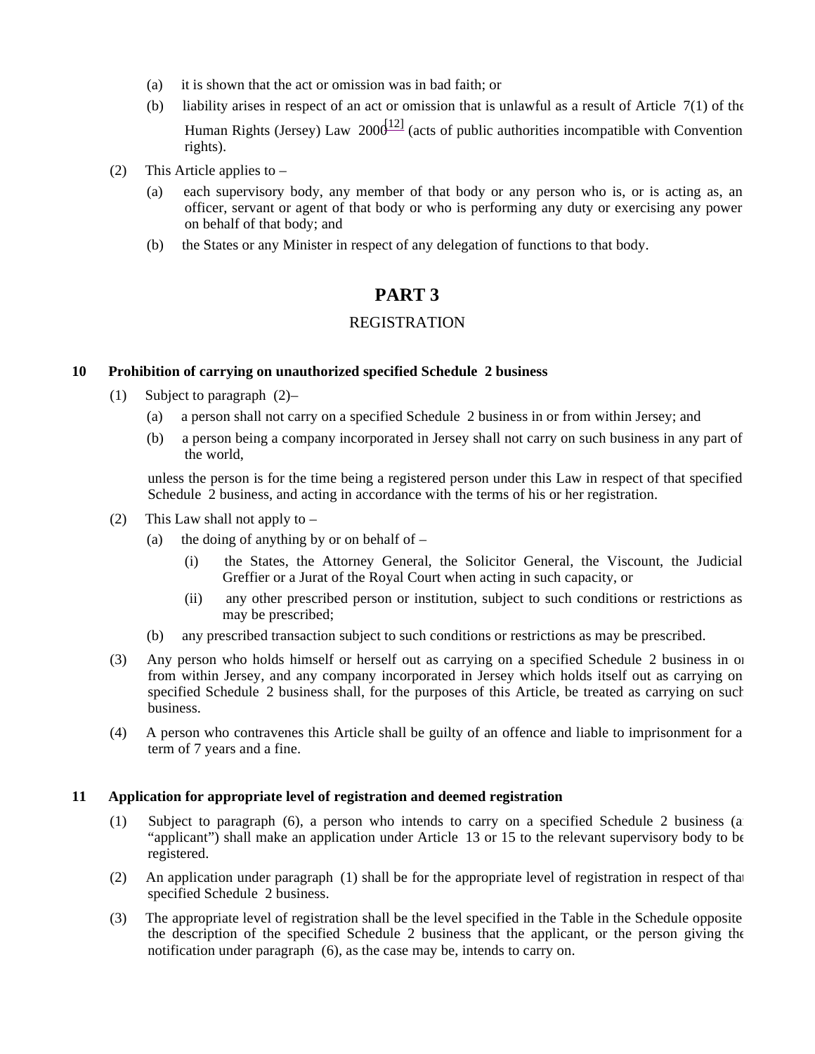(a) it is shown that the act or omission was in bad faith; or

(b) liability arises in respect of an act or omission that is unlawful as a result of Article 7(1) of the Human Rights (Jersey) Law 2000[12] (acts of public authorities incompatible with Convention rights).

(2) This Article applies to –

(a) each supervisory body, any member of that body or any person who is, or is acting as, an officer, servant or agent of that body or who is performing any duty or exercising any power on behalf of that body; and

(b) the States or any Minister in respect of any delegation of functions to that body.

# PART 3

## REGISTRATION

### 10 Prohibition of carrying on unauthorized specified Schedule 2 business

(1) Subject to paragraph (2)–

(a) a person shall not carry on a specified Schedule 2 business in or from within Jersey; and

(b) a person being a company incorporated in Jersey shall not carry on such business in any part of the world,

unless the person is for the time being a registered person under this Law in respect of that specified Schedule 2 business, and acting in accordance with the terms of his or her registration.

(2) This Law shall not apply to –

(a) the doing of anything by or on behalf of –

(i) the States, the Attorney General, the Solicitor General, the Viscount, the Judicial Greffier or a Jurat of the Royal Court when acting in such capacity, or

(ii) any other prescribed person or institution, subject to such conditions or restrictions as may be prescribed;

(b) any prescribed transaction subject to such conditions or restrictions as may be prescribed.

(3) Any person who holds himself or herself out as carrying on a specified Schedule 2 business in or from within Jersey, and any company incorporated in Jersey which holds itself out as carrying on specified Schedule 2 business shall, for the purposes of this Article, be treated as carrying on such business.

(4) A person who contravenes this Article shall be guilty of an offence and liable to imprisonment for a term of 7 years and a fine.

### 11 Application for appropriate level of registration and deemed registration

(1) Subject to paragraph (6), a person who intends to carry on a specified Schedule 2 business (an "applicant") shall make an application under Article 13 or 15 to the relevant supervisory body to be registered.

(2) An application under paragraph (1) shall be for the appropriate level of registration in respect of that specified Schedule 2 business.

(3) The appropriate level of registration shall be the level specified in the Table in the Schedule opposite the description of the specified Schedule 2 business that the applicant, or the person giving the notification under paragraph (6), as the case may be, intends to carry on.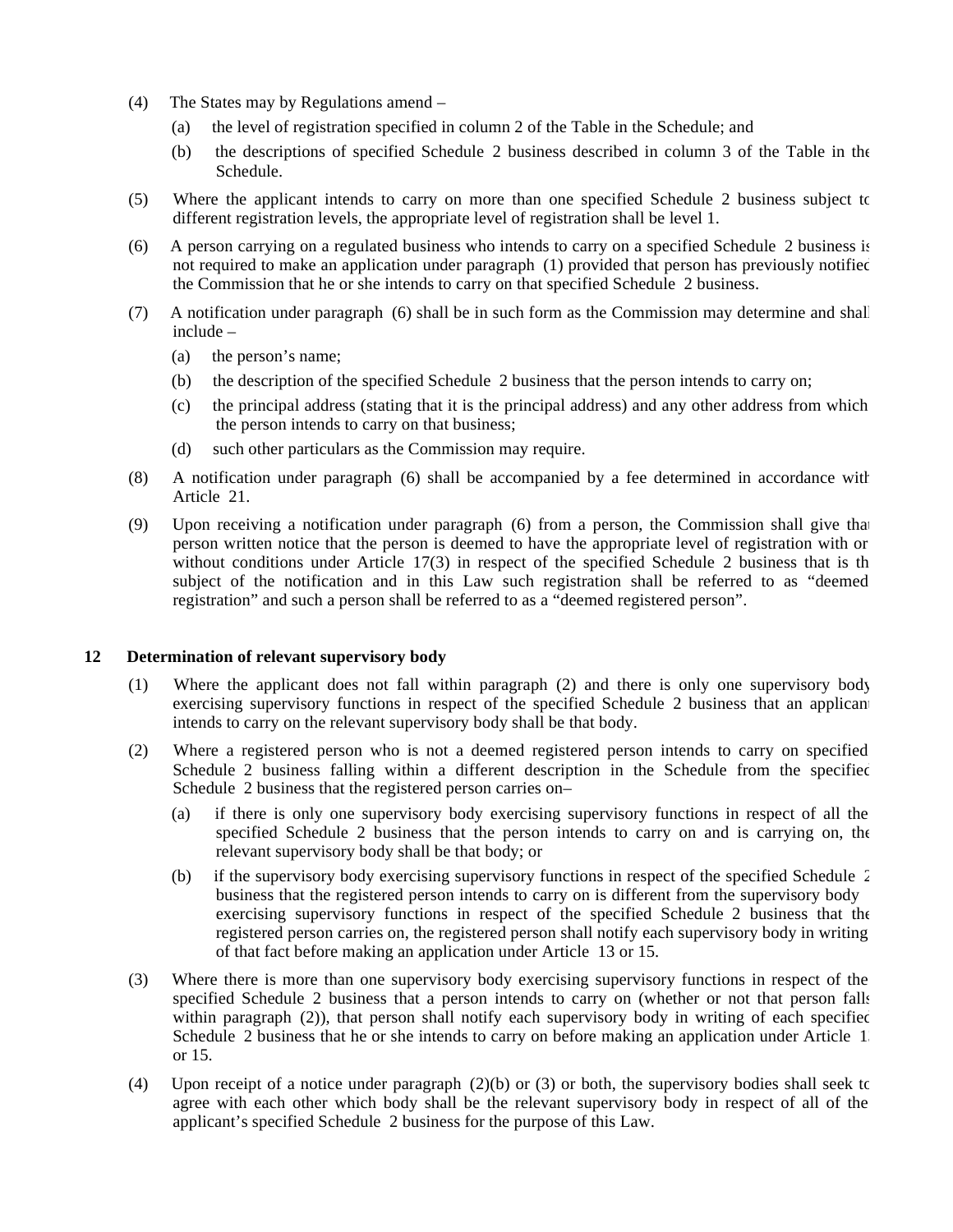(4) The States may by Regulations amend –

(a) the level of registration specified in column 2 of the Table in the Schedule; and

(b) the descriptions of specified Schedule 2 business described in column 3 of the Table in the Schedule.

(5) Where the applicant intends to carry on more than one specified Schedule 2 business subject to different registration levels, the appropriate level of registration shall be level 1.

(6) A person carrying on a regulated business who intends to carry on a specified Schedule 2 business is not required to make an application under paragraph (1) provided that person has previously notified the Commission that he or she intends to carry on that specified Schedule 2 business.

(7) A notification under paragraph (6) shall be in such form as the Commission may determine and shall include –

(a) the person's name;

(b) the description of the specified Schedule 2 business that the person intends to carry on;

(c) the principal address (stating that it is the principal address) and any other address from which the person intends to carry on that business;

(d) such other particulars as the Commission may require.

(8) A notification under paragraph (6) shall be accompanied by a fee determined in accordance with Article 21.

(9) Upon receiving a notification under paragraph (6) from a person, the Commission shall give that person written notice that the person is deemed to have the appropriate level of registration with or without conditions under Article 17(3) in respect of the specified Schedule 2 business that is the subject of the notification and in this Law such registration shall be referred to as "deemed registration" and such a person shall be referred to as a "deemed registered person".

**12 Determination of relevant supervisory body**

(1) Where the applicant does not fall within paragraph (2) and there is only one supervisory body exercising supervisory functions in respect of the specified Schedule 2 business that an applicant intends to carry on the relevant supervisory body shall be that body.

(2) Where a registered person who is not a deemed registered person intends to carry on specified Schedule 2 business falling within a different description in the Schedule from the specified Schedule 2 business that the registered person carries on–

(a) if there is only one supervisory body exercising supervisory functions in respect of all the specified Schedule 2 business that the person intends to carry on and is carrying on, the relevant supervisory body shall be that body; or

(b) if the supervisory body exercising supervisory functions in respect of the specified Schedule 2 business that the registered person intends to carry on is different from the supervisory body exercising supervisory functions in respect of the specified Schedule 2 business that the registered person carries on, the registered person shall notify each supervisory body in writing of that fact before making an application under Article 13 or 15.

(3) Where there is more than one supervisory body exercising supervisory functions in respect of the specified Schedule 2 business that a person intends to carry on (whether or not that person falls within paragraph (2)), that person shall notify each supervisory body in writing of each specified Schedule 2 business that he or she intends to carry on before making an application under Article 13 or 15.

(4) Upon receipt of a notice under paragraph (2)(b) or (3) or both, the supervisory bodies shall seek to agree with each other which body shall be the relevant supervisory body in respect of all of the applicant's specified Schedule 2 business for the purpose of this Law.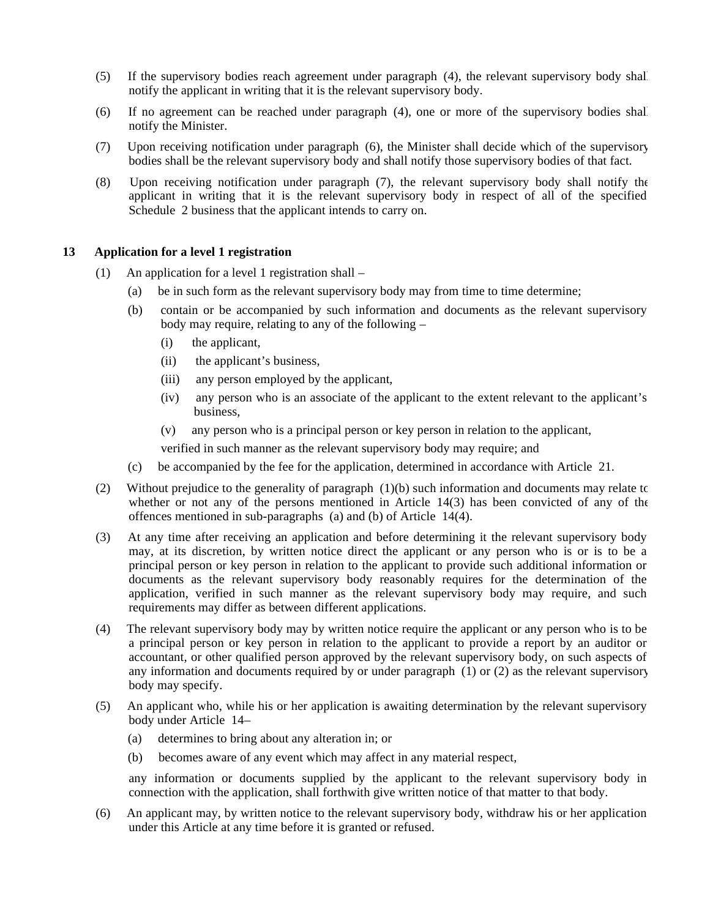(5) If the supervisory bodies reach agreement under paragraph (4), the relevant supervisory body shall notify the applicant in writing that it is the relevant supervisory body.

(6) If no agreement can be reached under paragraph (4), one or more of the supervisory bodies shall notify the Minister.

(7) Upon receiving notification under paragraph (6), the Minister shall decide which of the supervisory bodies shall be the relevant supervisory body and shall notify those supervisory bodies of that fact.

(8) Upon receiving notification under paragraph (7), the relevant supervisory body shall notify the applicant in writing that it is the relevant supervisory body in respect of all of the specified Schedule 2 business that the applicant intends to carry on.

### 13 Application for a level 1 registration

(1) An application for a level 1 registration shall –

(a) be in such form as the relevant supervisory body may from time to time determine;

(b) contain or be accompanied by such information and documents as the relevant supervisory body may require, relating to any of the following –

(i) the applicant,

(ii) the applicant's business,

(iii) any person employed by the applicant,

(iv) any person who is an associate of the applicant to the extent relevant to the applicant's business,

(v) any person who is a principal person or key person in relation to the applicant,

verified in such manner as the relevant supervisory body may require; and

(c) be accompanied by the fee for the application, determined in accordance with Article 21.

(2) Without prejudice to the generality of paragraph (1)(b) such information and documents may relate to whether or not any of the persons mentioned in Article 14(3) has been convicted of any of the offences mentioned in sub-paragraphs (a) and (b) of Article 14(4).

(3) At any time after receiving an application and before determining it the relevant supervisory body may, at its discretion, by written notice direct the applicant or any person who is or is to be a principal person or key person in relation to the applicant to provide such additional information or documents as the relevant supervisory body reasonably requires for the determination of the application, verified in such manner as the relevant supervisory body may require, and such requirements may differ as between different applications.

(4) The relevant supervisory body may by written notice require the applicant or any person who is to be a principal person or key person in relation to the applicant to provide a report by an auditor or accountant, or other qualified person approved by the relevant supervisory body, on such aspects of any information and documents required by or under paragraph (1) or (2) as the relevant supervisory body may specify.

(5) An applicant who, while his or her application is awaiting determination by the relevant supervisory body under Article 14–

(a) determines to bring about any alteration in; or

(b) becomes aware of any event which may affect in any material respect,

any information or documents supplied by the applicant to the relevant supervisory body in connection with the application, shall forthwith give written notice of that matter to that body.

(6) An applicant may, by written notice to the relevant supervisory body, withdraw his or her application under this Article at any time before it is granted or refused.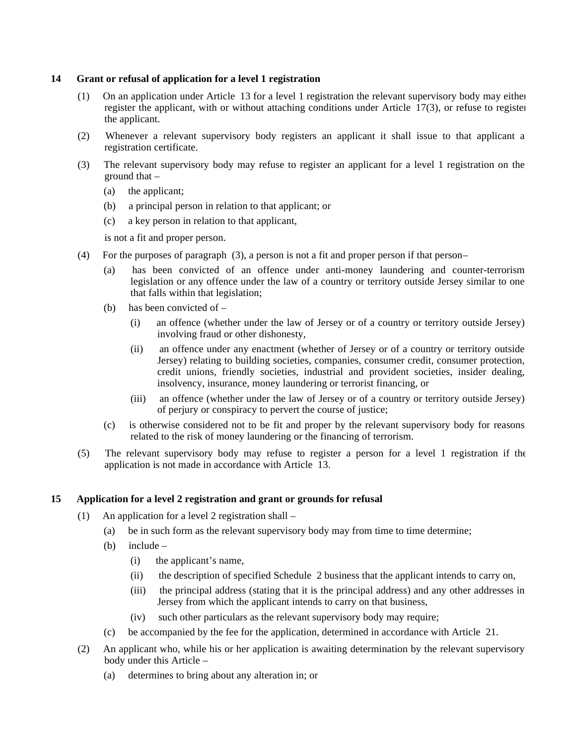**14 Grant or refusal of application for a level 1 registration**

(1) On an application under Article 13 for a level 1 registration the relevant supervisory body may either register the applicant, with or without attaching conditions under Article 17(3), or refuse to register the applicant.

(2) Whenever a relevant supervisory body registers an applicant it shall issue to that applicant a registration certificate.

(3) The relevant supervisory body may refuse to register an applicant for a level 1 registration on the ground that –

(a) the applicant;

(b) a principal person in relation to that applicant; or

(c) a key person in relation to that applicant,

is not a fit and proper person.

(4) For the purposes of paragraph (3), a person is not a fit and proper person if that person–

(a) has been convicted of an offence under anti-money laundering and counter-terrorism legislation or any offence under the law of a country or territory outside Jersey similar to one that falls within that legislation;

(b) has been convicted of –

(i) an offence (whether under the law of Jersey or of a country or territory outside Jersey) involving fraud or other dishonesty,

(ii) an offence under any enactment (whether of Jersey or of a country or territory outside Jersey) relating to building societies, companies, consumer credit, consumer protection, credit unions, friendly societies, industrial and provident societies, insider dealing, insolvency, insurance, money laundering or terrorist financing, or

(iii) an offence (whether under the law of Jersey or of a country or territory outside Jersey) of perjury or conspiracy to pervert the course of justice;

(c) is otherwise considered not to be fit and proper by the relevant supervisory body for reasons related to the risk of money laundering or the financing of terrorism.

(5) The relevant supervisory body may refuse to register a person for a level 1 registration if the application is not made in accordance with Article 13.

**15 Application for a level 2 registration and grant or grounds for refusal**

(1) An application for a level 2 registration shall –

(a) be in such form as the relevant supervisory body may from time to time determine;

(b) include –

(i) the applicant's name,

(ii) the description of specified Schedule 2 business that the applicant intends to carry on,

(iii) the principal address (stating that it is the principal address) and any other addresses in Jersey from which the applicant intends to carry on that business,

(iv) such other particulars as the relevant supervisory body may require;

(c) be accompanied by the fee for the application, determined in accordance with Article 21.

(2) An applicant who, while his or her application is awaiting determination by the relevant supervisory body under this Article –

(a) determines to bring about any alteration in; or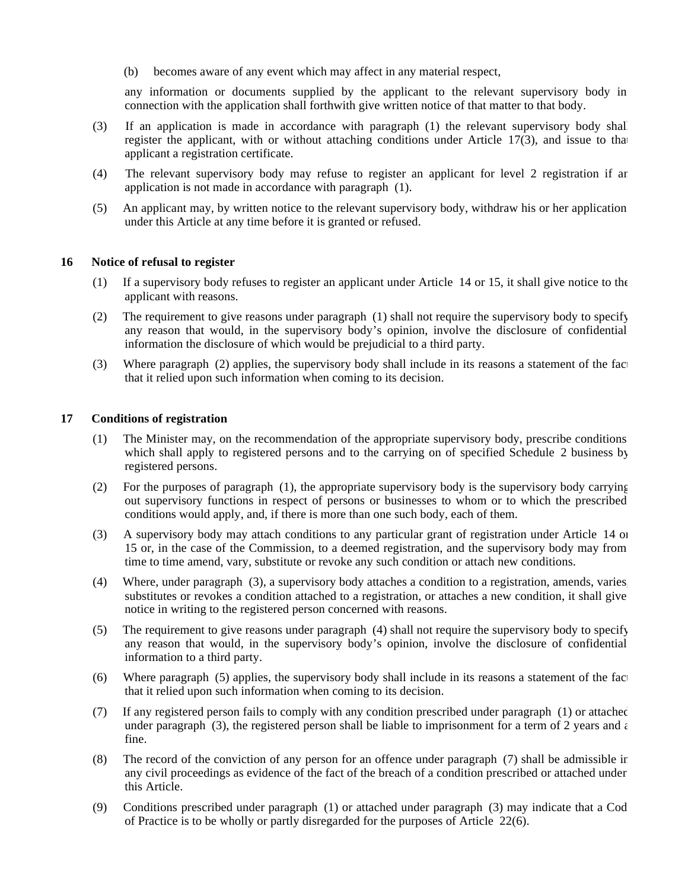(b) becomes aware of any event which may affect in any material respect,

any information or documents supplied by the applicant to the relevant supervisory body in connection with the application shall forthwith give written notice of that matter to that body.

(3) If an application is made in accordance with paragraph (1) the relevant supervisory body shall register the applicant, with or without attaching conditions under Article 17(3), and issue to that applicant a registration certificate.

(4) The relevant supervisory body may refuse to register an applicant for level 2 registration if an application is not made in accordance with paragraph (1).

(5) An applicant may, by written notice to the relevant supervisory body, withdraw his or her application under this Article at any time before it is granted or refused.

**16 Notice of refusal to register**

(1) If a supervisory body refuses to register an applicant under Article 14 or 15, it shall give notice to the applicant with reasons.

(2) The requirement to give reasons under paragraph (1) shall not require the supervisory body to specify any reason that would, in the supervisory body's opinion, involve the disclosure of confidential information the disclosure of which would be prejudicial to a third party.

(3) Where paragraph (2) applies, the supervisory body shall include in its reasons a statement of the fact that it relied upon such information when coming to its decision.

**17 Conditions of registration**

(1) The Minister may, on the recommendation of the appropriate supervisory body, prescribe conditions which shall apply to registered persons and to the carrying on of specified Schedule 2 business by registered persons.

(2) For the purposes of paragraph (1), the appropriate supervisory body is the supervisory body carrying out supervisory functions in respect of persons or businesses to whom or to which the prescribed conditions would apply, and, if there is more than one such body, each of them.

(3) A supervisory body may attach conditions to any particular grant of registration under Article 14 or 15 or, in the case of the Commission, to a deemed registration, and the supervisory body may from time to time amend, vary, substitute or revoke any such condition or attach new conditions.

(4) Where, under paragraph (3), a supervisory body attaches a condition to a registration, amends, varies, substitutes or revokes a condition attached to a registration, or attaches a new condition, it shall give notice in writing to the registered person concerned with reasons.

(5) The requirement to give reasons under paragraph (4) shall not require the supervisory body to specify any reason that would, in the supervisory body's opinion, involve the disclosure of confidential information to a third party.

(6) Where paragraph (5) applies, the supervisory body shall include in its reasons a statement of the fact that it relied upon such information when coming to its decision.

(7) If any registered person fails to comply with any condition prescribed under paragraph (1) or attached under paragraph (3), the registered person shall be liable to imprisonment for a term of 2 years and a fine.

(8) The record of the conviction of any person for an offence under paragraph (7) shall be admissible in any civil proceedings as evidence of the fact of the breach of a condition prescribed or attached under this Article.

(9) Conditions prescribed under paragraph (1) or attached under paragraph (3) may indicate that a Code of Practice is to be wholly or partly disregarded for the purposes of Article 22(6).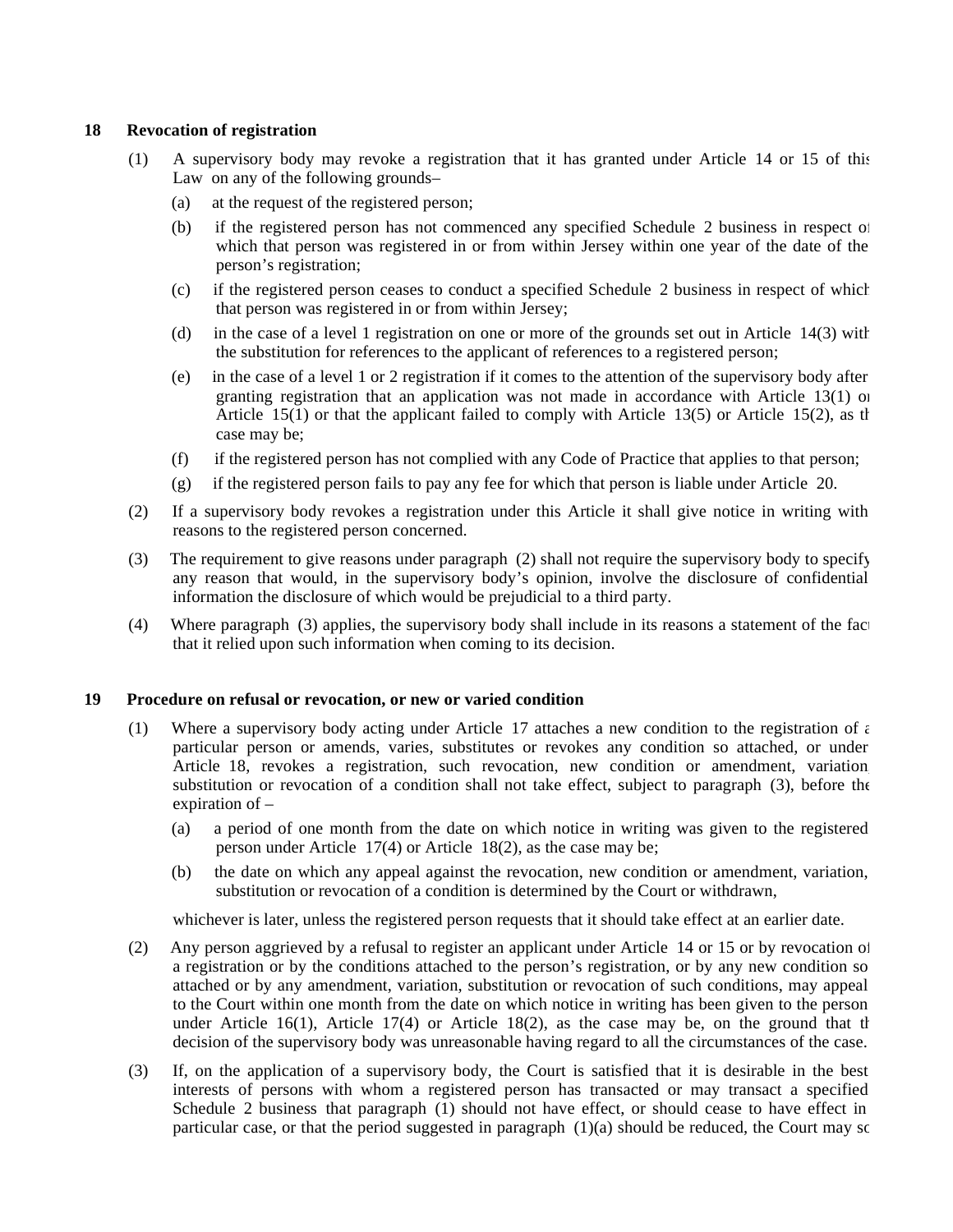## 18 Revocation of registration

(1) A supervisory body may revoke a registration that it has granted under Article 14 or 15 of this Law on any of the following grounds–

(a) at the request of the registered person;

(b) if the registered person has not commenced any specified Schedule 2 business in respect of which that person was registered in or from within Jersey within one year of the date of the person's registration;

(c) if the registered person ceases to conduct a specified Schedule 2 business in respect of which that person was registered in or from within Jersey;

(d) in the case of a level 1 registration on one or more of the grounds set out in Article 14(3) with the substitution for references to the applicant of references to a registered person;

(e) in the case of a level 1 or 2 registration if it comes to the attention of the supervisory body after granting registration that an application was not made in accordance with Article 13(1) or Article 15(1) or that the applicant failed to comply with Article 13(5) or Article 15(2), as the case may be;

(f) if the registered person has not complied with any Code of Practice that applies to that person;

(g) if the registered person fails to pay any fee for which that person is liable under Article 20.

(2) If a supervisory body revokes a registration under this Article it shall give notice in writing with reasons to the registered person concerned.

(3) The requirement to give reasons under paragraph (2) shall not require the supervisory body to specify any reason that would, in the supervisory body's opinion, involve the disclosure of confidential information the disclosure of which would be prejudicial to a third party.

(4) Where paragraph (3) applies, the supervisory body shall include in its reasons a statement of the fact that it relied upon such information when coming to its decision.

## 19 Procedure on refusal or revocation, or new or varied condition

(1) Where a supervisory body acting under Article 17 attaches a new condition to the registration of a particular person or amends, varies, substitutes or revokes any condition so attached, or under Article 18, revokes a registration, such revocation, new condition or amendment, variation, substitution or revocation of a condition shall not take effect, subject to paragraph (3), before the expiration of –

(a) a period of one month from the date on which notice in writing was given to the registered person under Article 17(4) or Article 18(2), as the case may be;

(b) the date on which any appeal against the revocation, new condition or amendment, variation, substitution or revocation of a condition is determined by the Court or withdrawn,

whichever is later, unless the registered person requests that it should take effect at an earlier date.

(2) Any person aggrieved by a refusal to register an applicant under Article 14 or 15 or by revocation of a registration or by the conditions attached to the person's registration, or by any new condition so attached or by any amendment, variation, substitution or revocation of such conditions, may appeal to the Court within one month from the date on which notice in writing has been given to the person under Article 16(1), Article 17(4) or Article 18(2), as the case may be, on the ground that the decision of the supervisory body was unreasonable having regard to all the circumstances of the case.

(3) If, on the application of a supervisory body, the Court is satisfied that it is desirable in the best interests of persons with whom a registered person has transacted or may transact a specified Schedule 2 business that paragraph (1) should not have effect, or should cease to have effect in a particular case, or that the period suggested in paragraph (1)(a) should be reduced, the Court may so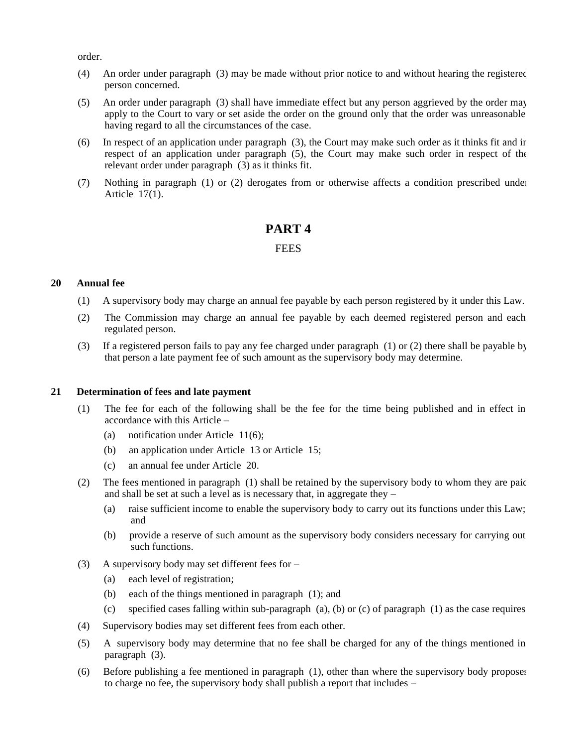order.

(4) An order under paragraph (3) may be made without prior notice to and without hearing the registered person concerned.

(5) An order under paragraph (3) shall have immediate effect but any person aggrieved by the order may apply to the Court to vary or set aside the order on the ground only that the order was unreasonable having regard to all the circumstances of the case.

(6) In respect of an application under paragraph (3), the Court may make such order as it thinks fit and in respect of an application under paragraph (5), the Court may make such order in respect of the relevant order under paragraph (3) as it thinks fit.

(7) Nothing in paragraph (1) or (2) derogates from or otherwise affects a condition prescribed under Article 17(1).

# PART 4

FEES

### 20 Annual fee

(1) A supervisory body may charge an annual fee payable by each person registered by it under this Law.

(2) The Commission may charge an annual fee payable by each deemed registered person and each regulated person.

(3) If a registered person fails to pay any fee charged under paragraph (1) or (2) there shall be payable by that person a late payment fee of such amount as the supervisory body may determine.

### 21 Determination of fees and late payment

(1) The fee for each of the following shall be the fee for the time being published and in effect in accordance with this Article –

(a) notification under Article 11(6);

(b) an application under Article 13 or Article 15;

(c) an annual fee under Article 20.

(2) The fees mentioned in paragraph (1) shall be retained by the supervisory body to whom they are paid and shall be set at such a level as is necessary that, in aggregate they –

(a) raise sufficient income to enable the supervisory body to carry out its functions under this Law; and

(b) provide a reserve of such amount as the supervisory body considers necessary for carrying out such functions.

(3) A supervisory body may set different fees for –

(a) each level of registration;

(b) each of the things mentioned in paragraph (1); and

(c) specified cases falling within sub-paragraph (a), (b) or (c) of paragraph (1) as the case requires.

(4) Supervisory bodies may set different fees from each other.

(5) A supervisory body may determine that no fee shall be charged for any of the things mentioned in paragraph (3).

(6) Before publishing a fee mentioned in paragraph (1), other than where the supervisory body proposes to charge no fee, the supervisory body shall publish a report that includes –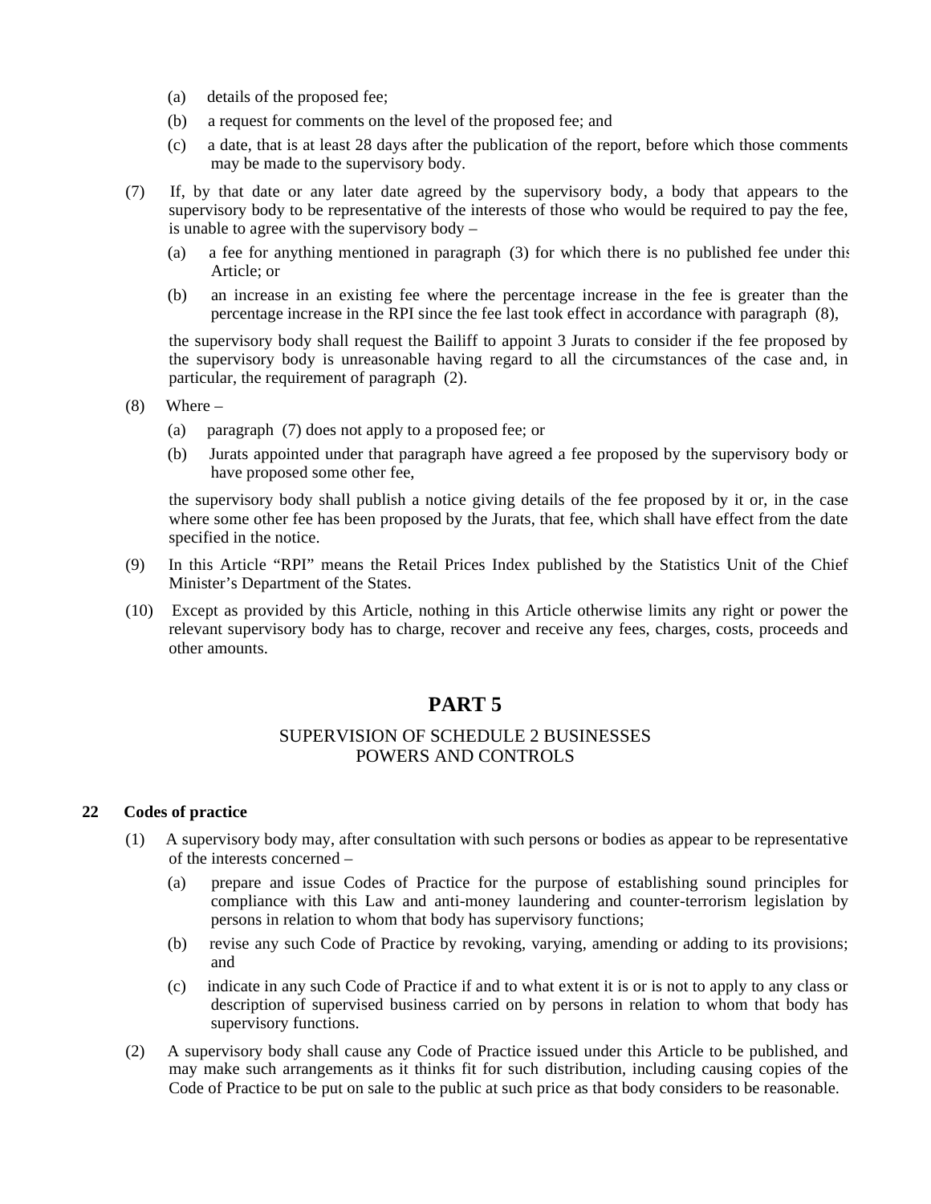(a) details of the proposed fee;

(b) a request for comments on the level of the proposed fee; and

(c) a date, that is at least 28 days after the publication of the report, before which those comments may be made to the supervisory body.

(7) If, by that date or any later date agreed by the supervisory body, a body that appears to the supervisory body to be representative of the interests of those who would be required to pay the fee, is unable to agree with the supervisory body –

(a) a fee for anything mentioned in paragraph (3) for which there is no published fee under this Article; or

(b) an increase in an existing fee where the percentage increase in the fee is greater than the percentage increase in the RPI since the fee last took effect in accordance with paragraph (8),

the supervisory body shall request the Bailiff to appoint 3 Jurats to consider if the fee proposed by the supervisory body is unreasonable having regard to all the circumstances of the case and, in particular, the requirement of paragraph (2).

(8) Where –

(a) paragraph (7) does not apply to a proposed fee; or

(b) Jurats appointed under that paragraph have agreed a fee proposed by the supervisory body or have proposed some other fee,

the supervisory body shall publish a notice giving details of the fee proposed by it or, in the case where some other fee has been proposed by the Jurats, that fee, which shall have effect from the date specified in the notice.

(9) In this Article "RPI" means the Retail Prices Index published by the Statistics Unit of the Chief Minister's Department of the States.

(10) Except as provided by this Article, nothing in this Article otherwise limits any right or power the relevant supervisory body has to charge, recover and receive any fees, charges, costs, proceeds and other amounts.

# PART 5

## SUPERVISION OF SCHEDULE 2 BUSINESSES POWERS AND CONTROLS

### 22 Codes of practice

(1) A supervisory body may, after consultation with such persons or bodies as appear to be representative of the interests concerned –

(a) prepare and issue Codes of Practice for the purpose of establishing sound principles for compliance with this Law and anti-money laundering and counter-terrorism legislation by persons in relation to whom that body has supervisory functions;

(b) revise any such Code of Practice by revoking, varying, amending or adding to its provisions; and

(c) indicate in any such Code of Practice if and to what extent it is or is not to apply to any class or description of supervised business carried on by persons in relation to whom that body has supervisory functions.

(2) A supervisory body shall cause any Code of Practice issued under this Article to be published, and may make such arrangements as it thinks fit for such distribution, including causing copies of the Code of Practice to be put on sale to the public at such price as that body considers to be reasonable.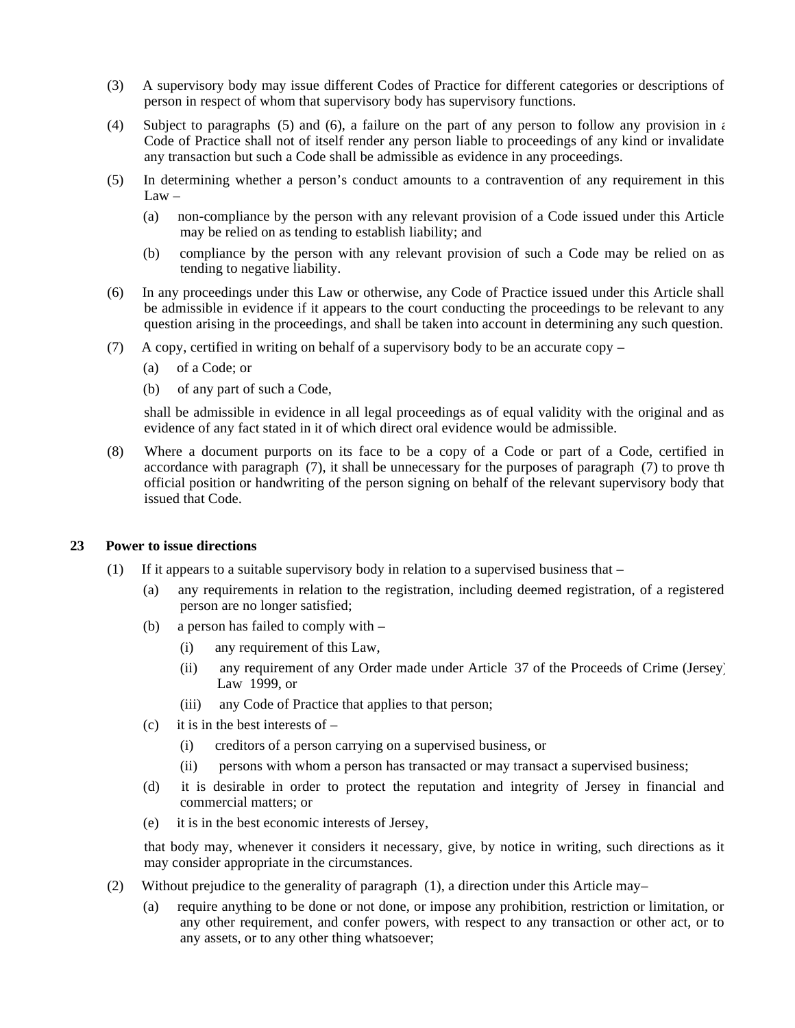(3) A supervisory body may issue different Codes of Practice for different categories or descriptions of person in respect of whom that supervisory body has supervisory functions.

(4) Subject to paragraphs (5) and (6), a failure on the part of any person to follow any provision in a Code of Practice shall not of itself render any person liable to proceedings of any kind or invalidate any transaction but such a Code shall be admissible as evidence in any proceedings.

(5) In determining whether a person's conduct amounts to a contravention of any requirement in this Law –

(a) non-compliance by the person with any relevant provision of a Code issued under this Article may be relied on as tending to establish liability; and

(b) compliance by the person with any relevant provision of such a Code may be relied on as tending to negative liability.

(6) In any proceedings under this Law or otherwise, any Code of Practice issued under this Article shall be admissible in evidence if it appears to the court conducting the proceedings to be relevant to any question arising in the proceedings, and shall be taken into account in determining any such question.

(7) A copy, certified in writing on behalf of a supervisory body to be an accurate copy –

(a) of a Code; or

(b) of any part of such a Code,

shall be admissible in evidence in all legal proceedings as of equal validity with the original and as evidence of any fact stated in it of which direct oral evidence would be admissible.

(8) Where a document purports on its face to be a copy of a Code or part of a Code, certified in accordance with paragraph (7), it shall be unnecessary for the purposes of paragraph (7) to prove the official position or handwriting of the person signing on behalf of the relevant supervisory body that issued that Code.

**23 Power to issue directions**

(1) If it appears to a suitable supervisory body in relation to a supervised business that –

(a) any requirements in relation to the registration, including deemed registration, of a registered person are no longer satisfied;

(b) a person has failed to comply with –

(i) any requirement of this Law,

(ii) any requirement of any Order made under Article 37 of the Proceeds of Crime (Jersey) Law 1999, or

(iii) any Code of Practice that applies to that person;

(c) it is in the best interests of –

(i) creditors of a person carrying on a supervised business, or

(ii) persons with whom a person has transacted or may transact a supervised business;

(d) it is desirable in order to protect the reputation and integrity of Jersey in financial and commercial matters; or

(e) it is in the best economic interests of Jersey,

that body may, whenever it considers it necessary, give, by notice in writing, such directions as it may consider appropriate in the circumstances.

(2) Without prejudice to the generality of paragraph (1), a direction under this Article may–

(a) require anything to be done or not done, or impose any prohibition, restriction or limitation, or any other requirement, and confer powers, with respect to any transaction or other act, or to any assets, or to any other thing whatsoever;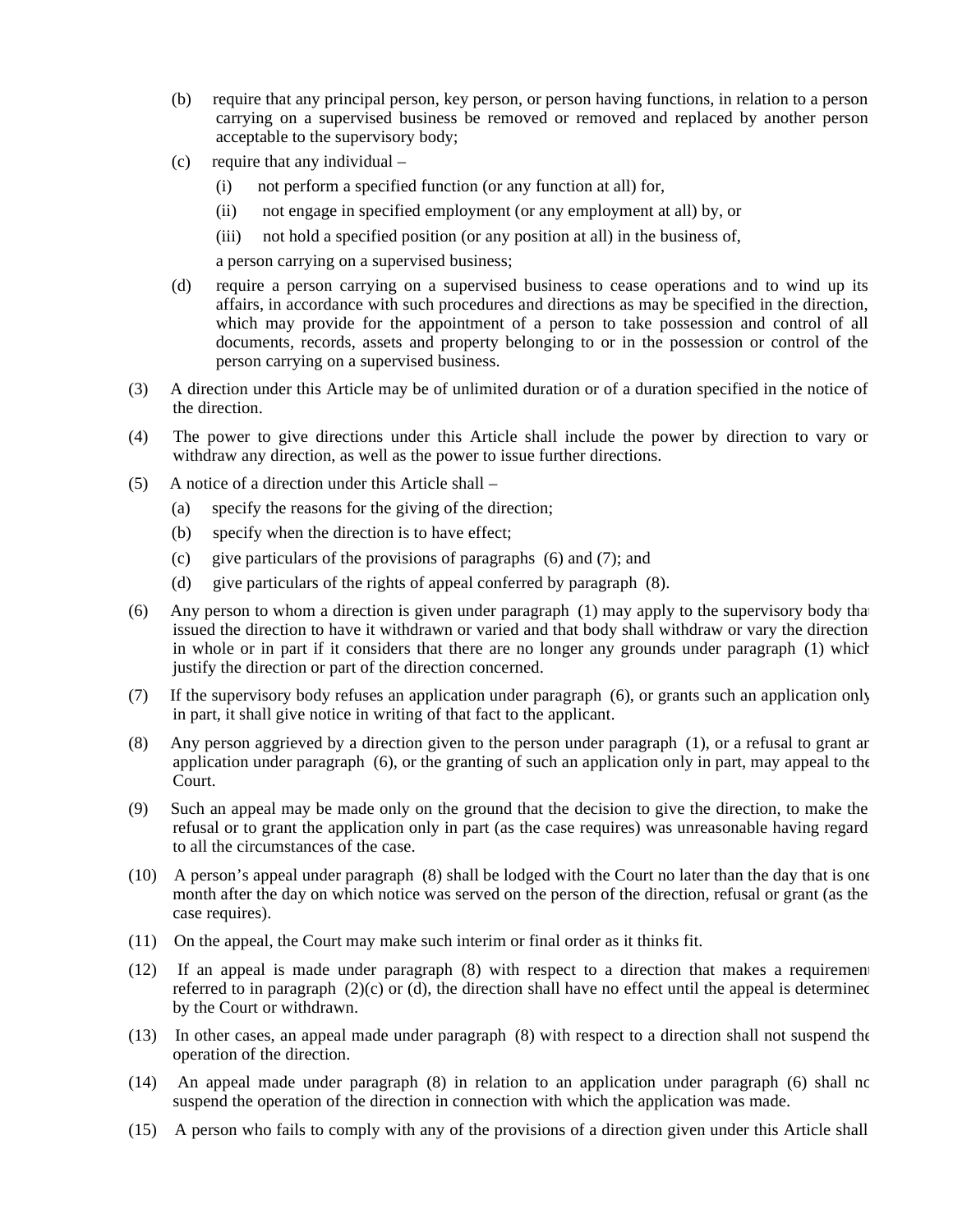(b) require that any principal person, key person, or person having functions, in relation to a person carrying on a supervised business be removed or removed and replaced by another person acceptable to the supervisory body;

(c) require that any individual –

(i) not perform a specified function (or any function at all) for,

(ii) not engage in specified employment (or any employment at all) by, or

(iii) not hold a specified position (or any position at all) in the business of,

a person carrying on a supervised business;

(d) require a person carrying on a supervised business to cease operations and to wind up its affairs, in accordance with such procedures and directions as may be specified in the direction, which may provide for the appointment of a person to take possession and control of all documents, records, assets and property belonging to or in the possession or control of the person carrying on a supervised business.

(3) A direction under this Article may be of unlimited duration or of a duration specified in the notice of the direction.

(4) The power to give directions under this Article shall include the power by direction to vary or withdraw any direction, as well as the power to issue further directions.

(5) A notice of a direction under this Article shall –

(a) specify the reasons for the giving of the direction;

(b) specify when the direction is to have effect;

(c) give particulars of the provisions of paragraphs (6) and (7); and

(d) give particulars of the rights of appeal conferred by paragraph (8).

(6) Any person to whom a direction is given under paragraph (1) may apply to the supervisory body that issued the direction to have it withdrawn or varied and that body shall withdraw or vary the direction in whole or in part if it considers that there are no longer any grounds under paragraph (1) which justify the direction or part of the direction concerned.

(7) If the supervisory body refuses an application under paragraph (6), or grants such an application only in part, it shall give notice in writing of that fact to the applicant.

(8) Any person aggrieved by a direction given to the person under paragraph (1), or a refusal to grant an application under paragraph (6), or the granting of such an application only in part, may appeal to the Court.

(9) Such an appeal may be made only on the ground that the decision to give the direction, to make the refusal or to grant the application only in part (as the case requires) was unreasonable having regard to all the circumstances of the case.

(10) A person's appeal under paragraph (8) shall be lodged with the Court no later than the day that is one month after the day on which notice was served on the person of the direction, refusal or grant (as the case requires).

(11) On the appeal, the Court may make such interim or final order as it thinks fit.

(12) If an appeal is made under paragraph (8) with respect to a direction that makes a requirement referred to in paragraph (2)(c) or (d), the direction shall have no effect until the appeal is determined by the Court or withdrawn.

(13) In other cases, an appeal made under paragraph (8) with respect to a direction shall not suspend the operation of the direction.

(14) An appeal made under paragraph (8) in relation to an application under paragraph (6) shall not suspend the operation of the direction in connection with which the application was made.

(15) A person who fails to comply with any of the provisions of a direction given under this Article shall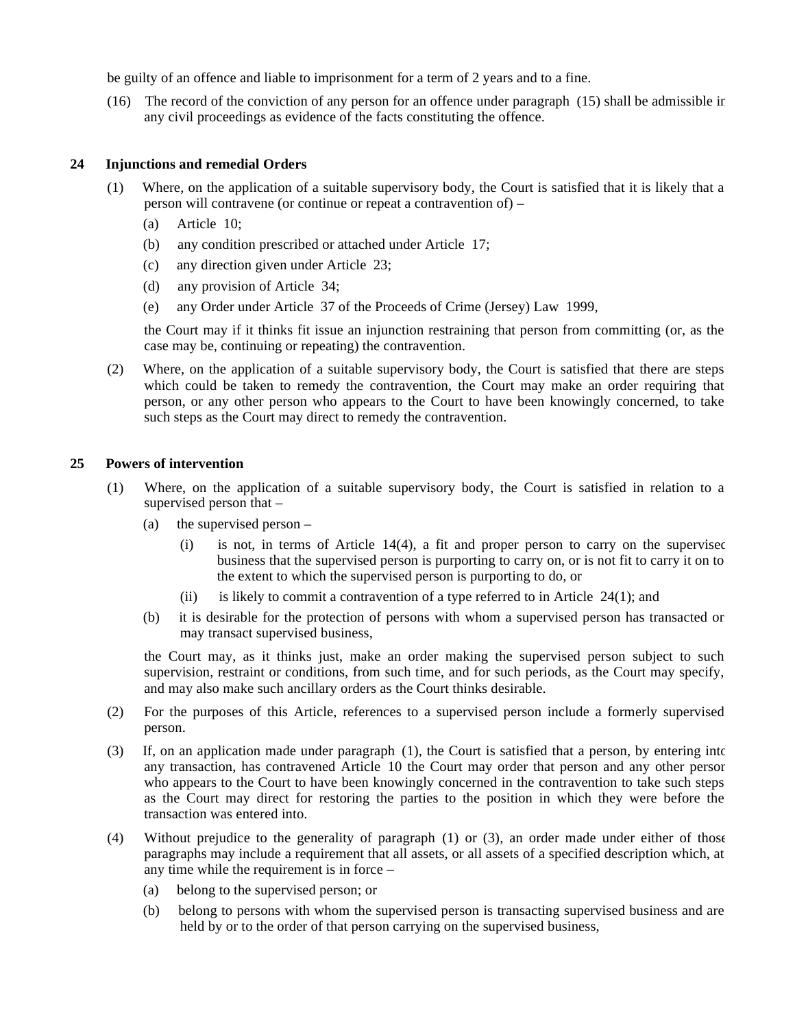be guilty of an offence and liable to imprisonment for a term of 2 years and to a fine.

(16) The record of the conviction of any person for an offence under paragraph (15) shall be admissible in any civil proceedings as evidence of the facts constituting the offence.

## 24 Injunctions and remedial Orders

(1) Where, on the application of a suitable supervisory body, the Court is satisfied that it is likely that a person will contravene (or continue or repeat a contravention of) –

(a) Article 10;

(b) any condition prescribed or attached under Article 17;

(c) any direction given under Article 23;

(d) any provision of Article 34;

(e) any Order under Article 37 of the Proceeds of Crime (Jersey) Law 1999,

the Court may if it thinks fit issue an injunction restraining that person from committing (or, as the case may be, continuing or repeating) the contravention.

(2) Where, on the application of a suitable supervisory body, the Court is satisfied that there are steps which could be taken to remedy the contravention, the Court may make an order requiring that person, or any other person who appears to the Court to have been knowingly concerned, to take such steps as the Court may direct to remedy the contravention.

## 25 Powers of intervention

(1) Where, on the application of a suitable supervisory body, the Court is satisfied in relation to a supervised person that –

(a) the supervised person –

(i) is not, in terms of Article 14(4), a fit and proper person to carry on the supervised business that the supervised person is purporting to carry on, or is not fit to carry it on to the extent to which the supervised person is purporting to do, or

(ii) is likely to commit a contravention of a type referred to in Article 24(1); and

(b) it is desirable for the protection of persons with whom a supervised person has transacted or may transact supervised business,

the Court may, as it thinks just, make an order making the supervised person subject to such supervision, restraint or conditions, from such time, and for such periods, as the Court may specify, and may also make such ancillary orders as the Court thinks desirable.

(2) For the purposes of this Article, references to a supervised person include a formerly supervised person.

(3) If, on an application made under paragraph (1), the Court is satisfied that a person, by entering into any transaction, has contravened Article 10 the Court may order that person and any other person who appears to the Court to have been knowingly concerned in the contravention to take such steps as the Court may direct for restoring the parties to the position in which they were before the transaction was entered into.

(4) Without prejudice to the generality of paragraph (1) or (3), an order made under either of those paragraphs may include a requirement that all assets, or all assets of a specified description which, at any time while the requirement is in force –

(a) belong to the supervised person; or

(b) belong to persons with whom the supervised person is transacting supervised business and are held by or to the order of that person carrying on the supervised business,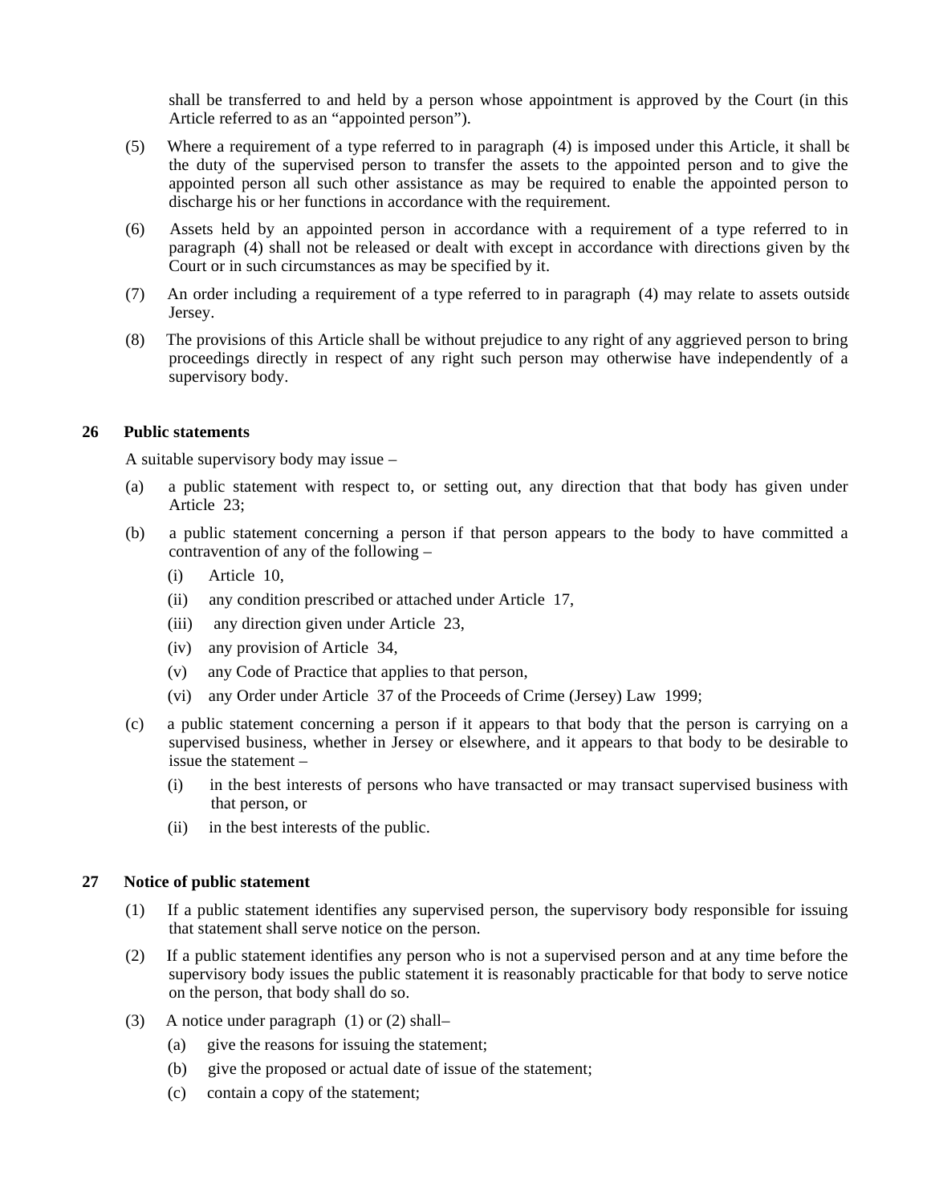shall be transferred to and held by a person whose appointment is approved by the Court (in this Article referred to as an "appointed person").

(5) Where a requirement of a type referred to in paragraph (4) is imposed under this Article, it shall be the duty of the supervised person to transfer the assets to the appointed person and to give the appointed person all such other assistance as may be required to enable the appointed person to discharge his or her functions in accordance with the requirement.

(6) Assets held by an appointed person in accordance with a requirement of a type referred to in paragraph (4) shall not be released or dealt with except in accordance with directions given by the Court or in such circumstances as may be specified by it.

(7) An order including a requirement of a type referred to in paragraph (4) may relate to assets outside Jersey.

(8) The provisions of this Article shall be without prejudice to any right of any aggrieved person to bring proceedings directly in respect of any right such person may otherwise have independently of a supervisory body.

### 26 Public statements

A suitable supervisory body may issue –

(a) a public statement with respect to, or setting out, any direction that that body has given under Article 23;

(b) a public statement concerning a person if that person appears to the body to have committed a contravention of any of the following –

  (i) Article 10,

  (ii) any condition prescribed or attached under Article 17,

  (iii) any direction given under Article 23,

  (iv) any provision of Article 34,

  (v) any Code of Practice that applies to that person,

  (vi) any Order under Article 37 of the Proceeds of Crime (Jersey) Law 1999;

(c) a public statement concerning a person if it appears to that body that the person is carrying on a supervised business, whether in Jersey or elsewhere, and it appears to that body to be desirable to issue the statement –

  (i) in the best interests of persons who have transacted or may transact supervised business with that person, or

  (ii) in the best interests of the public.

### 27 Notice of public statement

(1) If a public statement identifies any supervised person, the supervisory body responsible for issuing that statement shall serve notice on the person.

(2) If a public statement identifies any person who is not a supervised person and at any time before the supervisory body issues the public statement it is reasonably practicable for that body to serve notice on the person, that body shall do so.

(3) A notice under paragraph (1) or (2) shall–

  (a) give the reasons for issuing the statement;

  (b) give the proposed or actual date of issue of the statement;

  (c) contain a copy of the statement;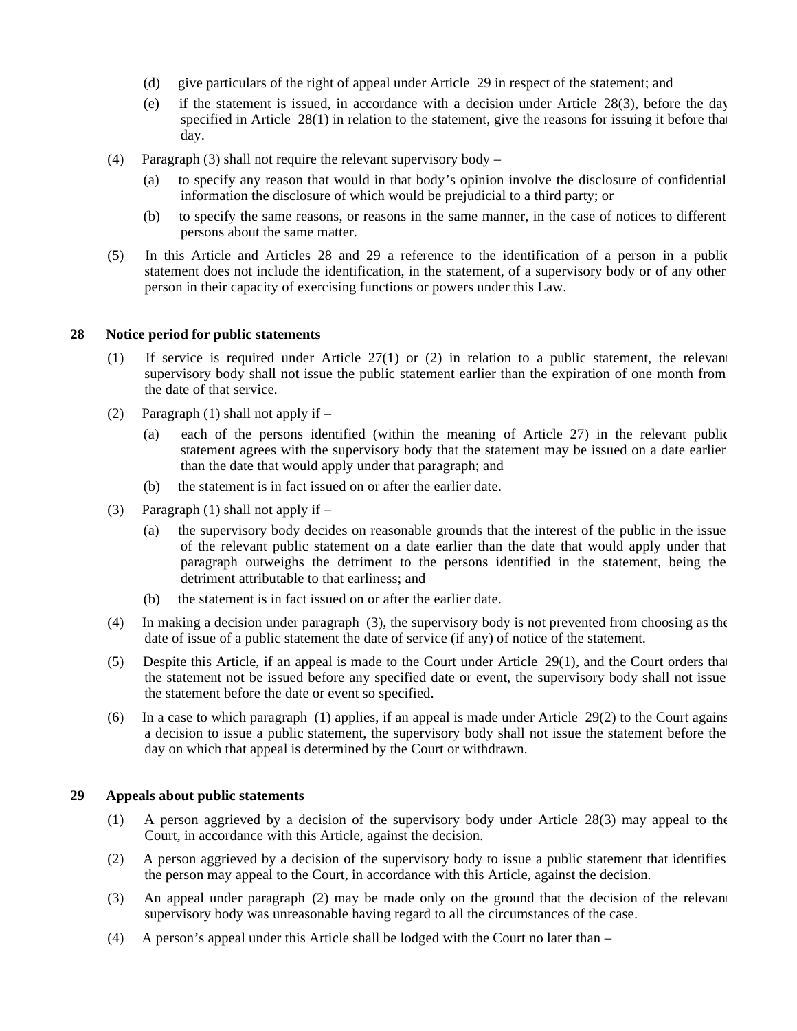(d) give particulars of the right of appeal under Article 29 in respect of the statement; and

(e) if the statement is issued, in accordance with a decision under Article 28(3), before the day specified in Article 28(1) in relation to the statement, give the reasons for issuing it before that day.

(4) Paragraph (3) shall not require the relevant supervisory body –

(a) to specify any reason that would in that body's opinion involve the disclosure of confidential information the disclosure of which would be prejudicial to a third party; or

(b) to specify the same reasons, or reasons in the same manner, in the case of notices to different persons about the same matter.

(5) In this Article and Articles 28 and 29 a reference to the identification of a person in a public statement does not include the identification, in the statement, of a supervisory body or of any other person in their capacity of exercising functions or powers under this Law.

## 28 Notice period for public statements

(1) If service is required under Article 27(1) or (2) in relation to a public statement, the relevant supervisory body shall not issue the public statement earlier than the expiration of one month from the date of that service.

(2) Paragraph (1) shall not apply if –

(a) each of the persons identified (within the meaning of Article 27) in the relevant public statement agrees with the supervisory body that the statement may be issued on a date earlier than the date that would apply under that paragraph; and

(b) the statement is in fact issued on or after the earlier date.

(3) Paragraph (1) shall not apply if –

(a) the supervisory body decides on reasonable grounds that the interest of the public in the issue of the relevant public statement on a date earlier than the date that would apply under that paragraph outweighs the detriment to the persons identified in the statement, being the detriment attributable to that earliness; and

(b) the statement is in fact issued on or after the earlier date.

(4) In making a decision under paragraph (3), the supervisory body is not prevented from choosing as the date of issue of a public statement the date of service (if any) of notice of the statement.

(5) Despite this Article, if an appeal is made to the Court under Article 29(1), and the Court orders that the statement not be issued before any specified date or event, the supervisory body shall not issue the statement before the date or event so specified.

(6) In a case to which paragraph (1) applies, if an appeal is made under Article 29(2) to the Court against a decision to issue a public statement, the supervisory body shall not issue the statement before the day on which that appeal is determined by the Court or withdrawn.

## 29 Appeals about public statements

(1) A person aggrieved by a decision of the supervisory body under Article 28(3) may appeal to the Court, in accordance with this Article, against the decision.

(2) A person aggrieved by a decision of the supervisory body to issue a public statement that identifies the person may appeal to the Court, in accordance with this Article, against the decision.

(3) An appeal under paragraph (2) may be made only on the ground that the decision of the relevant supervisory body was unreasonable having regard to all the circumstances of the case.

(4) A person's appeal under this Article shall be lodged with the Court no later than –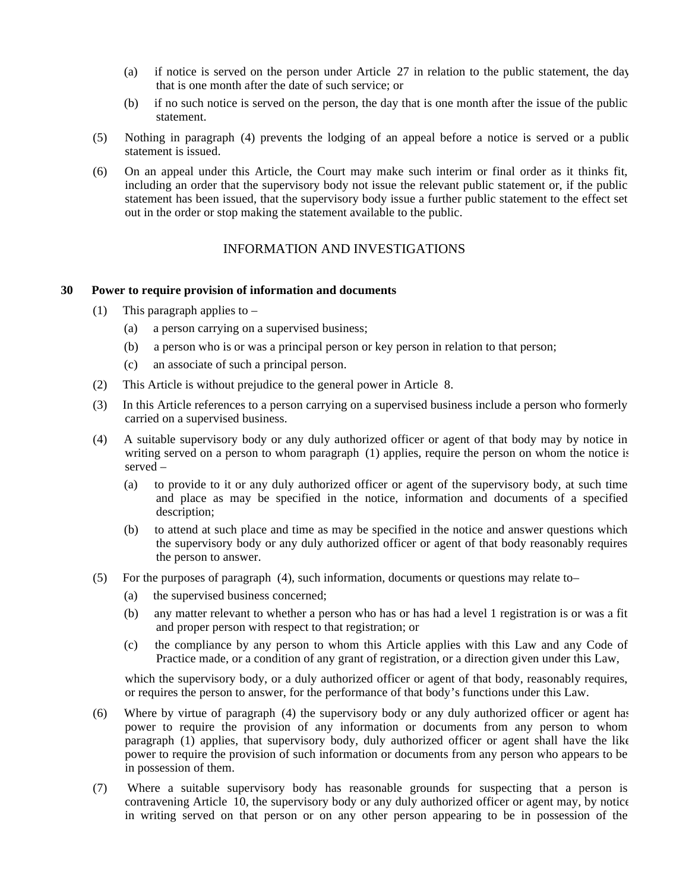(a) if notice is served on the person under Article 27 in relation to the public statement, the day that is one month after the date of such service; or

(b) if no such notice is served on the person, the day that is one month after the issue of the public statement.

(5) Nothing in paragraph (4) prevents the lodging of an appeal before a notice is served or a public statement is issued.

(6) On an appeal under this Article, the Court may make such interim or final order as it thinks fit, including an order that the supervisory body not issue the relevant public statement or, if the public statement has been issued, that the supervisory body issue a further public statement to the effect set out in the order or stop making the statement available to the public.

## INFORMATION AND INVESTIGATIONS

### 30 Power to require provision of information and documents

(1) This paragraph applies to –

(a) a person carrying on a supervised business;

(b) a person who is or was a principal person or key person in relation to that person;

(c) an associate of such a principal person.

(2) This Article is without prejudice to the general power in Article 8.

(3) In this Article references to a person carrying on a supervised business include a person who formerly carried on a supervised business.

(4) A suitable supervisory body or any duly authorized officer or agent of that body may by notice in writing served on a person to whom paragraph (1) applies, require the person on whom the notice is served –

(a) to provide to it or any duly authorized officer or agent of the supervisory body, at such time and place as may be specified in the notice, information and documents of a specified description;

(b) to attend at such place and time as may be specified in the notice and answer questions which the supervisory body or any duly authorized officer or agent of that body reasonably requires the person to answer.

(5) For the purposes of paragraph (4), such information, documents or questions may relate to–

(a) the supervised business concerned;

(b) any matter relevant to whether a person who has or has had a level 1 registration is or was a fit and proper person with respect to that registration; or

(c) the compliance by any person to whom this Article applies with this Law and any Code of Practice made, or a condition of any grant of registration, or a direction given under this Law,

which the supervisory body, or a duly authorized officer or agent of that body, reasonably requires, or requires the person to answer, for the performance of that body's functions under this Law.

(6) Where by virtue of paragraph (4) the supervisory body or any duly authorized officer or agent has power to require the provision of any information or documents from any person to whom paragraph (1) applies, that supervisory body, duly authorized officer or agent shall have the like power to require the provision of such information or documents from any person who appears to be in possession of them.

(7) Where a suitable supervisory body has reasonable grounds for suspecting that a person is contravening Article 10, the supervisory body or any duly authorized officer or agent may, by notice in writing served on that person or on any other person appearing to be in possession of the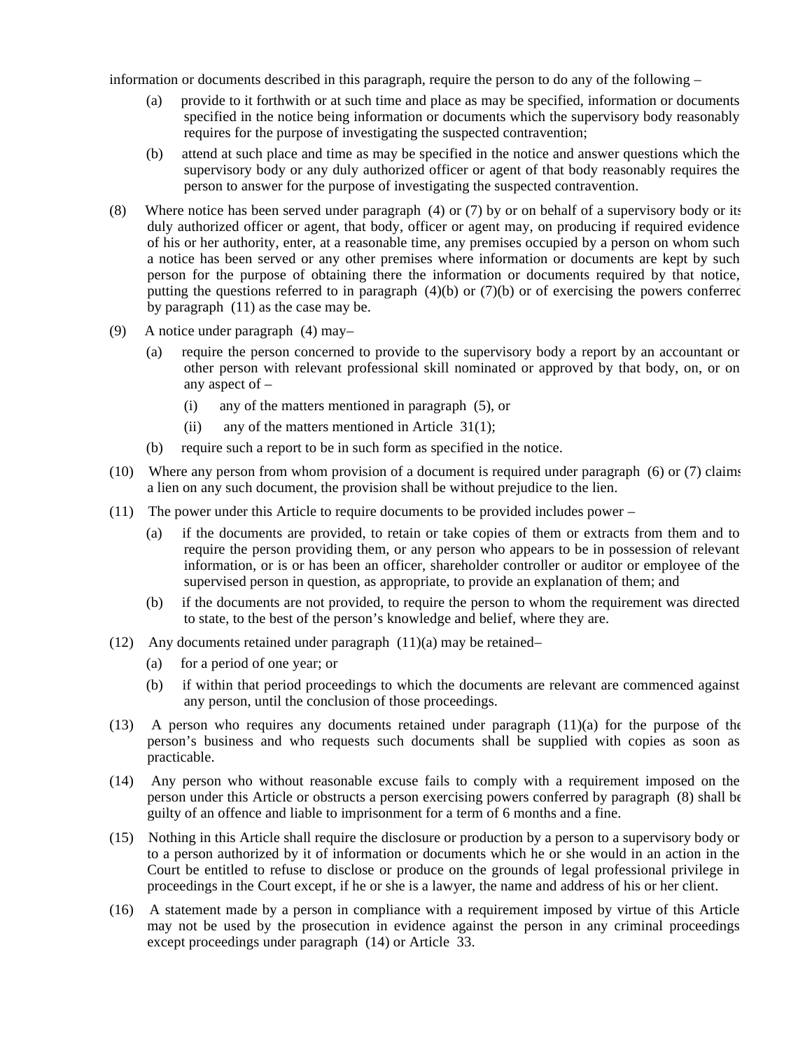information or documents described in this paragraph, require the person to do any of the following –

(a) provide to it forthwith or at such time and place as may be specified, information or documents specified in the notice being information or documents which the supervisory body reasonably requires for the purpose of investigating the suspected contravention;

(b) attend at such place and time as may be specified in the notice and answer questions which the supervisory body or any duly authorized officer or agent of that body reasonably requires the person to answer for the purpose of investigating the suspected contravention.

(8) Where notice has been served under paragraph (4) or (7) by or on behalf of a supervisory body or its duly authorized officer or agent, that body, officer or agent may, on producing if required evidence of his or her authority, enter, at a reasonable time, any premises occupied by a person on whom such a notice has been served or any other premises where information or documents are kept by such person for the purpose of obtaining there the information or documents required by that notice, putting the questions referred to in paragraph (4)(b) or (7)(b) or of exercising the powers conferred by paragraph (11) as the case may be.

(9) A notice under paragraph (4) may–

(a) require the person concerned to provide to the supervisory body a report by an accountant or other person with relevant professional skill nominated or approved by that body, on, or on any aspect of –

(i) any of the matters mentioned in paragraph (5), or

(ii) any of the matters mentioned in Article 31(1);

(b) require such a report to be in such form as specified in the notice.

(10) Where any person from whom provision of a document is required under paragraph (6) or (7) claims a lien on any such document, the provision shall be without prejudice to the lien.

(11) The power under this Article to require documents to be provided includes power –

(a) if the documents are provided, to retain or take copies of them or extracts from them and to require the person providing them, or any person who appears to be in possession of relevant information, or is or has been an officer, shareholder controller or auditor or employee of the supervised person in question, as appropriate, to provide an explanation of them; and

(b) if the documents are not provided, to require the person to whom the requirement was directed to state, to the best of the person's knowledge and belief, where they are.

(12) Any documents retained under paragraph (11)(a) may be retained–

(a) for a period of one year; or

(b) if within that period proceedings to which the documents are relevant are commenced against any person, until the conclusion of those proceedings.

(13) A person who requires any documents retained under paragraph (11)(a) for the purpose of the person's business and who requests such documents shall be supplied with copies as soon as practicable.

(14) Any person who without reasonable excuse fails to comply with a requirement imposed on the person under this Article or obstructs a person exercising powers conferred by paragraph (8) shall be guilty of an offence and liable to imprisonment for a term of 6 months and a fine.

(15) Nothing in this Article shall require the disclosure or production by a person to a supervisory body or to a person authorized by it of information or documents which he or she would in an action in the Court be entitled to refuse to disclose or produce on the grounds of legal professional privilege in proceedings in the Court except, if he or she is a lawyer, the name and address of his or her client.

(16) A statement made by a person in compliance with a requirement imposed by virtue of this Article may not be used by the prosecution in evidence against the person in any criminal proceedings except proceedings under paragraph (14) or Article 33.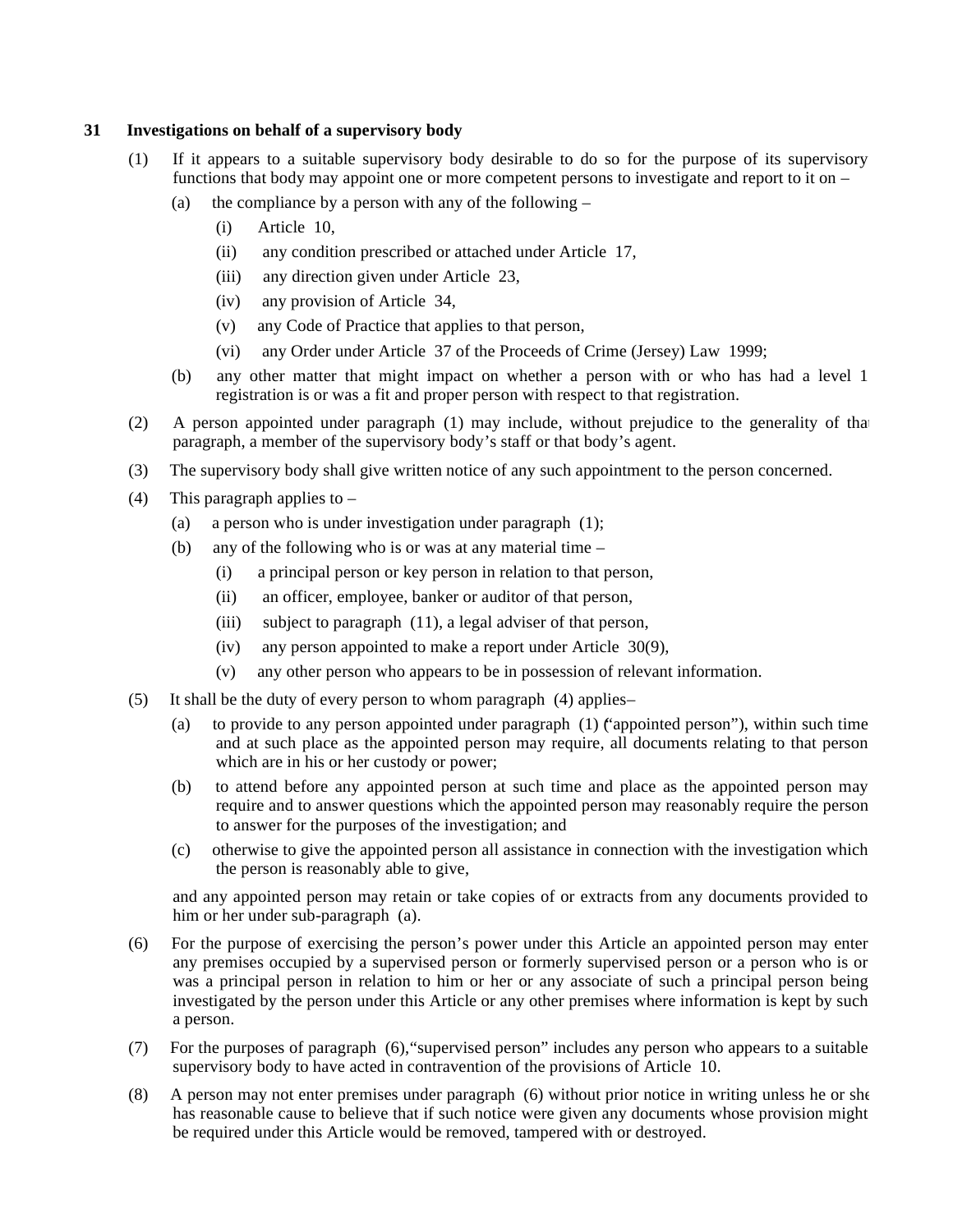**31 Investigations on behalf of a supervisory body**

(1) If it appears to a suitable supervisory body desirable to do so for the purpose of its supervisory functions that body may appoint one or more competent persons to investigate and report to it on –

(a) the compliance by a person with any of the following –

(i) Article 10,

(ii) any condition prescribed or attached under Article 17,

(iii) any direction given under Article 23,

(iv) any provision of Article 34,

(v) any Code of Practice that applies to that person,

(vi) any Order under Article 37 of the Proceeds of Crime (Jersey) Law 1999;

(b) any other matter that might impact on whether a person with or who has had a level 1 registration is or was a fit and proper person with respect to that registration.

(2) A person appointed under paragraph (1) may include, without prejudice to the generality of that paragraph, a member of the supervisory body's staff or that body's agent.

(3) The supervisory body shall give written notice of any such appointment to the person concerned.

(4) This paragraph applies to –

(a) a person who is under investigation under paragraph (1);

(b) any of the following who is or was at any material time –

(i) a principal person or key person in relation to that person,

(ii) an officer, employee, banker or auditor of that person,

(iii) subject to paragraph (11), a legal adviser of that person,

(iv) any person appointed to make a report under Article 30(9),

(v) any other person who appears to be in possession of relevant information.

(5) It shall be the duty of every person to whom paragraph (4) applies–

(a) to provide to any person appointed under paragraph (1) ("appointed person"), within such time and at such place as the appointed person may require, all documents relating to that person which are in his or her custody or power;

(b) to attend before any appointed person at such time and place as the appointed person may require and to answer questions which the appointed person may reasonably require the person to answer for the purposes of the investigation; and

(c) otherwise to give the appointed person all assistance in connection with the investigation which the person is reasonably able to give,

and any appointed person may retain or take copies of or extracts from any documents provided to him or her under sub-paragraph (a).

(6) For the purpose of exercising the person's power under this Article an appointed person may enter any premises occupied by a supervised person or formerly supervised person or a person who is or was a principal person in relation to him or her or any associate of such a principal person being investigated by the person under this Article or any other premises where information is kept by such a person.

(7) For the purposes of paragraph (6), "supervised person" includes any person who appears to a suitable supervisory body to have acted in contravention of the provisions of Article 10.

(8) A person may not enter premises under paragraph (6) without prior notice in writing unless he or she has reasonable cause to believe that if such notice were given any documents whose provision might be required under this Article would be removed, tampered with or destroyed.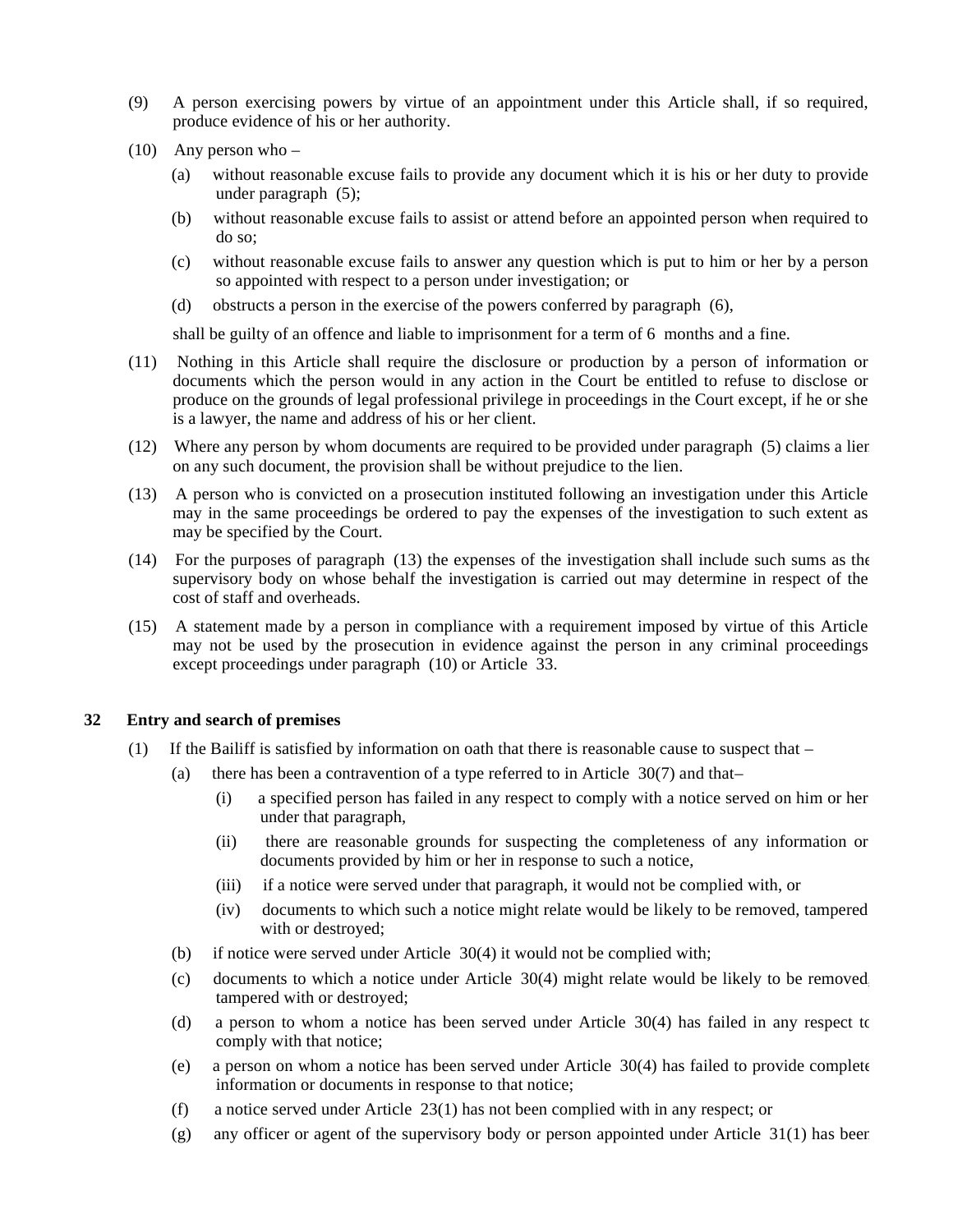(9) A person exercising powers by virtue of an appointment under this Article shall, if so required, produce evidence of his or her authority.

(10) Any person who –

(a) without reasonable excuse fails to provide any document which it is his or her duty to provide under paragraph (5);

(b) without reasonable excuse fails to assist or attend before an appointed person when required to do so;

(c) without reasonable excuse fails to answer any question which is put to him or her by a person so appointed with respect to a person under investigation; or

(d) obstructs a person in the exercise of the powers conferred by paragraph (6),

shall be guilty of an offence and liable to imprisonment for a term of 6 months and a fine.

(11) Nothing in this Article shall require the disclosure or production by a person of information or documents which the person would in any action in the Court be entitled to refuse to disclose or produce on the grounds of legal professional privilege in proceedings in the Court except, if he or she is a lawyer, the name and address of his or her client.

(12) Where any person by whom documents are required to be provided under paragraph (5) claims a lien on any such document, the provision shall be without prejudice to the lien.

(13) A person who is convicted on a prosecution instituted following an investigation under this Article may in the same proceedings be ordered to pay the expenses of the investigation to such extent as may be specified by the Court.

(14) For the purposes of paragraph (13) the expenses of the investigation shall include such sums as the supervisory body on whose behalf the investigation is carried out may determine in respect of the cost of staff and overheads.

(15) A statement made by a person in compliance with a requirement imposed by virtue of this Article may not be used by the prosecution in evidence against the person in any criminal proceedings except proceedings under paragraph (10) or Article 33.

**32 Entry and search of premises**

(1) If the Bailiff is satisfied by information on oath that there is reasonable cause to suspect that –

(a) there has been a contravention of a type referred to in Article 30(7) and that–

(i) a specified person has failed in any respect to comply with a notice served on him or her under that paragraph,

(ii) there are reasonable grounds for suspecting the completeness of any information or documents provided by him or her in response to such a notice,

(iii) if a notice were served under that paragraph, it would not be complied with, or

(iv) documents to which such a notice might relate would be likely to be removed, tampered with or destroyed;

(b) if notice were served under Article 30(4) it would not be complied with;

(c) documents to which a notice under Article 30(4) might relate would be likely to be removed, tampered with or destroyed;

(d) a person to whom a notice has been served under Article 30(4) has failed in any respect to comply with that notice;

(e) a person on whom a notice has been served under Article 30(4) has failed to provide complete information or documents in response to that notice;

(f) a notice served under Article 23(1) has not been complied with in any respect; or

(g) any officer or agent of the supervisory body or person appointed under Article 31(1) has been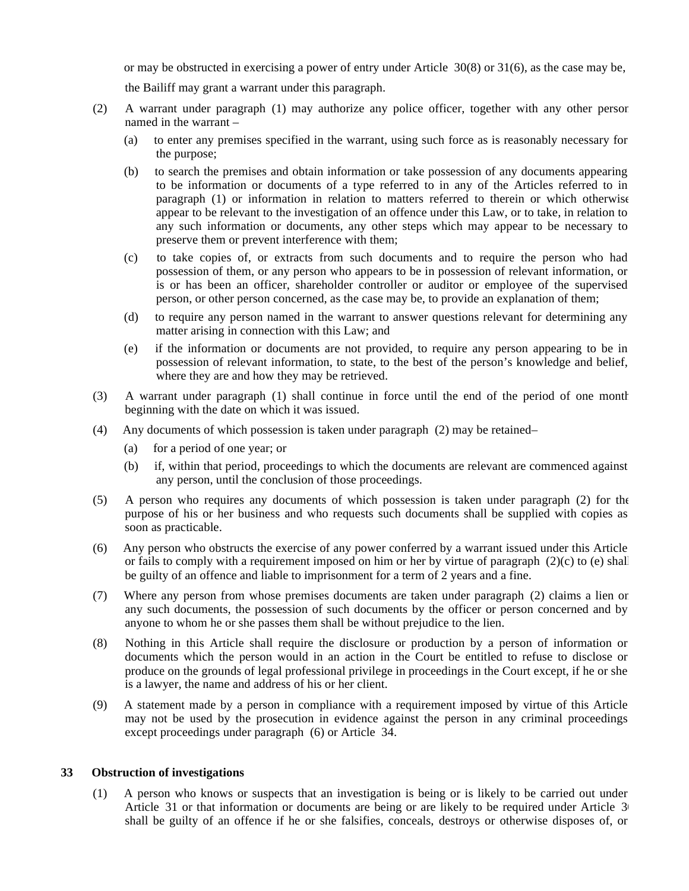or may be obstructed in exercising a power of entry under Article 30(8) or 31(6), as the case may be,

the Bailiff may grant a warrant under this paragraph.

(2) A warrant under paragraph (1) may authorize any police officer, together with any other person named in the warrant –

(a) to enter any premises specified in the warrant, using such force as is reasonably necessary for the purpose;

(b) to search the premises and obtain information or take possession of any documents appearing to be information or documents of a type referred to in any of the Articles referred to in paragraph (1) or information in relation to matters referred to therein or which otherwise appear to be relevant to the investigation of an offence under this Law, or to take, in relation to any such information or documents, any other steps which may appear to be necessary to preserve them or prevent interference with them;

(c) to take copies of, or extracts from such documents and to require the person who had possession of them, or any person who appears to be in possession of relevant information, or is or has been an officer, shareholder controller or auditor or employee of the supervised person, or other person concerned, as the case may be, to provide an explanation of them;

(d) to require any person named in the warrant to answer questions relevant for determining any matter arising in connection with this Law; and

(e) if the information or documents are not provided, to require any person appearing to be in possession of relevant information, to state, to the best of the person's knowledge and belief, where they are and how they may be retrieved.

(3) A warrant under paragraph (1) shall continue in force until the end of the period of one month beginning with the date on which it was issued.

(4) Any documents of which possession is taken under paragraph (2) may be retained–

(a) for a period of one year; or

(b) if, within that period, proceedings to which the documents are relevant are commenced against any person, until the conclusion of those proceedings.

(5) A person who requires any documents of which possession is taken under paragraph (2) for the purpose of his or her business and who requests such documents shall be supplied with copies as soon as practicable.

(6) Any person who obstructs the exercise of any power conferred by a warrant issued under this Article or fails to comply with a requirement imposed on him or her by virtue of paragraph (2)(c) to (e) shall be guilty of an offence and liable to imprisonment for a term of 2 years and a fine.

(7) Where any person from whose premises documents are taken under paragraph (2) claims a lien on any such documents, the possession of such documents by the officer or person concerned and by anyone to whom he or she passes them shall be without prejudice to the lien.

(8) Nothing in this Article shall require the disclosure or production by a person of information or documents which the person would in an action in the Court be entitled to refuse to disclose or produce on the grounds of legal professional privilege in proceedings in the Court except, if he or she is a lawyer, the name and address of his or her client.

(9) A statement made by a person in compliance with a requirement imposed by virtue of this Article may not be used by the prosecution in evidence against the person in any criminal proceedings except proceedings under paragraph (6) or Article 34.

### 33 Obstruction of investigations

(1) A person who knows or suspects that an investigation is being or is likely to be carried out under Article 31 or that information or documents are being or are likely to be required under Article 30 shall be guilty of an offence if he or she falsifies, conceals, destroys or otherwise disposes of, or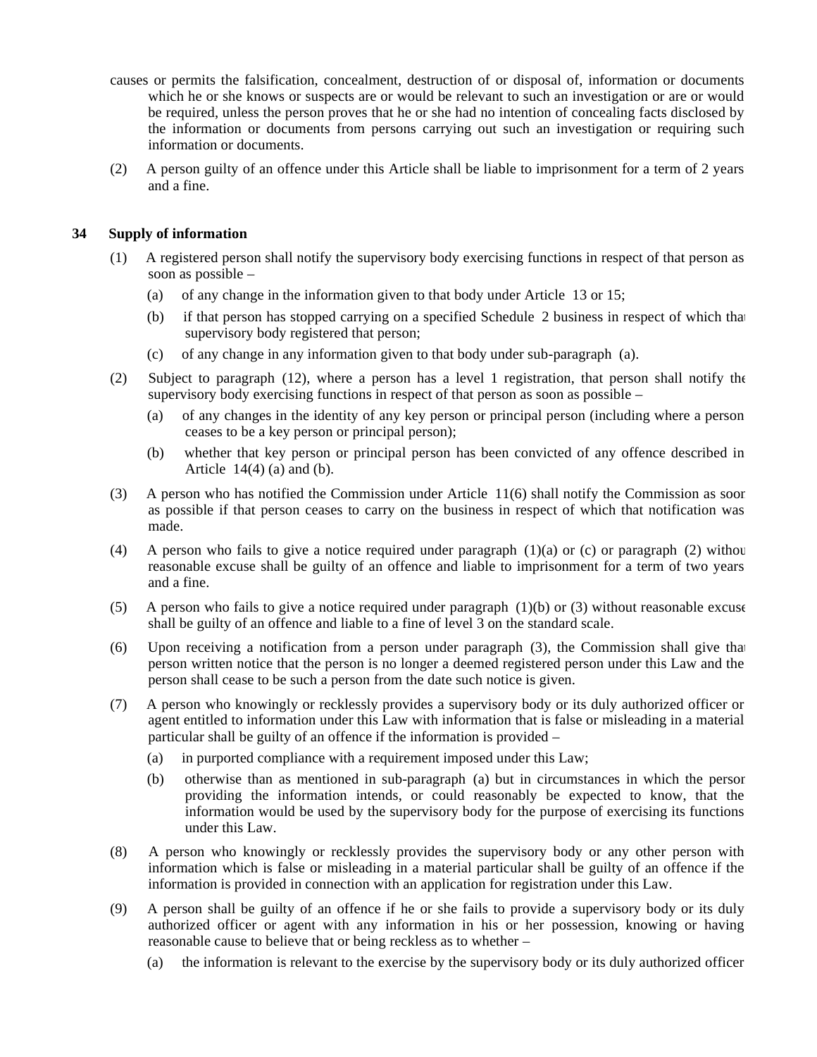causes or permits the falsification, concealment, destruction of or disposal of, information or documents which he or she knows or suspects are or would be relevant to such an investigation or are or would be required, unless the person proves that he or she had no intention of concealing facts disclosed by the information or documents from persons carrying out such an investigation or requiring such information or documents.

(2) A person guilty of an offence under this Article shall be liable to imprisonment for a term of 2 years and a fine.

**34 Supply of information**

(1) A registered person shall notify the supervisory body exercising functions in respect of that person as soon as possible –

(a) of any change in the information given to that body under Article 13 or 15;

(b) if that person has stopped carrying on a specified Schedule 2 business in respect of which that supervisory body registered that person;

(c) of any change in any information given to that body under sub-paragraph (a).

(2) Subject to paragraph (12), where a person has a level 1 registration, that person shall notify the supervisory body exercising functions in respect of that person as soon as possible –

(a) of any changes in the identity of any key person or principal person (including where a person ceases to be a key person or principal person);

(b) whether that key person or principal person has been convicted of any offence described in Article 14(4) (a) and (b).

(3) A person who has notified the Commission under Article 11(6) shall notify the Commission as soon as possible if that person ceases to carry on the business in respect of which that notification was made.

(4) A person who fails to give a notice required under paragraph (1)(a) or (c) or paragraph (2) without reasonable excuse shall be guilty of an offence and liable to imprisonment for a term of two years and a fine.

(5) A person who fails to give a notice required under paragraph (1)(b) or (3) without reasonable excuse shall be guilty of an offence and liable to a fine of level 3 on the standard scale.

(6) Upon receiving a notification from a person under paragraph (3), the Commission shall give that person written notice that the person is no longer a deemed registered person under this Law and the person shall cease to be such a person from the date such notice is given.

(7) A person who knowingly or recklessly provides a supervisory body or its duly authorized officer or agent entitled to information under this Law with information that is false or misleading in a material particular shall be guilty of an offence if the information is provided –

(a) in purported compliance with a requirement imposed under this Law;

(b) otherwise than as mentioned in sub-paragraph (a) but in circumstances in which the person providing the information intends, or could reasonably be expected to know, that the information would be used by the supervisory body for the purpose of exercising its functions under this Law.

(8) A person who knowingly or recklessly provides the supervisory body or any other person with information which is false or misleading in a material particular shall be guilty of an offence if the information is provided in connection with an application for registration under this Law.

(9) A person shall be guilty of an offence if he or she fails to provide a supervisory body or its duly authorized officer or agent with any information in his or her possession, knowing or having reasonable cause to believe that or being reckless as to whether –

(a) the information is relevant to the exercise by the supervisory body or its duly authorized officer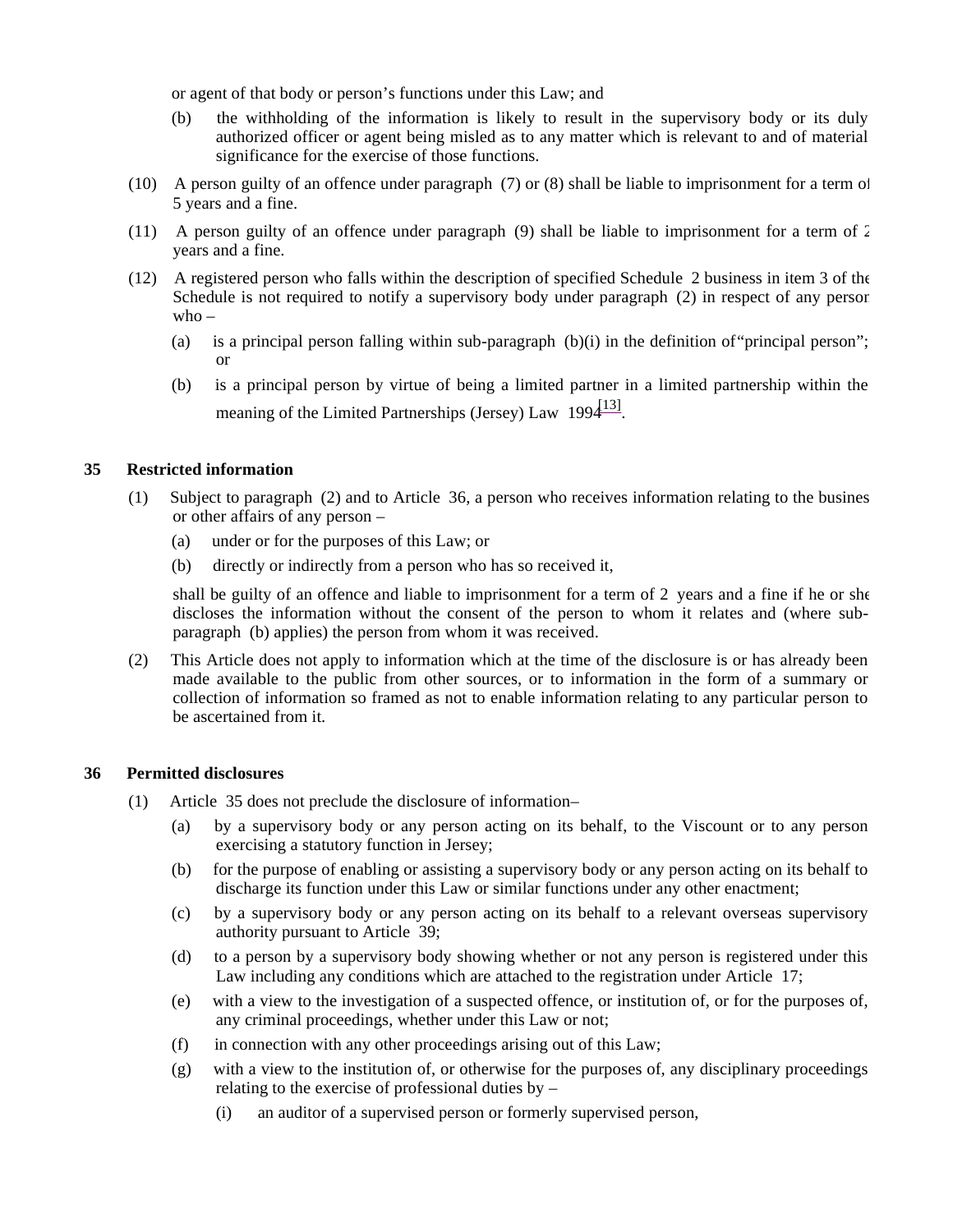or agent of that body or person's functions under this Law; and

(b) the withholding of the information is likely to result in the supervisory body or its duly authorized officer or agent being misled as to any matter which is relevant to and of material significance for the exercise of those functions.

(10) A person guilty of an offence under paragraph (7) or (8) shall be liable to imprisonment for a term of 5 years and a fine.

(11) A person guilty of an offence under paragraph (9) shall be liable to imprisonment for a term of 2 years and a fine.

(12) A registered person who falls within the description of specified Schedule 2 business in item 3 of the Schedule is not required to notify a supervisory body under paragraph (2) in respect of any person who –

(a) is a principal person falling within sub-paragraph (b)(i) in the definition of "principal person"; or

(b) is a principal person by virtue of being a limited partner in a limited partnership within the meaning of the Limited Partnerships (Jersey) Law 1994[13].

### 35 Restricted information

(1) Subject to paragraph (2) and to Article 36, a person who receives information relating to the business or other affairs of any person –

(a) under or for the purposes of this Law; or

(b) directly or indirectly from a person who has so received it,

shall be guilty of an offence and liable to imprisonment for a term of 2 years and a fine if he or she discloses the information without the consent of the person to whom it relates and (where sub-paragraph (b) applies) the person from whom it was received.

(2) This Article does not apply to information which at the time of the disclosure is or has already been made available to the public from other sources, or to information in the form of a summary or collection of information so framed as not to enable information relating to any particular person to be ascertained from it.

### 36 Permitted disclosures

(1) Article 35 does not preclude the disclosure of information–

(a) by a supervisory body or any person acting on its behalf, to the Viscount or to any person exercising a statutory function in Jersey;

(b) for the purpose of enabling or assisting a supervisory body or any person acting on its behalf to discharge its function under this Law or similar functions under any other enactment;

(c) by a supervisory body or any person acting on its behalf to a relevant overseas supervisory authority pursuant to Article 39;

(d) to a person by a supervisory body showing whether or not any person is registered under this Law including any conditions which are attached to the registration under Article 17;

(e) with a view to the investigation of a suspected offence, or institution of, or for the purposes of, any criminal proceedings, whether under this Law or not;

(f) in connection with any other proceedings arising out of this Law;

(g) with a view to the institution of, or otherwise for the purposes of, any disciplinary proceedings relating to the exercise of professional duties by –

(i) an auditor of a supervised person or formerly supervised person,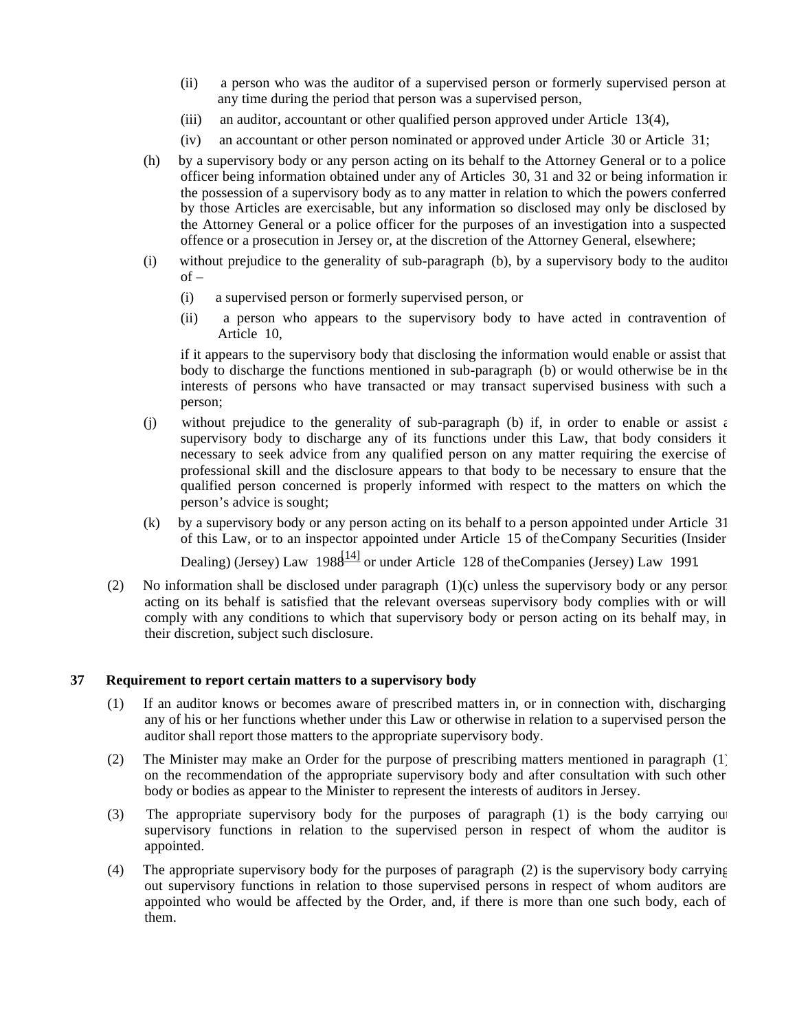(ii) a person who was the auditor of a supervised person or formerly supervised person at any time during the period that person was a supervised person,

(iii) an auditor, accountant or other qualified person approved under Article 13(4),

(iv) an accountant or other person nominated or approved under Article 30 or Article 31;

(h) by a supervisory body or any person acting on its behalf to the Attorney General or to a police officer being information obtained under any of Articles 30, 31 and 32 or being information in the possession of a supervisory body as to any matter in relation to which the powers conferred by those Articles are exercisable, but any information so disclosed may only be disclosed by the Attorney General or a police officer for the purposes of an investigation into a suspected offence or a prosecution in Jersey or, at the discretion of the Attorney General, elsewhere;

(i) without prejudice to the generality of sub-paragraph (b), by a supervisory body to the auditor of –

(i) a supervised person or formerly supervised person, or

(ii) a person who appears to the supervisory body to have acted in contravention of Article 10,

if it appears to the supervisory body that disclosing the information would enable or assist that body to discharge the functions mentioned in sub-paragraph (b) or would otherwise be in the interests of persons who have transacted or may transact supervised business with such a person;

(j) without prejudice to the generality of sub-paragraph (b) if, in order to enable or assist a supervisory body to discharge any of its functions under this Law, that body considers it necessary to seek advice from any qualified person on any matter requiring the exercise of professional skill and the disclosure appears to that body to be necessary to ensure that the qualified person concerned is properly informed with respect to the matters on which the person's advice is sought;

(k) by a supervisory body or any person acting on its behalf to a person appointed under Article 31 of this Law, or to an inspector appointed under Article 15 of the Company Securities (Insider Dealing) (Jersey) Law 1988[14] or under Article 128 of the Companies (Jersey) Law 1991.

(2) No information shall be disclosed under paragraph (1)(c) unless the supervisory body or any person acting on its behalf is satisfied that the relevant overseas supervisory body complies with or will comply with any conditions to which that supervisory body or person acting on its behalf may, in their discretion, subject such disclosure.

### 37 Requirement to report certain matters to a supervisory body

(1) If an auditor knows or becomes aware of prescribed matters in, or in connection with, discharging any of his or her functions whether under this Law or otherwise in relation to a supervised person the auditor shall report those matters to the appropriate supervisory body.

(2) The Minister may make an Order for the purpose of prescribing matters mentioned in paragraph (1) on the recommendation of the appropriate supervisory body and after consultation with such other body or bodies as appear to the Minister to represent the interests of auditors in Jersey.

(3) The appropriate supervisory body for the purposes of paragraph (1) is the body carrying out supervisory functions in relation to the supervised person in respect of whom the auditor is appointed.

(4) The appropriate supervisory body for the purposes of paragraph (2) is the supervisory body carrying out supervisory functions in relation to those supervised persons in respect of whom auditors are appointed who would be affected by the Order, and, if there is more than one such body, each of them.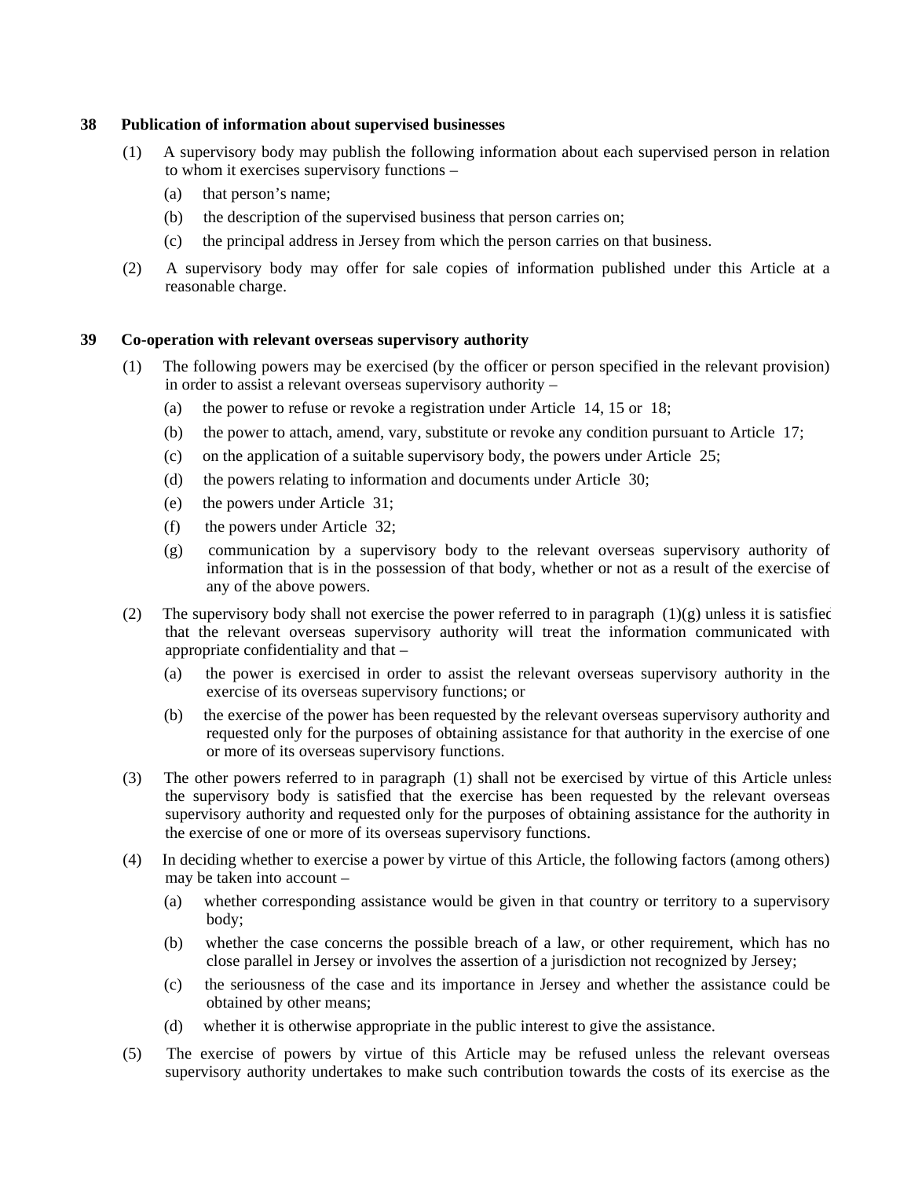**38 Publication of information about supervised businesses**

(1) A supervisory body may publish the following information about each supervised person in relation to whom it exercises supervisory functions –

(a) that person's name;

(b) the description of the supervised business that person carries on;

(c) the principal address in Jersey from which the person carries on that business.

(2) A supervisory body may offer for sale copies of information published under this Article at a reasonable charge.

**39 Co-operation with relevant overseas supervisory authority**

(1) The following powers may be exercised (by the officer or person specified in the relevant provision) in order to assist a relevant overseas supervisory authority –

(a) the power to refuse or revoke a registration under Article 14, 15 or 18;

(b) the power to attach, amend, vary, substitute or revoke any condition pursuant to Article 17;

(c) on the application of a suitable supervisory body, the powers under Article 25;

(d) the powers relating to information and documents under Article 30;

(e) the powers under Article 31;

(f) the powers under Article 32;

(g) communication by a supervisory body to the relevant overseas supervisory authority of information that is in the possession of that body, whether or not as a result of the exercise of any of the above powers.

(2) The supervisory body shall not exercise the power referred to in paragraph (1)(g) unless it is satisfied that the relevant overseas supervisory authority will treat the information communicated with appropriate confidentiality and that –

(a) the power is exercised in order to assist the relevant overseas supervisory authority in the exercise of its overseas supervisory functions; or

(b) the exercise of the power has been requested by the relevant overseas supervisory authority and requested only for the purposes of obtaining assistance for that authority in the exercise of one or more of its overseas supervisory functions.

(3) The other powers referred to in paragraph (1) shall not be exercised by virtue of this Article unless the supervisory body is satisfied that the exercise has been requested by the relevant overseas supervisory authority and requested only for the purposes of obtaining assistance for the authority in the exercise of one or more of its overseas supervisory functions.

(4) In deciding whether to exercise a power by virtue of this Article, the following factors (among others) may be taken into account –

(a) whether corresponding assistance would be given in that country or territory to a supervisory body;

(b) whether the case concerns the possible breach of a law, or other requirement, which has no close parallel in Jersey or involves the assertion of a jurisdiction not recognized by Jersey;

(c) the seriousness of the case and its importance in Jersey and whether the assistance could be obtained by other means;

(d) whether it is otherwise appropriate in the public interest to give the assistance.

(5) The exercise of powers by virtue of this Article may be refused unless the relevant overseas supervisory authority undertakes to make such contribution towards the costs of its exercise as the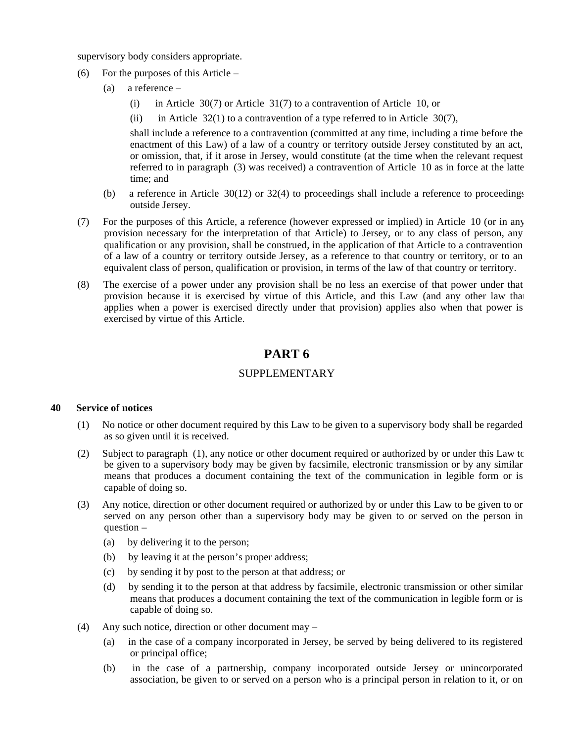supervisory body considers appropriate.

(6) For the purposes of this Article –

(a) a reference –

(i) in Article 30(7) or Article 31(7) to a contravention of Article 10, or

(ii) in Article 32(1) to a contravention of a type referred to in Article 30(7),

shall include a reference to a contravention (committed at any time, including a time before the enactment of this Law) of a law of a country or territory outside Jersey constituted by an act, or omission, that, if it arose in Jersey, would constitute (at the time when the relevant request referred to in paragraph (3) was received) a contravention of Article 10 as in force at the latter time; and

(b) a reference in Article 30(12) or 32(4) to proceedings shall include a reference to proceedings outside Jersey.

(7) For the purposes of this Article, a reference (however expressed or implied) in Article 10 (or in any provision necessary for the interpretation of that Article) to Jersey, or to any class of person, any qualification or any provision, shall be construed, in the application of that Article to a contravention of a law of a country or territory outside Jersey, as a reference to that country or territory, or to an equivalent class of person, qualification or provision, in terms of the law of that country or territory.

(8) The exercise of a power under any provision shall be no less an exercise of that power under that provision because it is exercised by virtue of this Article, and this Law (and any other law that applies when a power is exercised directly under that provision) applies also when that power is exercised by virtue of this Article.

# PART 6

## SUPPLEMENTARY

### 40 Service of notices

(1) No notice or other document required by this Law to be given to a supervisory body shall be regarded as so given until it is received.

(2) Subject to paragraph (1), any notice or other document required or authorized by or under this Law to be given to a supervisory body may be given by facsimile, electronic transmission or by any similar means that produces a document containing the text of the communication in legible form or is capable of doing so.

(3) Any notice, direction or other document required or authorized by or under this Law to be given to or served on any person other than a supervisory body may be given to or served on the person in question –

(a) by delivering it to the person;

(b) by leaving it at the person's proper address;

(c) by sending it by post to the person at that address; or

(d) by sending it to the person at that address by facsimile, electronic transmission or other similar means that produces a document containing the text of the communication in legible form or is capable of doing so.

(4) Any such notice, direction or other document may –

(a) in the case of a company incorporated in Jersey, be served by being delivered to its registered or principal office;

(b) in the case of a partnership, company incorporated outside Jersey or unincorporated association, be given to or served on a person who is a principal person in relation to it, or on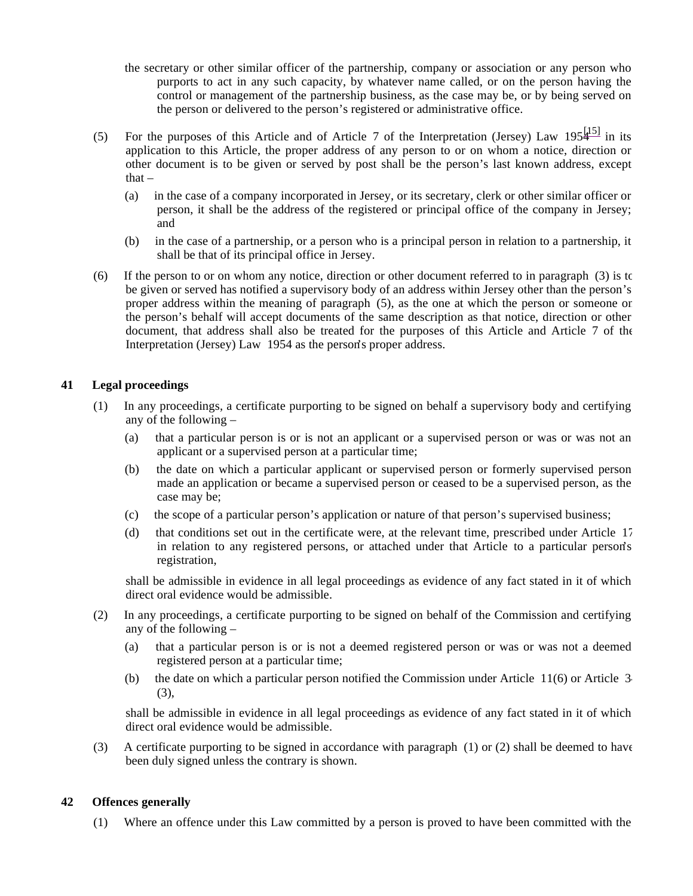the secretary or other similar officer of the partnership, company or association or any person who purports to act in any such capacity, by whatever name called, or on the person having the control or management of the partnership business, as the case may be, or by being served on the person or delivered to the person's registered or administrative office.

(5) For the purposes of this Article and of Article 7 of the Interpretation (Jersey) Law 1954[15] in its application to this Article, the proper address of any person to or on whom a notice, direction or other document is to be given or served by post shall be the person's last known address, except that –

(a) in the case of a company incorporated in Jersey, or its secretary, clerk or other similar officer or person, it shall be the address of the registered or principal office of the company in Jersey; and

(b) in the case of a partnership, or a person who is a principal person in relation to a partnership, it shall be that of its principal office in Jersey.

(6) If the person to or on whom any notice, direction or other document referred to in paragraph (3) is to be given or served has notified a supervisory body of an address within Jersey other than the person's proper address within the meaning of paragraph (5), as the one at which the person or someone on the person's behalf will accept documents of the same description as that notice, direction or other document, that address shall also be treated for the purposes of this Article and Article 7 of the Interpretation (Jersey) Law 1954 as the person's proper address.

## 41 Legal proceedings

(1) In any proceedings, a certificate purporting to be signed on behalf a supervisory body and certifying any of the following –

(a) that a particular person is or is not an applicant or a supervised person or was or was not an applicant or a supervised person at a particular time;

(b) the date on which a particular applicant or supervised person or formerly supervised person made an application or became a supervised person or ceased to be a supervised person, as the case may be;

(c) the scope of a particular person's application or nature of that person's supervised business;

(d) that conditions set out in the certificate were, at the relevant time, prescribed under Article 17 in relation to any registered persons, or attached under that Article to a particular person's registration,

shall be admissible in evidence in all legal proceedings as evidence of any fact stated in it of which direct oral evidence would be admissible.

(2) In any proceedings, a certificate purporting to be signed on behalf of the Commission and certifying any of the following –

(a) that a particular person is or is not a deemed registered person or was or was not a deemed registered person at a particular time;

(b) the date on which a particular person notified the Commission under Article 11(6) or Article 34(3),

shall be admissible in evidence in all legal proceedings as evidence of any fact stated in it of which direct oral evidence would be admissible.

(3) A certificate purporting to be signed in accordance with paragraph (1) or (2) shall be deemed to have been duly signed unless the contrary is shown.

## 42 Offences generally

(1) Where an offence under this Law committed by a person is proved to have been committed with the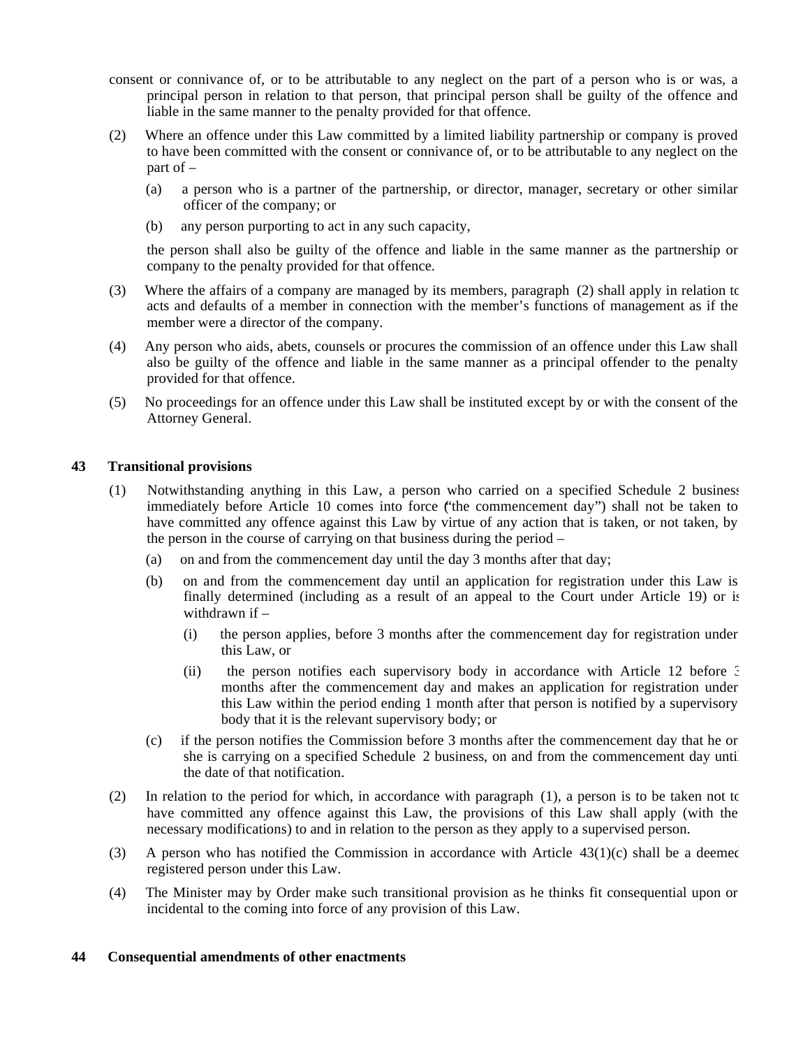consent or connivance of, or to be attributable to any neglect on the part of a person who is or was, a principal person in relation to that person, that principal person shall be guilty of the offence and liable in the same manner to the penalty provided for that offence.

(2) Where an offence under this Law committed by a limited liability partnership or company is proved to have been committed with the consent or connivance of, or to be attributable to any neglect on the part of –

(a) a person who is a partner of the partnership, or director, manager, secretary or other similar officer of the company; or

(b) any person purporting to act in any such capacity,

the person shall also be guilty of the offence and liable in the same manner as the partnership or company to the penalty provided for that offence.

(3) Where the affairs of a company are managed by its members, paragraph (2) shall apply in relation to acts and defaults of a member in connection with the member's functions of management as if the member were a director of the company.

(4) Any person who aids, abets, counsels or procures the commission of an offence under this Law shall also be guilty of the offence and liable in the same manner as a principal offender to the penalty provided for that offence.

(5) No proceedings for an offence under this Law shall be instituted except by or with the consent of the Attorney General.

## 43 Transitional provisions

(1) Notwithstanding anything in this Law, a person who carried on a specified Schedule 2 business immediately before Article 10 comes into force ("the commencement day") shall not be taken to have committed any offence against this Law by virtue of any action that is taken, or not taken, by the person in the course of carrying on that business during the period –

(a) on and from the commencement day until the day 3 months after that day;

(b) on and from the commencement day until an application for registration under this Law is finally determined (including as a result of an appeal to the Court under Article 19) or is withdrawn if –

(i) the person applies, before 3 months after the commencement day for registration under this Law, or

(ii) the person notifies each supervisory body in accordance with Article 12 before 3 months after the commencement day and makes an application for registration under this Law within the period ending 1 month after that person is notified by a supervisory body that it is the relevant supervisory body; or

(c) if the person notifies the Commission before 3 months after the commencement day that he or she is carrying on a specified Schedule 2 business, on and from the commencement day until the date of that notification.

(2) In relation to the period for which, in accordance with paragraph (1), a person is to be taken not to have committed any offence against this Law, the provisions of this Law shall apply (with the necessary modifications) to and in relation to the person as they apply to a supervised person.

(3) A person who has notified the Commission in accordance with Article 43(1)(c) shall be a deemed registered person under this Law.

(4) The Minister may by Order make such transitional provision as he thinks fit consequential upon or incidental to the coming into force of any provision of this Law.

## 44 Consequential amendments of other enactments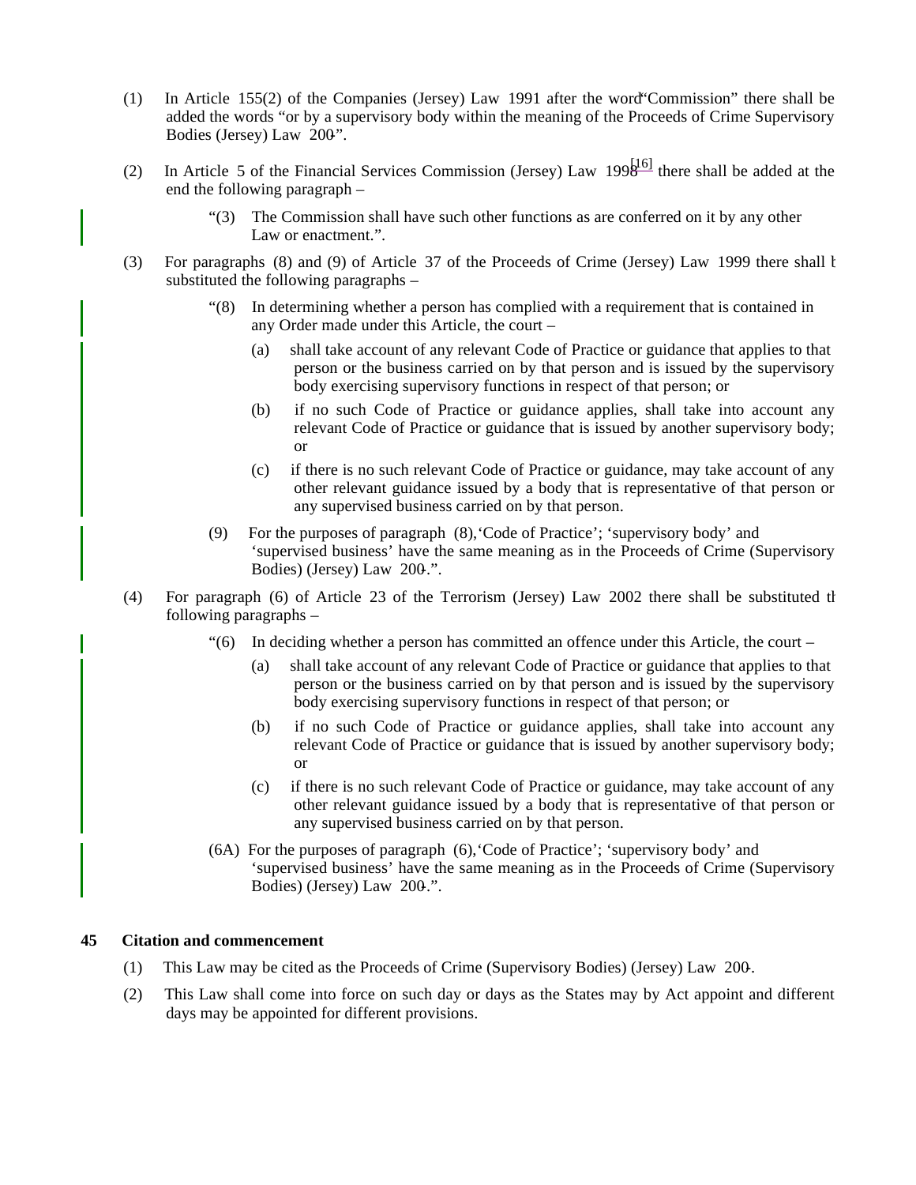(1) In Article 155(2) of the Companies (Jersey) Law 1991 after the word "Commission" there shall be added the words "or by a supervisory body within the meaning of the Proceeds of Crime Supervisory Bodies (Jersey) Law 200-".

(2) In Article 5 of the Financial Services Commission (Jersey) Law 1998[16] there shall be added at the end the following paragraph –

> "(3) The Commission shall have such other functions as are conferred on it by any other Law or enactment.".

(3) For paragraphs (8) and (9) of Article 37 of the Proceeds of Crime (Jersey) Law 1999 there shall be substituted the following paragraphs –

> "(8) In determining whether a person has complied with a requirement that is contained in any Order made under this Article, the court –
>
> (a) shall take account of any relevant Code of Practice or guidance that applies to that person or the business carried on by that person and is issued by the supervisory body exercising supervisory functions in respect of that person; or
>
> (b) if no such Code of Practice or guidance applies, shall take into account any relevant Code of Practice or guidance that is issued by another supervisory body; or
>
> (c) if there is no such relevant Code of Practice or guidance, may take account of any other relevant guidance issued by a body that is representative of that person or any supervised business carried on by that person.
>
> (9) For the purposes of paragraph (8), 'Code of Practice'; 'supervisory body' and 'supervised business' have the same meaning as in the Proceeds of Crime (Supervisory Bodies) (Jersey) Law 200-.".

(4) For paragraph (6) of Article 23 of the Terrorism (Jersey) Law 2002 there shall be substituted the following paragraphs –

> "(6) In deciding whether a person has committed an offence under this Article, the court –
>
> (a) shall take account of any relevant Code of Practice or guidance that applies to that person or the business carried on by that person and is issued by the supervisory body exercising supervisory functions in respect of that person; or
>
> (b) if no such Code of Practice or guidance applies, shall take into account any relevant Code of Practice or guidance that is issued by another supervisory body; or
>
> (c) if there is no such relevant Code of Practice or guidance, may take account of any other relevant guidance issued by a body that is representative of that person or any supervised business carried on by that person.
>
> (6A) For the purposes of paragraph (6), 'Code of Practice'; 'supervisory body' and 'supervised business' have the same meaning as in the Proceeds of Crime (Supervisory Bodies) (Jersey) Law 200-.".

**45 Citation and commencement**

(1) This Law may be cited as the Proceeds of Crime (Supervisory Bodies) (Jersey) Law 200-.

(2) This Law shall come into force on such day or days as the States may by Act appoint and different days may be appointed for different provisions.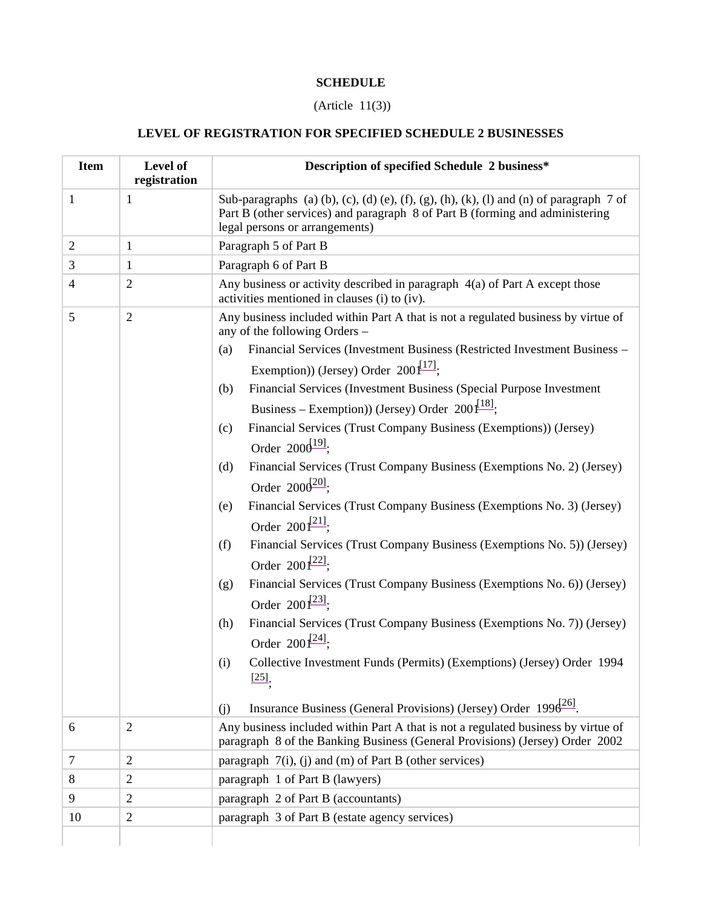**SCHEDULE**

(Article 11(3))

**LEVEL OF REGISTRATION FOR SPECIFIED SCHEDULE 2 BUSINESSES**

| Item | Level of registration | Description of specified Schedule 2 business* |
|---|---|---|
| 1 | 1 | Sub-paragraphs (a) (b), (c), (d) (e), (f), (g), (h), (k), (l) and (n) of paragraph 7 of Part B (other services) and paragraph 8 of Part B (forming and administering legal persons or arrangements) |
| 2 | 1 | Paragraph 5 of Part B |
| 3 | 1 | Paragraph 6 of Part B |
| 4 | 2 | Any business or activity described in paragraph 4(a) of Part A except those activities mentioned in clauses (i) to (iv). |
| 5 | 2 | Any business included within Part A that is not a regulated business by virtue of any of the following Orders – (a) Financial Services (Investment Business (Restricted Investment Business – Exemption)) (Jersey) Order 2001[17]; (b) Financial Services (Investment Business (Special Purpose Investment Business – Exemption)) (Jersey) Order 2001[18]; (c) Financial Services (Trust Company Business (Exemptions)) (Jersey) Order 2000[19]; (d) Financial Services (Trust Company Business (Exemptions No. 2) (Jersey) Order 2000[20]; (e) Financial Services (Trust Company Business (Exemptions No. 3) (Jersey) Order 2001[21]; (f) Financial Services (Trust Company Business (Exemptions No. 5)) (Jersey) Order 2001[22]; (g) Financial Services (Trust Company Business (Exemptions No. 6)) (Jersey) Order 2001[23]; (h) Financial Services (Trust Company Business (Exemptions No. 7)) (Jersey) Order 2001[24]; (i) Collective Investment Funds (Permits) (Exemptions) (Jersey) Order 1994 [25]; (j) Insurance Business (General Provisions) (Jersey) Order 1996[26]. |
| 6 | 2 | Any business included within Part A that is not a regulated business by virtue of paragraph 8 of the Banking Business (General Provisions) (Jersey) Order 2002 |
| 7 | 2 | paragraph 7(i), (j) and (m) of Part B (other services) |
| 8 | 2 | paragraph 1 of Part B (lawyers) |
| 9 | 2 | paragraph 2 of Part B (accountants) |
| 10 | 2 | paragraph 3 of Part B (estate agency services) |
| | | |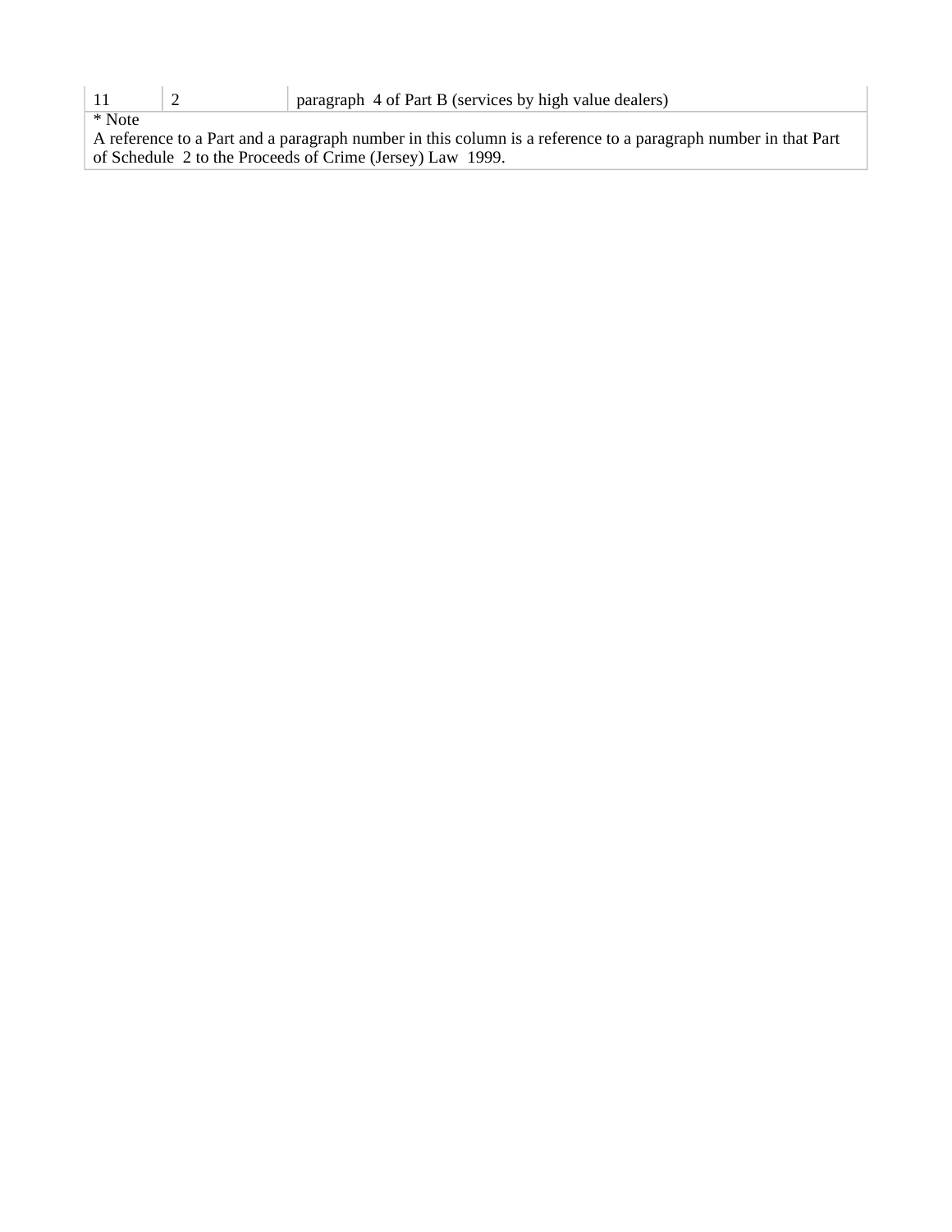| | | |
|---|---|---|
| 11 | 2 | paragraph 4 of Part B (services by high value dealers) |

* Note
A reference to a Part and a paragraph number in this column is a reference to a paragraph number in that Part of Schedule 2 to the Proceeds of Crime (Jersey) Law 1999.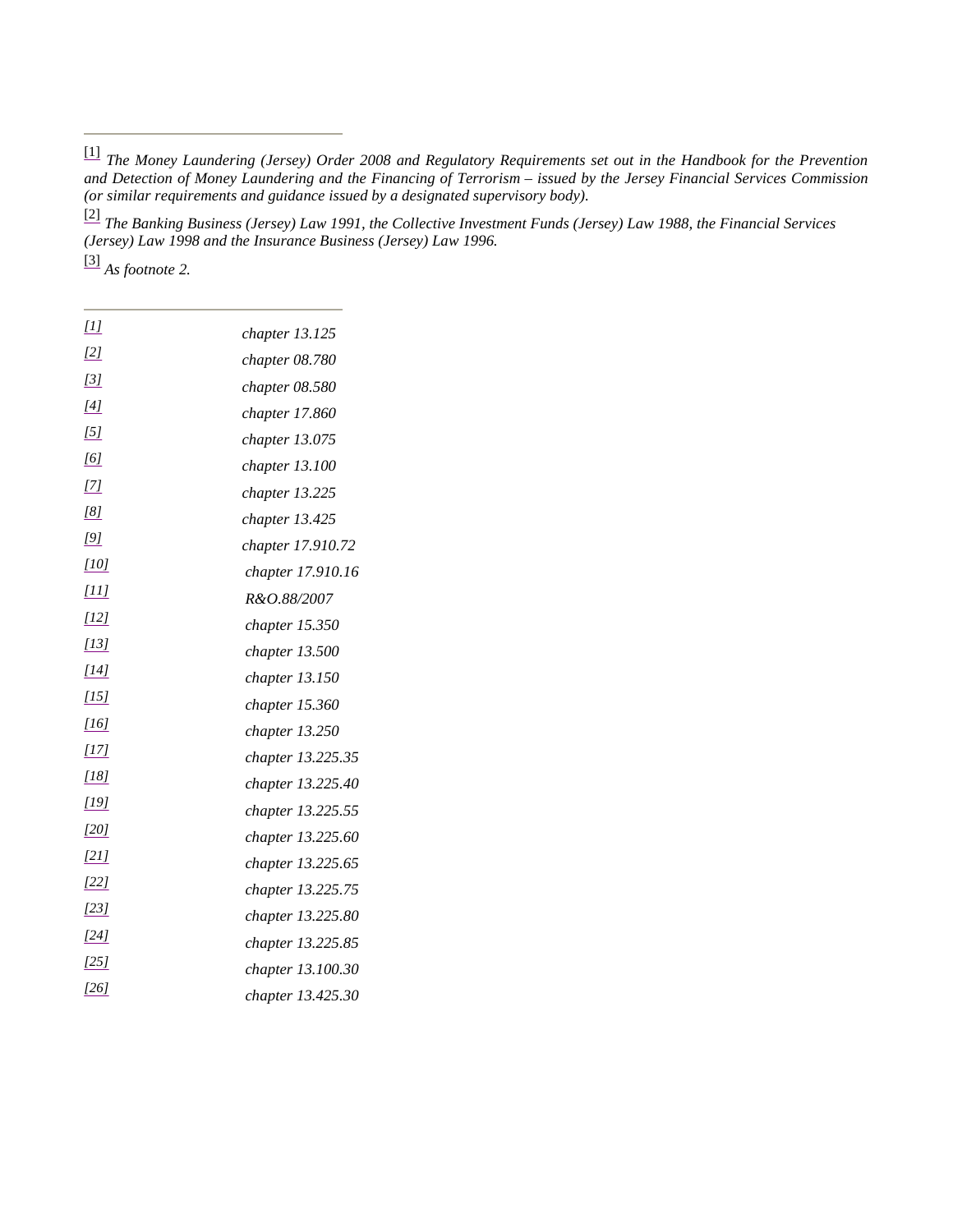[1] *The Money Laundering (Jersey) Order 2008 and Regulatory Requirements set out in the Handbook for the Prevention and Detection of Money Laundering and the Financing of Terrorism – issued by the Jersey Financial Services Commission (or similar requirements and guidance issued by a designated supervisory body).*

[2] *The Banking Business (Jersey) Law 1991, the Collective Investment Funds (Jersey) Law 1988, the Financial Services (Jersey) Law 1998 and the Insurance Business (Jersey) Law 1996.*

[3] *As footnote 2.*

---

| | |
|---|---|
| *[1]* | *chapter 13.125* |
| *[2]* | *chapter 08.780* |
| *[3]* | *chapter 08.580* |
| *[4]* | *chapter 17.860* |
| *[5]* | *chapter 13.075* |
| *[6]* | *chapter 13.100* |
| *[7]* | *chapter 13.225* |
| *[8]* | *chapter 13.425* |
| *[9]* | *chapter 17.910.72* |
| *[10]* | *chapter 17.910.16* |
| *[11]* | *R&O.88/2007* |
| *[12]* | *chapter 15.350* |
| *[13]* | *chapter 13.500* |
| *[14]* | *chapter 13.150* |
| *[15]* | *chapter 15.360* |
| *[16]* | *chapter 13.250* |
| *[17]* | *chapter 13.225.35* |
| *[18]* | *chapter 13.225.40* |
| *[19]* | *chapter 13.225.55* |
| *[20]* | *chapter 13.225.60* |
| *[21]* | *chapter 13.225.65* |
| *[22]* | *chapter 13.225.75* |
| *[23]* | *chapter 13.225.80* |
| *[24]* | *chapter 13.225.85* |
| *[25]* | *chapter 13.100.30* |
| *[26]* | *chapter 13.425.30* |